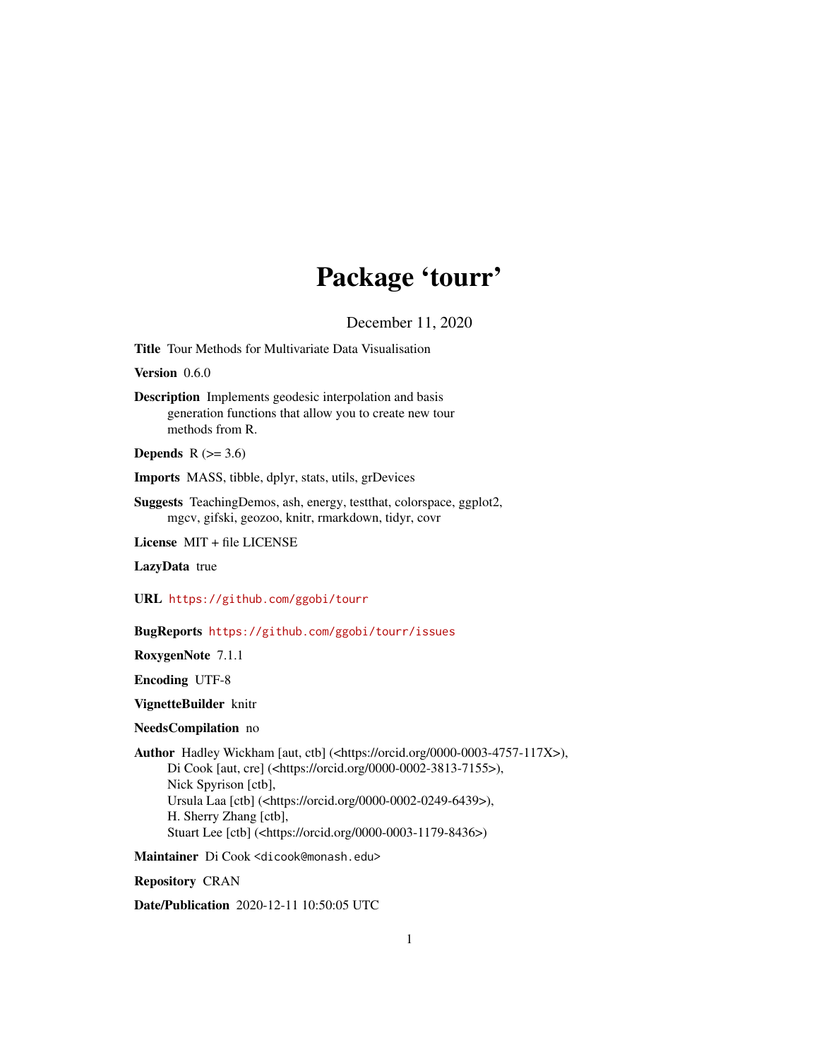# Package 'tourr'

December 11, 2020

**Title** Tour Methods for Multivariate Data Visualisation

**Version** 0.6.0

**Description** Implements geodesic interpolation and basis generation functions that allow you to create new tour methods from R.

**Depends** R (>= 3.6)

**Imports** MASS, tibble, dplyr, stats, utils, grDevices

**Suggests** TeachingDemos, ash, energy, testthat, colorspace, ggplot2, mgcv, gifski, geozoo, knitr, rmarkdown, tidyr, covr

**License** MIT + file LICENSE

**LazyData** true

**URL** https://github.com/ggobi/tourr

**BugReports** https://github.com/ggobi/tourr/issues

**RoxygenNote** 7.1.1

**Encoding** UTF-8

**VignetteBuilder** knitr

**NeedsCompilation** no

**Author** Hadley Wickham [aut, ctb] (<https://orcid.org/0000-0003-4757-117X>), Di Cook [aut, cre] (<https://orcid.org/0000-0002-3813-7155>), Nick Spyrison [ctb], Ursula Laa [ctb] (<https://orcid.org/0000-0002-0249-6439>), H. Sherry Zhang [ctb], Stuart Lee [ctb] (<https://orcid.org/0000-0003-1179-8436>)

**Maintainer** Di Cook <dicook@monash.edu>

**Repository** CRAN

**Date/Publication** 2020-12-11 10:50:05 UTC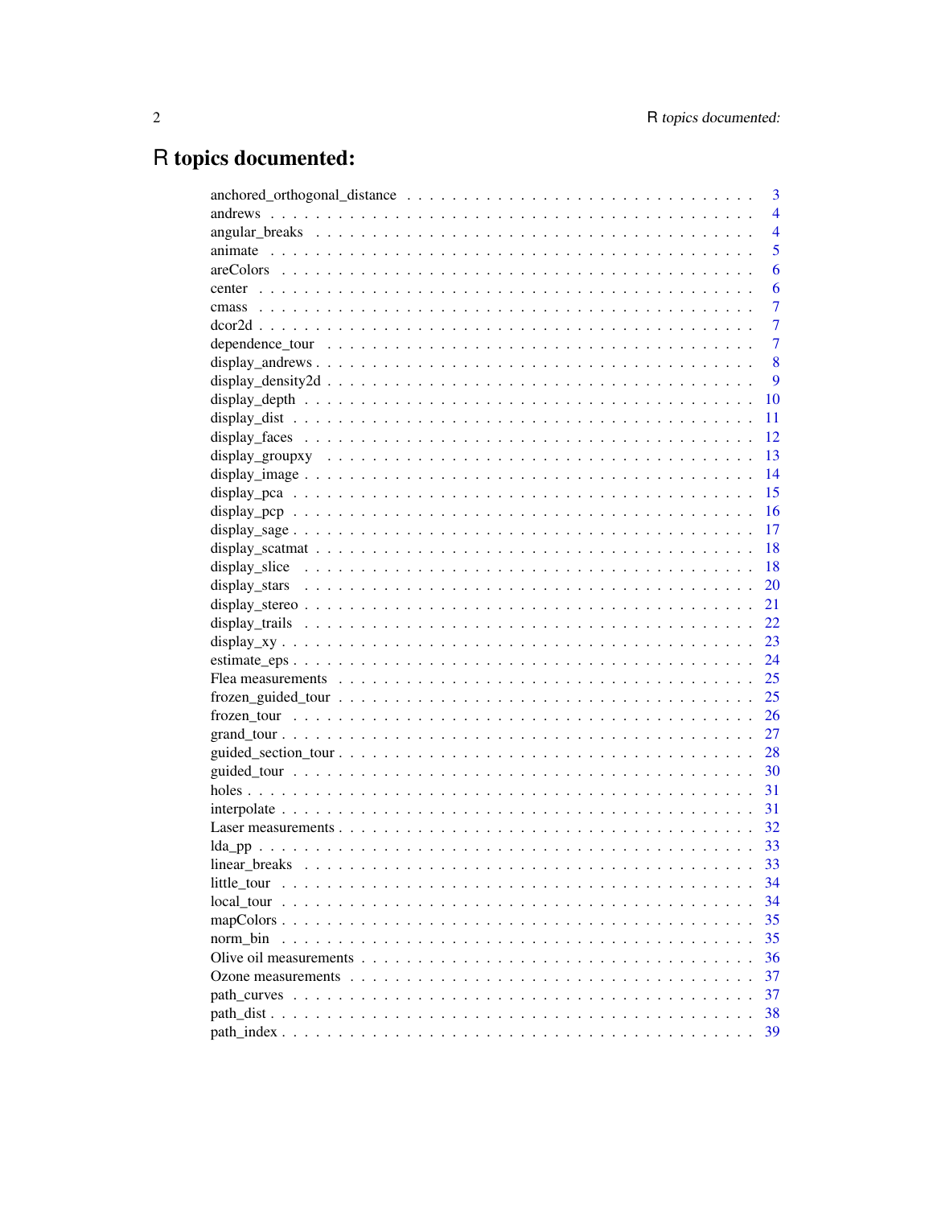# R topics documented:

| | |
|---|---|
| anchored_orthogonal_distance | 3 |
| andrews | 4 |
| angular_breaks | 4 |
| animate | 5 |
| areColors | 6 |
| center | 6 |
| cmass | 7 |
| dcor2d | 7 |
| dependence_tour | 7 |
| display_andrews | 8 |
| display_density2d | 9 |
| display_depth | 10 |
| display_dist | 11 |
| display_faces | 12 |
| display_groupxy | 13 |
| display_image | 14 |
| display_pca | 15 |
| display_pcp | 16 |
| display_sage | 17 |
| display_scatmat | 18 |
| display_slice | 18 |
| display_stars | 20 |
| display_stereo | 21 |
| display_trails | 22 |
| display_xy | 23 |
| estimate_eps | 24 |
| Flea measurements | 25 |
| frozen_guided_tour | 25 |
| frozen_tour | 26 |
| grand_tour | 27 |
| guided_section_tour | 28 |
| guided_tour | 30 |
| holes | 31 |
| interpolate | 31 |
| Laser measurements | 32 |
| lda_pp | 33 |
| linear_breaks | 33 |
| little_tour | 34 |
| local_tour | 34 |
| mapColors | 35 |
| norm_bin | 35 |
| Olive oil measurements | 36 |
| Ozone measurements | 37 |
| path_curves | 37 |
| path_dist | 38 |
| path_index | 39 |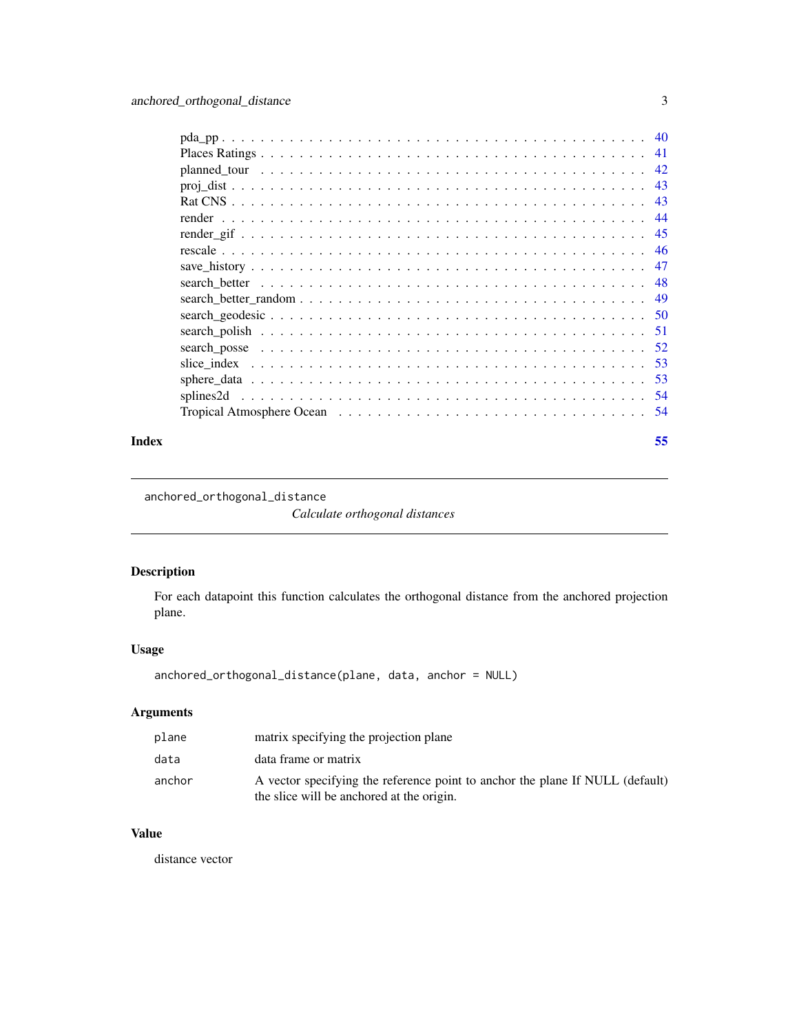pda_pp . . . . . . . . . . . . . . . . . . . . . . . . . . . . . . . . . . . . . . . . 40
Places Ratings . . . . . . . . . . . . . . . . . . . . . . . . . . . . . . . . . . . . . 41
planned_tour . . . . . . . . . . . . . . . . . . . . . . . . . . . . . . . . . . . . . . 42
proj_dist . . . . . . . . . . . . . . . . . . . . . . . . . . . . . . . . . . . . . . . . 43
Rat CNS . . . . . . . . . . . . . . . . . . . . . . . . . . . . . . . . . . . . . . . . 43
render . . . . . . . . . . . . . . . . . . . . . . . . . . . . . . . . . . . . . . . . . 44
render_gif . . . . . . . . . . . . . . . . . . . . . . . . . . . . . . . . . . . . . . . 45
rescale . . . . . . . . . . . . . . . . . . . . . . . . . . . . . . . . . . . . . . . . . 46
save_history . . . . . . . . . . . . . . . . . . . . . . . . . . . . . . . . . . . . . . 47
search_better . . . . . . . . . . . . . . . . . . . . . . . . . . . . . . . . . . . . . 48
search_better_random . . . . . . . . . . . . . . . . . . . . . . . . . . . . . . . . . 49
search_geodesic . . . . . . . . . . . . . . . . . . . . . . . . . . . . . . . . . . . . 50
search_polish . . . . . . . . . . . . . . . . . . . . . . . . . . . . . . . . . . . . . 51
search_posse . . . . . . . . . . . . . . . . . . . . . . . . . . . . . . . . . . . . . . 52
slice_index . . . . . . . . . . . . . . . . . . . . . . . . . . . . . . . . . . . . . . . 53
sphere_data . . . . . . . . . . . . . . . . . . . . . . . . . . . . . . . . . . . . . . . 53
splines2d . . . . . . . . . . . . . . . . . . . . . . . . . . . . . . . . . . . . . . . . 54
Tropical Atmosphere Ocean . . . . . . . . . . . . . . . . . . . . . . . . . . . . . . 54

**Index** **55**

---

`anchored_orthogonal_distance`

*Calculate orthogonal distances*

---

## Description

For each datapoint this function calculates the orthogonal distance from the anchored projection plane.

## Usage

```
anchored_orthogonal_distance(plane, data, anchor = NULL)
```

## Arguments

| | |
|---|---|
| `plane` | matrix specifying the projection plane |
| `data` | data frame or matrix |
| `anchor` | A vector specifying the reference point to anchor the plane If NULL (default) the slice will be anchored at the origin. |

## Value

distance vector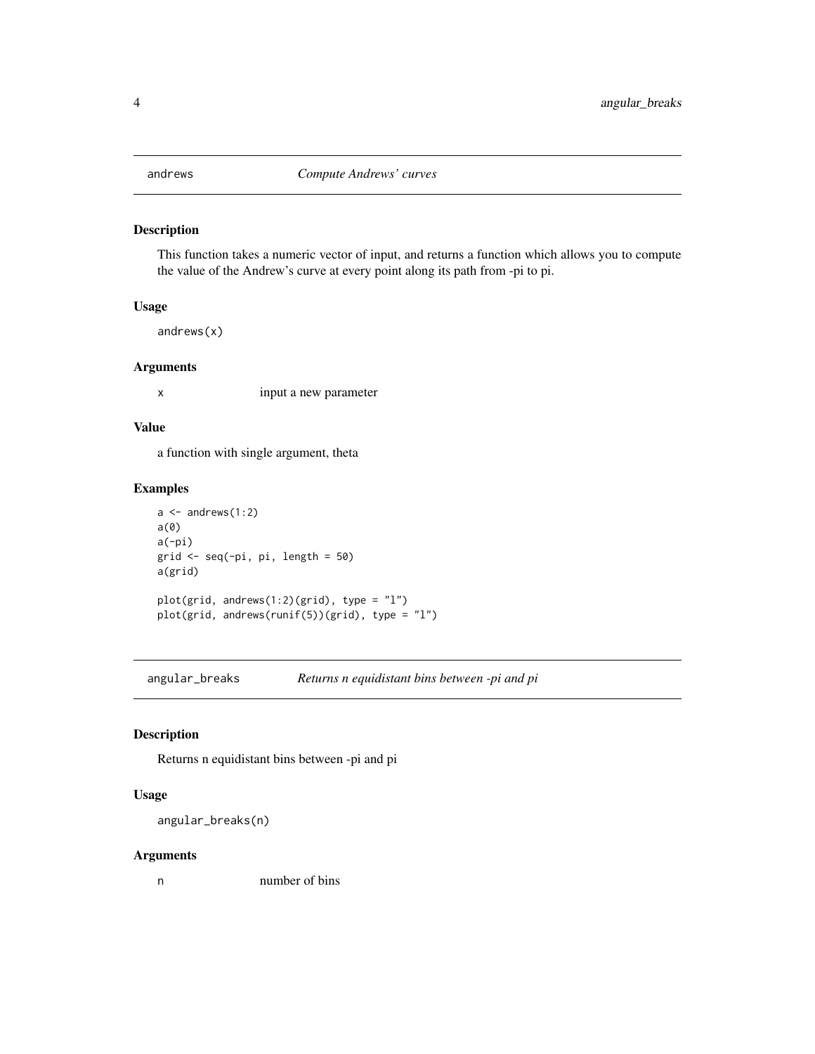## andrews    *Compute Andrews' curves*

### Description

This function takes a numeric vector of input, and returns a function which allows you to compute the value of the Andrew's curve at every point along its path from -pi to pi.

### Usage

```
andrews(x)
```

### Arguments

| | |
|---|---|
| x | input a new parameter |

### Value

a function with single argument, theta

### Examples

```
a <- andrews(1:2)
a(0)
a(-pi)
grid <- seq(-pi, pi, length = 50)
a(grid)

plot(grid, andrews(1:2)(grid), type = "l")
plot(grid, andrews(runif(5))(grid), type = "l")
```

## angular_breaks    *Returns n equidistant bins between -pi and pi*

### Description

Returns n equidistant bins between -pi and pi

### Usage

```
angular_breaks(n)
```

### Arguments

| | |
|---|---|
| n | number of bins |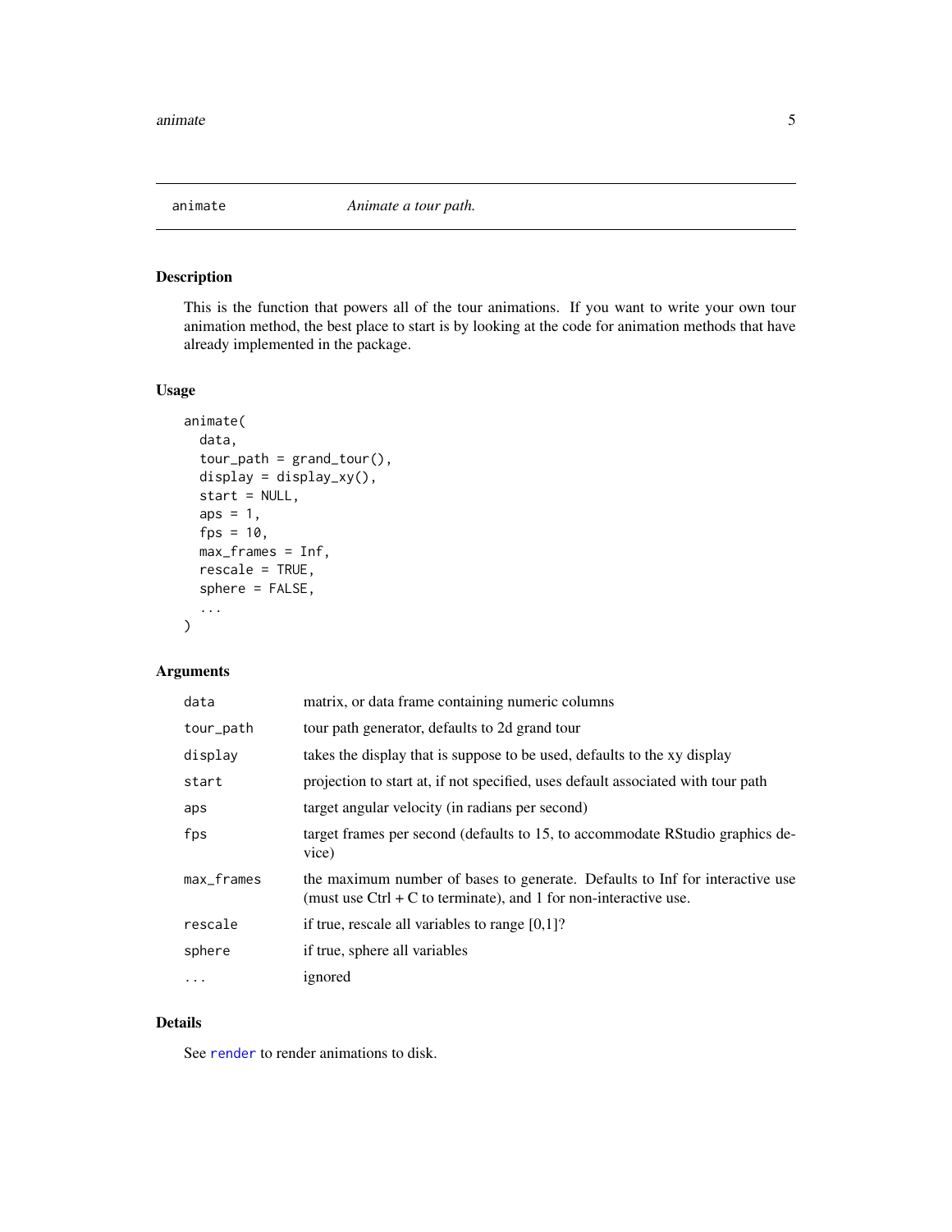## animate — *Animate a tour path.*

### Description

This is the function that powers all of the tour animations. If you want to write your own tour animation method, the best place to start is by looking at the code for animation methods that have already implemented in the package.

### Usage

```
animate(
  data,
  tour_path = grand_tour(),
  display = display_xy(),
  start = NULL,
  aps = 1,
  fps = 10,
  max_frames = Inf,
  rescale = TRUE,
  sphere = FALSE,
  ...
)
```

### Arguments

| | |
|---|---|
| `data` | matrix, or data frame containing numeric columns |
| `tour_path` | tour path generator, defaults to 2d grand tour |
| `display` | takes the display that is suppose to be used, defaults to the xy display |
| `start` | projection to start at, if not specified, uses default associated with tour path |
| `aps` | target angular velocity (in radians per second) |
| `fps` | target frames per second (defaults to 15, to accommodate RStudio graphics device) |
| `max_frames` | the maximum number of bases to generate. Defaults to Inf for interactive use (must use Ctrl + C to terminate), and 1 for non-interactive use. |
| `rescale` | if true, rescale all variables to range [0,1]? |
| `sphere` | if true, sphere all variables |
| `...` | ignored |

### Details

See `render` to render animations to disk.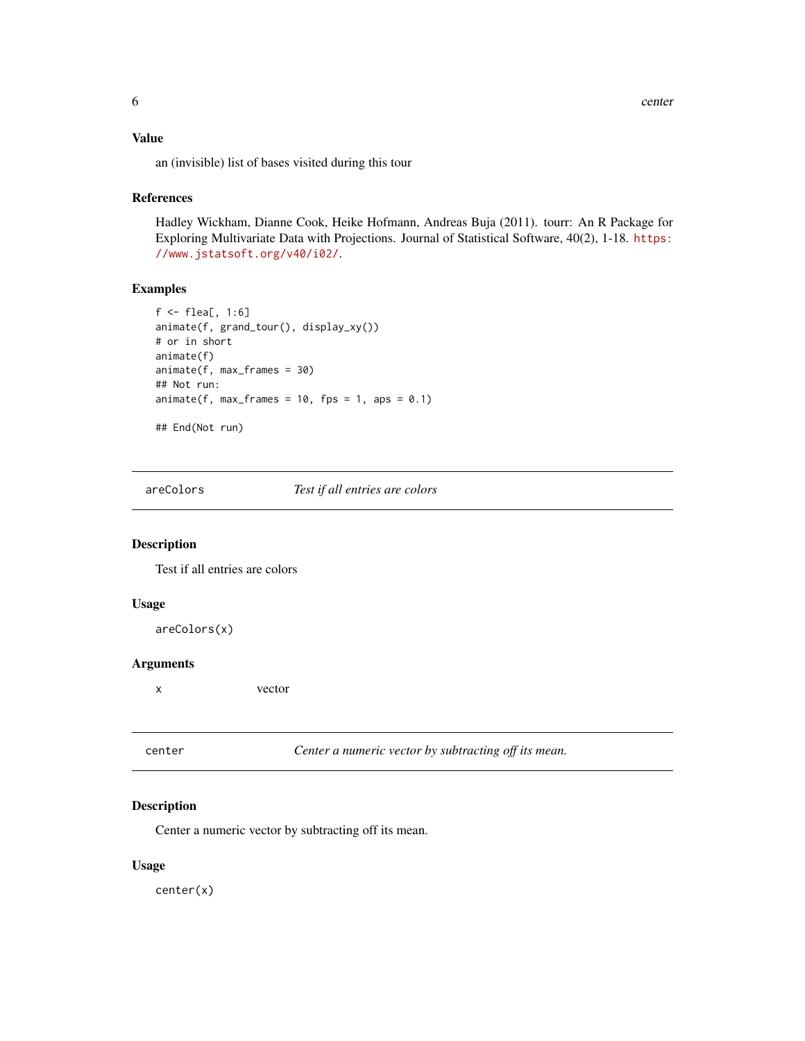### Value

an (invisible) list of bases visited during this tour

### References

Hadley Wickham, Dianne Cook, Heike Hofmann, Andreas Buja (2011). tourr: An R Package for Exploring Multivariate Data with Projections. Journal of Statistical Software, 40(2), 1-18. https://www.jstatsoft.org/v40/i02/.

### Examples

```
f <- flea[, 1:6]
animate(f, grand_tour(), display_xy())
# or in short
animate(f)
animate(f, max_frames = 30)
## Not run:
animate(f, max_frames = 10, fps = 1, aps = 0.1)

## End(Not run)
```

---

## areColors — *Test if all entries are colors*

### Description

Test if all entries are colors

### Usage

```
areColors(x)
```

### Arguments

| | |
|---|---|
| `x` | vector |

---

## center — *Center a numeric vector by subtracting off its mean.*

### Description

Center a numeric vector by subtracting off its mean.

### Usage

```
center(x)
```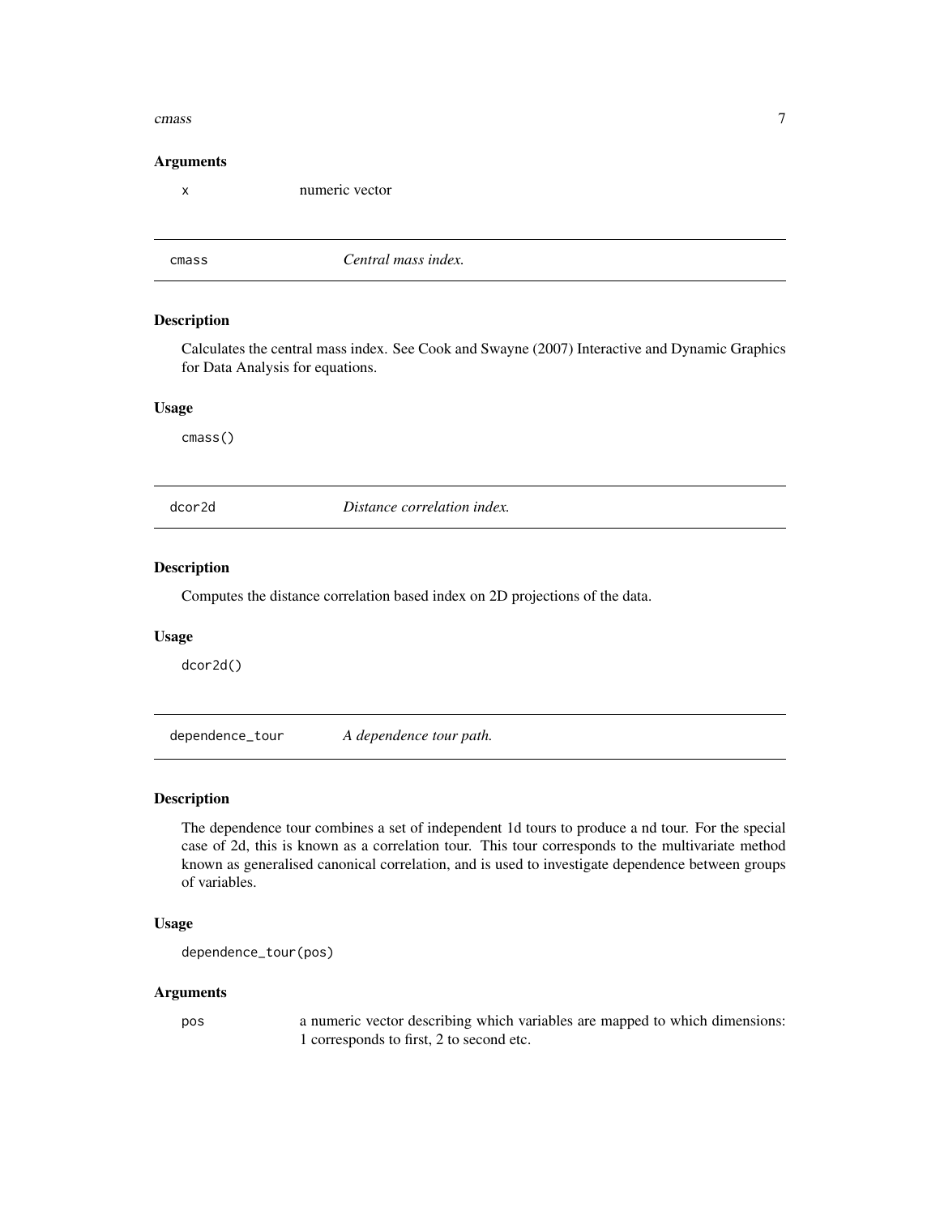### Arguments

x numeric vector

---

## cmass *Central mass index.*

### Description

Calculates the central mass index. See Cook and Swayne (2007) Interactive and Dynamic Graphics for Data Analysis for equations.

### Usage

```
cmass()
```

---

## dcor2d *Distance correlation index.*

### Description

Computes the distance correlation based index on 2D projections of the data.

### Usage

```
dcor2d()
```

---

## dependence_tour *A dependence tour path.*

### Description

The dependence tour combines a set of independent 1d tours to produce a nd tour. For the special case of 2d, this is known as a correlation tour. This tour corresponds to the multivariate method known as generalised canonical correlation, and is used to investigate dependence between groups of variables.

### Usage

```
dependence_tour(pos)
```

### Arguments

pos a numeric vector describing which variables are mapped to which dimensions: 1 corresponds to first, 2 to second etc.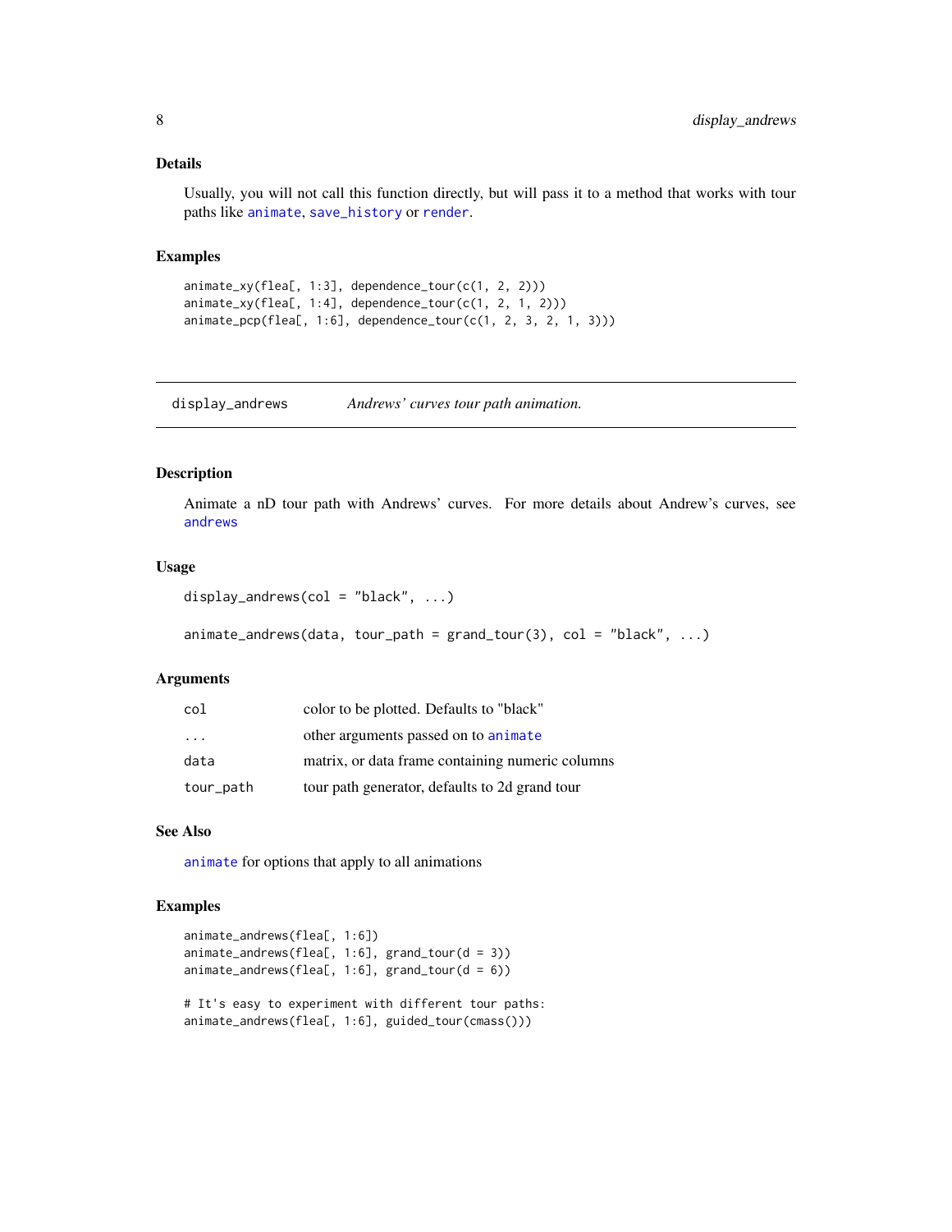### Details

Usually, you will not call this function directly, but will pass it to a method that works with tour paths like animate, save_history or render.

### Examples

```
animate_xy(flea[, 1:3], dependence_tour(c(1, 2, 2)))
animate_xy(flea[, 1:4], dependence_tour(c(1, 2, 1, 2)))
animate_pcp(flea[, 1:6], dependence_tour(c(1, 2, 3, 2, 1, 3)))
```

---

## display_andrews — *Andrews' curves tour path animation.*

### Description

Animate a nD tour path with Andrews' curves. For more details about Andrew's curves, see andrews

### Usage

```
display_andrews(col = "black", ...)

animate_andrews(data, tour_path = grand_tour(3), col = "black", ...)
```

### Arguments

| | |
|---|---|
| col | color to be plotted. Defaults to "black" |
| ... | other arguments passed on to animate |
| data | matrix, or data frame containing numeric columns |
| tour_path | tour path generator, defaults to 2d grand tour |

### See Also

animate for options that apply to all animations

### Examples

```
animate_andrews(flea[, 1:6])
animate_andrews(flea[, 1:6], grand_tour(d = 3))
animate_andrews(flea[, 1:6], grand_tour(d = 6))

# It's easy to experiment with different tour paths:
animate_andrews(flea[, 1:6], guided_tour(cmass()))
```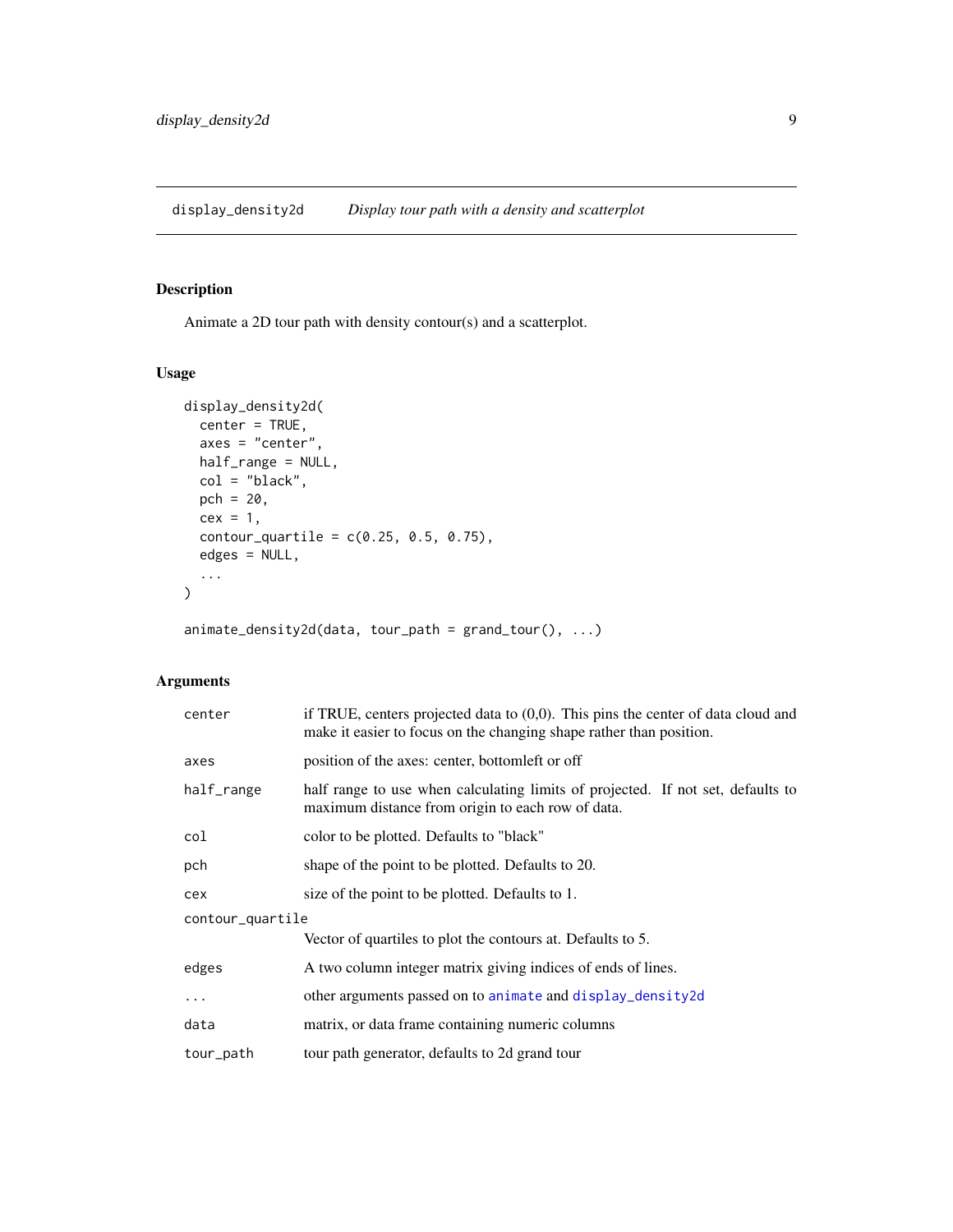## display_density2d — *Display tour path with a density and scatterplot*

### Description

Animate a 2D tour path with density contour(s) and a scatterplot.

### Usage

```
display_density2d(
  center = TRUE,
  axes = "center",
  half_range = NULL,
  col = "black",
  pch = 20,
  cex = 1,
  contour_quartile = c(0.25, 0.5, 0.75),
  edges = NULL,
  ...
)

animate_density2d(data, tour_path = grand_tour(), ...)
```

### Arguments

| Argument | Description |
|---|---|
| `center` | if TRUE, centers projected data to (0,0). This pins the center of data cloud and make it easier to focus on the changing shape rather than position. |
| `axes` | position of the axes: center, bottomleft or off |
| `half_range` | half range to use when calculating limits of projected. If not set, defaults to maximum distance from origin to each row of data. |
| `col` | color to be plotted. Defaults to "black" |
| `pch` | shape of the point to be plotted. Defaults to 20. |
| `cex` | size of the point to be plotted. Defaults to 1. |
| `contour_quartile` | Vector of quartiles to plot the contours at. Defaults to 5. |
| `edges` | A two column integer matrix giving indices of ends of lines. |
| `...` | other arguments passed on to `animate` and `display_density2d` |
| `data` | matrix, or data frame containing numeric columns |
| `tour_path` | tour path generator, defaults to 2d grand tour |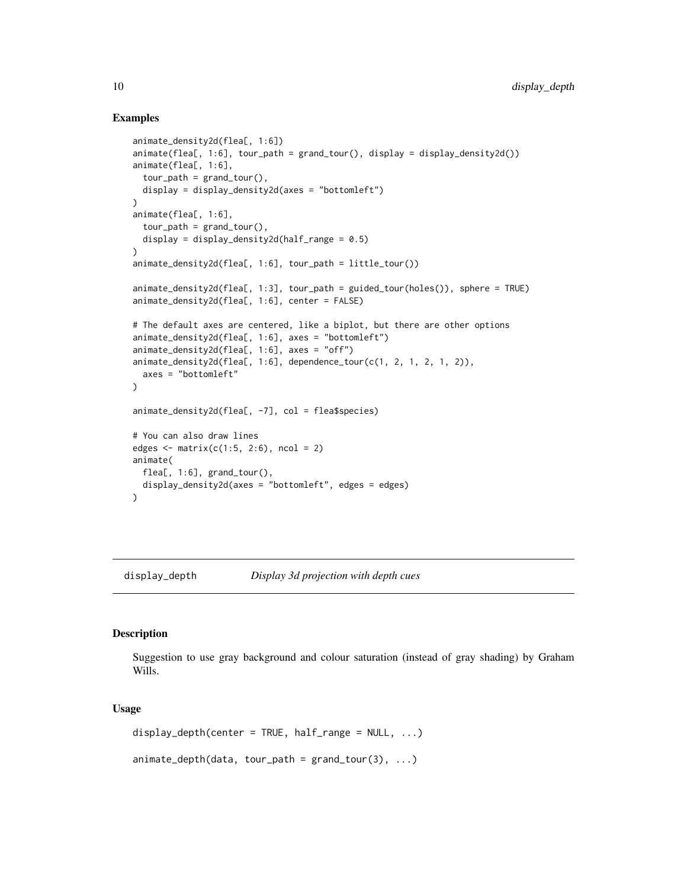### Examples

```
animate_density2d(flea[, 1:6])
animate(flea[, 1:6], tour_path = grand_tour(), display = display_density2d())
animate(flea[, 1:6],
  tour_path = grand_tour(),
  display = display_density2d(axes = "bottomleft")
)
animate(flea[, 1:6],
  tour_path = grand_tour(),
  display = display_density2d(half_range = 0.5)
)
animate_density2d(flea[, 1:6], tour_path = little_tour())

animate_density2d(flea[, 1:3], tour_path = guided_tour(holes()), sphere = TRUE)
animate_density2d(flea[, 1:6], center = FALSE)

# The default axes are centered, like a biplot, but there are other options
animate_density2d(flea[, 1:6], axes = "bottomleft")
animate_density2d(flea[, 1:6], axes = "off")
animate_density2d(flea[, 1:6], dependence_tour(c(1, 2, 1, 2, 1, 2)),
  axes = "bottomleft"
)

animate_density2d(flea[, -7], col = flea$species)

# You can also draw lines
edges <- matrix(c(1:5, 2:6), ncol = 2)
animate(
  flea[, 1:6], grand_tour(),
  display_density2d(axes = "bottomleft", edges = edges)
)
```

---

## display_depth — *Display 3d projection with depth cues*

### Description

Suggestion to use gray background and colour saturation (instead of gray shading) by Graham Wills.

### Usage

```
display_depth(center = TRUE, half_range = NULL, ...)

animate_depth(data, tour_path = grand_tour(3), ...)
```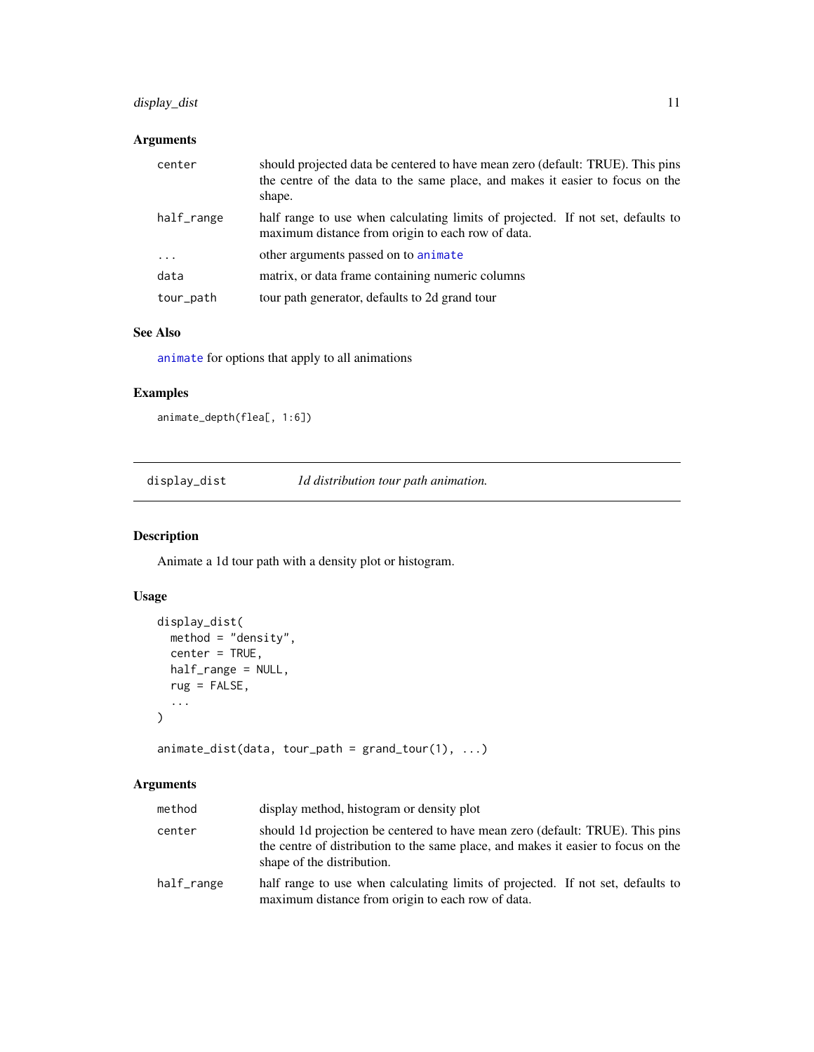### Arguments

| | |
|---|---|
| center | should projected data be centered to have mean zero (default: TRUE). This pins the centre of the data to the same place, and makes it easier to focus on the shape. |
| half_range | half range to use when calculating limits of projected. If not set, defaults to maximum distance from origin to each row of data. |
| ... | other arguments passed on to animate |
| data | matrix, or data frame containing numeric columns |
| tour_path | tour path generator, defaults to 2d grand tour |

### See Also

animate for options that apply to all animations

### Examples

```
animate_depth(flea[, 1:6])
```

---

## display_dist — *1d distribution tour path animation.*

---

### Description

Animate a 1d tour path with a density plot or histogram.

### Usage

```
display_dist(
  method = "density",
  center = TRUE,
  half_range = NULL,
  rug = FALSE,
  ...
)

animate_dist(data, tour_path = grand_tour(1), ...)
```

### Arguments

| | |
|---|---|
| method | display method, histogram or density plot |
| center | should 1d projection be centered to have mean zero (default: TRUE). This pins the centre of distribution to the same place, and makes it easier to focus on the shape of the distribution. |
| half_range | half range to use when calculating limits of projected. If not set, defaults to maximum distance from origin to each row of data. |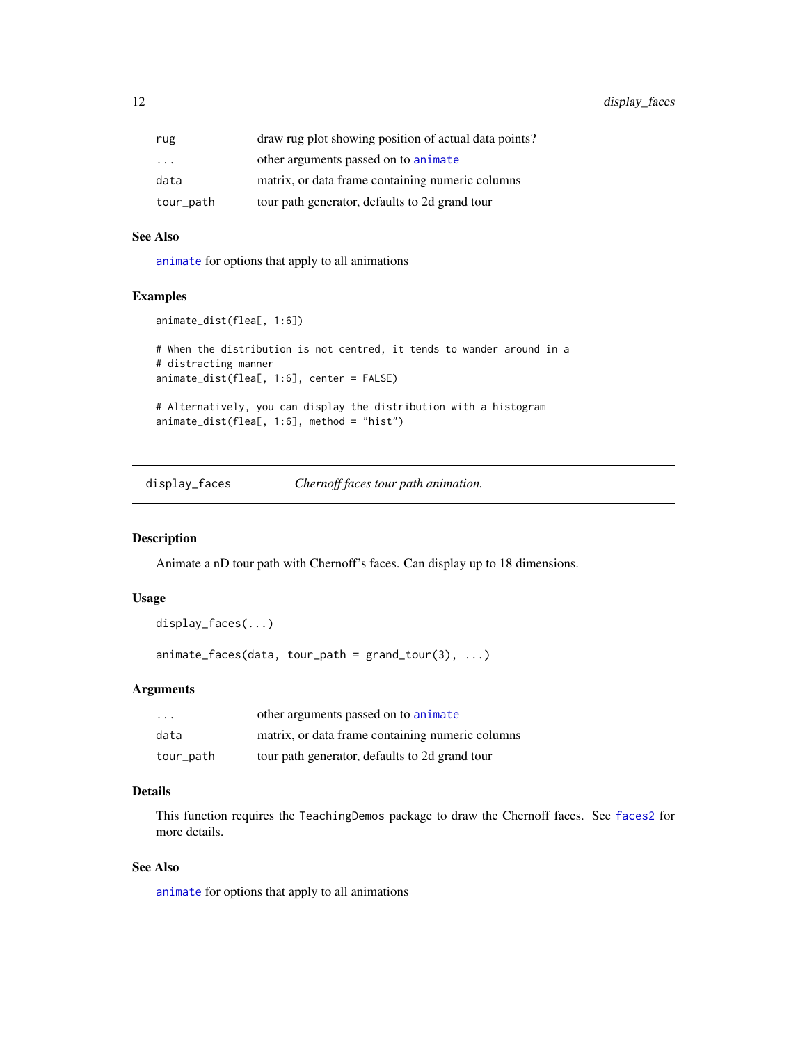| | |
|---|---|
| rug | draw rug plot showing position of actual data points? |
| ... | other arguments passed on to animate |
| data | matrix, or data frame containing numeric columns |
| tour_path | tour path generator, defaults to 2d grand tour |

### See Also

animate for options that apply to all animations

### Examples

```
animate_dist(flea[, 1:6])

# When the distribution is not centred, it tends to wander around in a
# distracting manner
animate_dist(flea[, 1:6], center = FALSE)

# Alternatively, you can display the distribution with a histogram
animate_dist(flea[, 1:6], method = "hist")
```

## display_faces &nbsp;&nbsp;&nbsp; *Chernoff faces tour path animation.*

### Description

Animate a nD tour path with Chernoff's faces. Can display up to 18 dimensions.

### Usage

```
display_faces(...)

animate_faces(data, tour_path = grand_tour(3), ...)
```

### Arguments

| | |
|---|---|
| ... | other arguments passed on to animate |
| data | matrix, or data frame containing numeric columns |
| tour_path | tour path generator, defaults to 2d grand tour |

### Details

This function requires the TeachingDemos package to draw the Chernoff faces. See faces2 for more details.

### See Also

animate for options that apply to all animations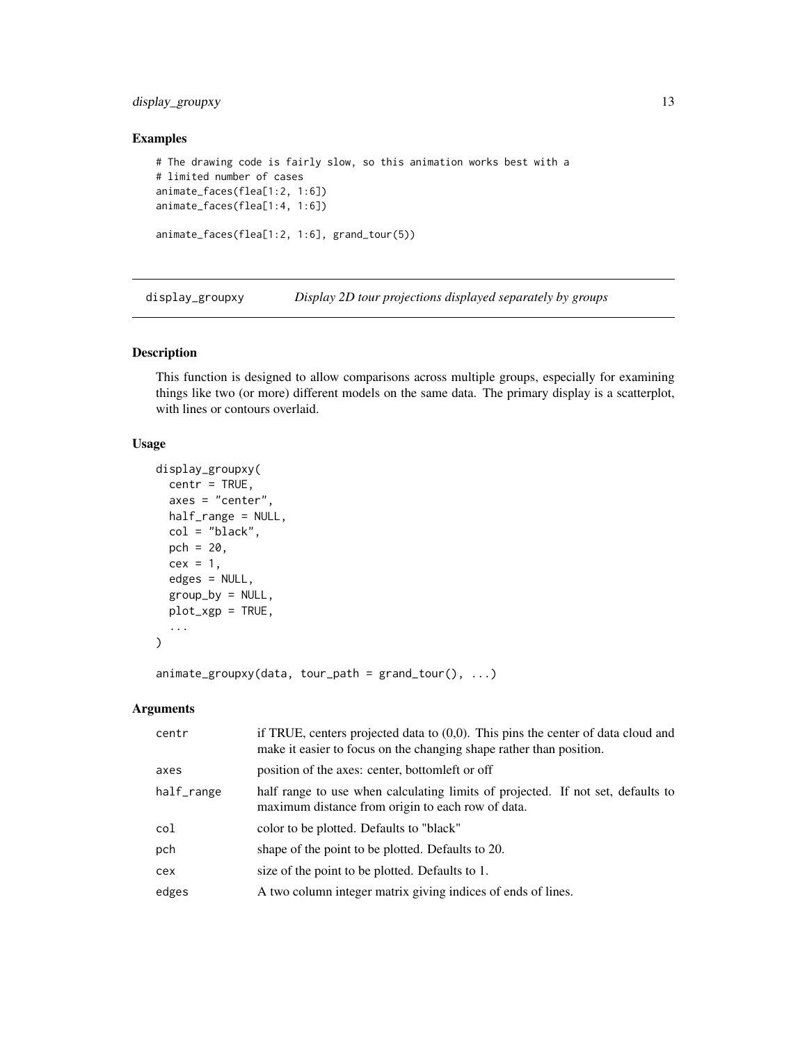### Examples

```
# The drawing code is fairly slow, so this animation works best with a
# limited number of cases
animate_faces(flea[1:2, 1:6])
animate_faces(flea[1:4, 1:6])

animate_faces(flea[1:2, 1:6], grand_tour(5))
```

---

## display_groupxy — *Display 2D tour projections displayed separately by groups*

### Description

This function is designed to allow comparisons across multiple groups, especially for examining things like two (or more) different models on the same data. The primary display is a scatterplot, with lines or contours overlaid.

### Usage

```
display_groupxy(
  centr = TRUE,
  axes = "center",
  half_range = NULL,
  col = "black",
  pch = 20,
  cex = 1,
  edges = NULL,
  group_by = NULL,
  plot_xgp = TRUE,
  ...
)

animate_groupxy(data, tour_path = grand_tour(), ...)
```

### Arguments

| | |
|---|---|
| `centr` | if TRUE, centers projected data to (0,0). This pins the center of data cloud and make it easier to focus on the changing shape rather than position. |
| `axes` | position of the axes: center, bottomleft or off |
| `half_range` | half range to use when calculating limits of projected. If not set, defaults to maximum distance from origin to each row of data. |
| `col` | color to be plotted. Defaults to "black" |
| `pch` | shape of the point to be plotted. Defaults to 20. |
| `cex` | size of the point to be plotted. Defaults to 1. |
| `edges` | A two column integer matrix giving indices of ends of lines. |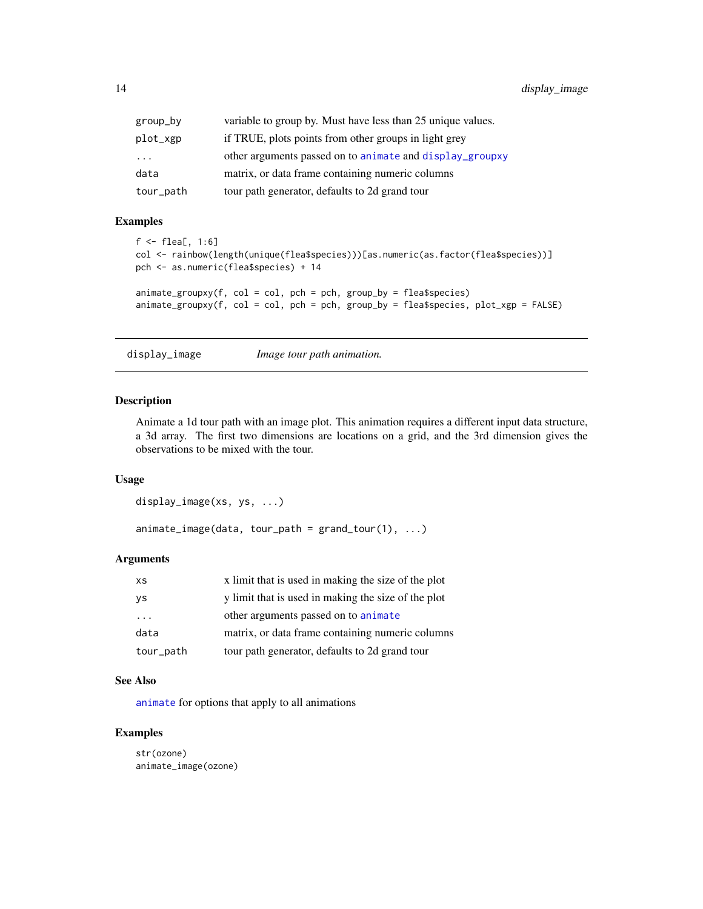| | |
|---|---|
| group_by | variable to group by. Must have less than 25 unique values. |
| plot_xgp | if TRUE, plots points from other groups in light grey |
| ... | other arguments passed on to animate and display_groupxy |
| data | matrix, or data frame containing numeric columns |
| tour_path | tour path generator, defaults to 2d grand tour |

### Examples

```
f <- flea[, 1:6]
col <- rainbow(length(unique(flea$species)))[as.numeric(as.factor(flea$species))]
pch <- as.numeric(flea$species) + 14

animate_groupxy(f, col = col, pch = pch, group_by = flea$species)
animate_groupxy(f, col = col, pch = pch, group_by = flea$species, plot_xgp = FALSE)
```

---

## display_image    *Image tour path animation.*

---

### Description

Animate a 1d tour path with an image plot. This animation requires a different input data structure, a 3d array. The first two dimensions are locations on a grid, and the 3rd dimension gives the observations to be mixed with the tour.

### Usage

```
display_image(xs, ys, ...)

animate_image(data, tour_path = grand_tour(1), ...)
```

### Arguments

| | |
|---|---|
| xs | x limit that is used in making the size of the plot |
| ys | y limit that is used in making the size of the plot |
| ... | other arguments passed on to animate |
| data | matrix, or data frame containing numeric columns |
| tour_path | tour path generator, defaults to 2d grand tour |

### See Also

animate for options that apply to all animations

### Examples

```
str(ozone)
animate_image(ozone)
```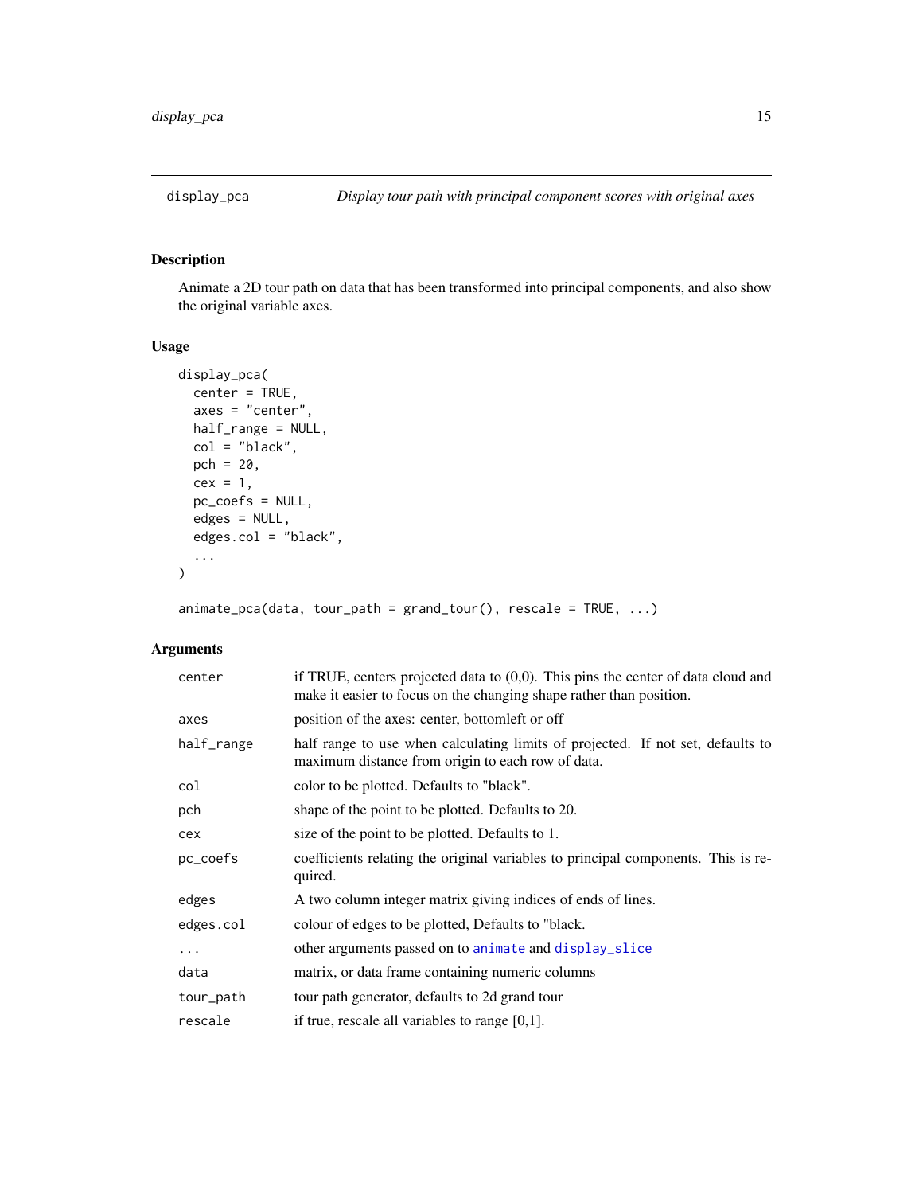## display_pca — *Display tour path with principal component scores with original axes*

### Description

Animate a 2D tour path on data that has been transformed into principal components, and also show the original variable axes.

### Usage

```
display_pca(
  center = TRUE,
  axes = "center",
  half_range = NULL,
  col = "black",
  pch = 20,
  cex = 1,
  pc_coefs = NULL,
  edges = NULL,
  edges.col = "black",
  ...
)

animate_pca(data, tour_path = grand_tour(), rescale = TRUE, ...)
```

### Arguments

| Argument | Description |
|---|---|
| `center` | if TRUE, centers projected data to (0,0). This pins the center of data cloud and make it easier to focus on the changing shape rather than position. |
| `axes` | position of the axes: center, bottomleft or off |
| `half_range` | half range to use when calculating limits of projected. If not set, defaults to maximum distance from origin to each row of data. |
| `col` | color to be plotted. Defaults to "black". |
| `pch` | shape of the point to be plotted. Defaults to 20. |
| `cex` | size of the point to be plotted. Defaults to 1. |
| `pc_coefs` | coefficients relating the original variables to principal components. This is required. |
| `edges` | A two column integer matrix giving indices of ends of lines. |
| `edges.col` | colour of edges to be plotted, Defaults to "black. |
| `...` | other arguments passed on to `animate` and `display_slice` |
| `data` | matrix, or data frame containing numeric columns |
| `tour_path` | tour path generator, defaults to 2d grand tour |
| `rescale` | if true, rescale all variables to range [0,1]. |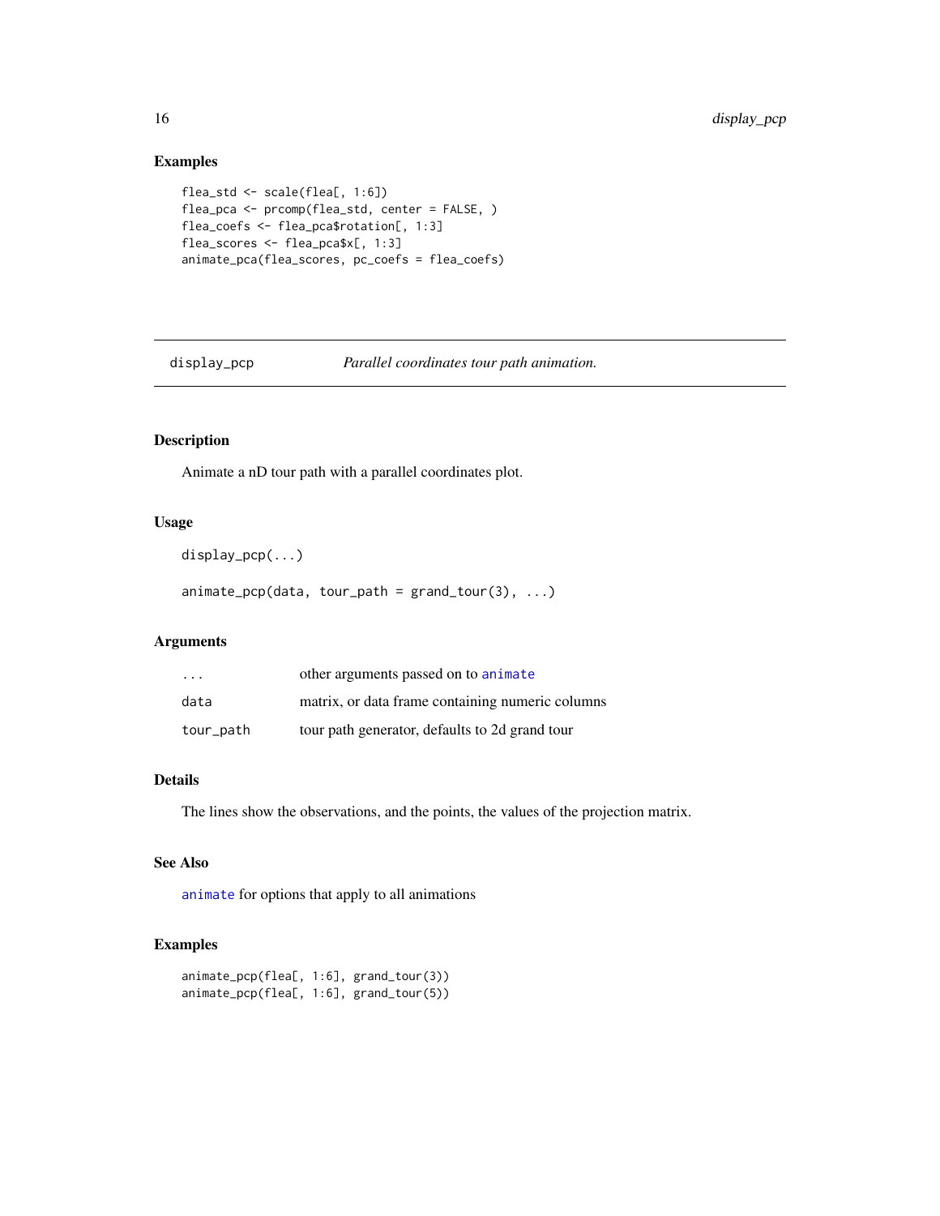## Examples

```
flea_std <- scale(flea[, 1:6])
flea_pca <- prcomp(flea_std, center = FALSE, )
flea_coefs <- flea_pca$rotation[, 1:3]
flea_scores <- flea_pca$x[, 1:3]
animate_pca(flea_scores, pc_coefs = flea_coefs)
```

---

# display_pcp — *Parallel coordinates tour path animation.*

---

## Description

Animate a nD tour path with a parallel coordinates plot.

## Usage

```
display_pcp(...)

animate_pcp(data, tour_path = grand_tour(3), ...)
```

## Arguments

| | |
|---|---|
| `...` | other arguments passed on to `animate` |
| `data` | matrix, or data frame containing numeric columns |
| `tour_path` | tour path generator, defaults to 2d grand tour |

## Details

The lines show the observations, and the points, the values of the projection matrix.

## See Also

`animate` for options that apply to all animations

## Examples

```
animate_pcp(flea[, 1:6], grand_tour(3))
animate_pcp(flea[, 1:6], grand_tour(5))
```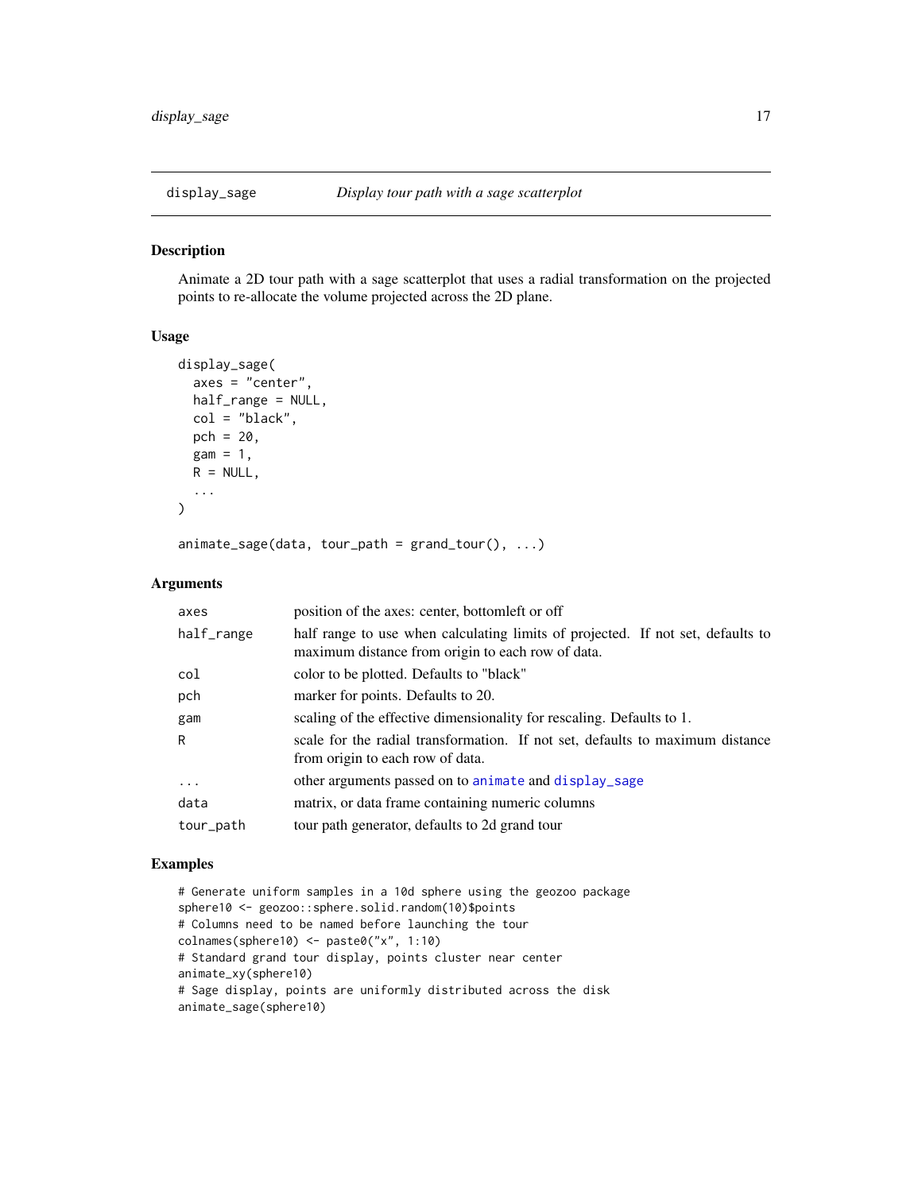## display_sage — *Display tour path with a sage scatterplot*

### Description

Animate a 2D tour path with a sage scatterplot that uses a radial transformation on the projected points to re-allocate the volume projected across the 2D plane.

### Usage

```
display_sage(
  axes = "center",
  half_range = NULL,
  col = "black",
  pch = 20,
  gam = 1,
  R = NULL,
  ...
)

animate_sage(data, tour_path = grand_tour(), ...)
```

### Arguments

| Argument | Description |
|---|---|
| `axes` | position of the axes: center, bottomleft or off |
| `half_range` | half range to use when calculating limits of projected. If not set, defaults to maximum distance from origin to each row of data. |
| `col` | color to be plotted. Defaults to "black" |
| `pch` | marker for points. Defaults to 20. |
| `gam` | scaling of the effective dimensionality for rescaling. Defaults to 1. |
| `R` | scale for the radial transformation. If not set, defaults to maximum distance from origin to each row of data. |
| `...` | other arguments passed on to `animate` and `display_sage` |
| `data` | matrix, or data frame containing numeric columns |
| `tour_path` | tour path generator, defaults to 2d grand tour |

### Examples

```
# Generate uniform samples in a 10d sphere using the geozoo package
sphere10 <- geozoo::sphere.solid.random(10)$points
# Columns need to be named before launching the tour
colnames(sphere10) <- paste0("x", 1:10)
# Standard grand tour display, points cluster near center
animate_xy(sphere10)
# Sage display, points are uniformly distributed across the disk
animate_sage(sphere10)
```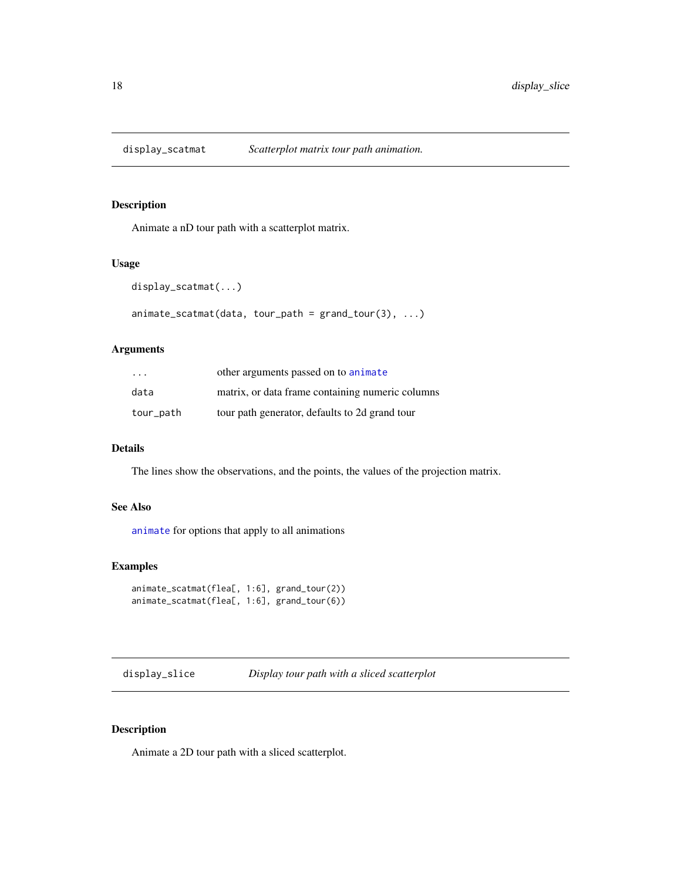## display_scatmat — *Scatterplot matrix tour path animation.*

### Description

Animate a nD tour path with a scatterplot matrix.

### Usage

```
display_scatmat(...)

animate_scatmat(data, tour_path = grand_tour(3), ...)
```

### Arguments

| | |
|---|---|
| `...` | other arguments passed on to `animate` |
| `data` | matrix, or data frame containing numeric columns |
| `tour_path` | tour path generator, defaults to 2d grand tour |

### Details

The lines show the observations, and the points, the values of the projection matrix.

### See Also

`animate` for options that apply to all animations

### Examples

```
animate_scatmat(flea[, 1:6], grand_tour(2))
animate_scatmat(flea[, 1:6], grand_tour(6))
```

## display_slice — *Display tour path with a sliced scatterplot*

### Description

Animate a 2D tour path with a sliced scatterplot.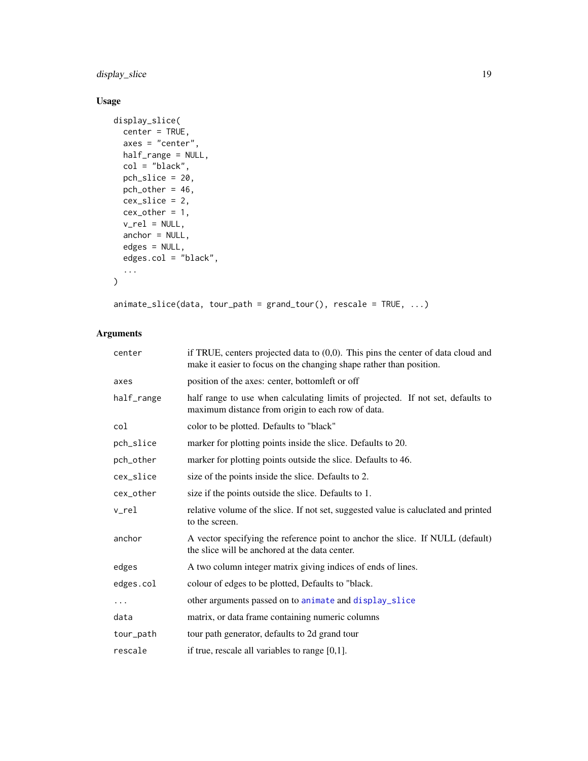### Usage

```
display_slice(
  center = TRUE,
  axes = "center",
  half_range = NULL,
  col = "black",
  pch_slice = 20,
  pch_other = 46,
  cex_slice = 2,
  cex_other = 1,
  v_rel = NULL,
  anchor = NULL,
  edges = NULL,
  edges.col = "black",
  ...
)

animate_slice(data, tour_path = grand_tour(), rescale = TRUE, ...)
```

### Arguments

| Argument | Description |
|---|---|
| center | if TRUE, centers projected data to (0,0). This pins the center of data cloud and make it easier to focus on the changing shape rather than position. |
| axes | position of the axes: center, bottomleft or off |
| half_range | half range to use when calculating limits of projected. If not set, defaults to maximum distance from origin to each row of data. |
| col | color to be plotted. Defaults to "black" |
| pch_slice | marker for plotting points inside the slice. Defaults to 20. |
| pch_other | marker for plotting points outside the slice. Defaults to 46. |
| cex_slice | size of the points inside the slice. Defaults to 2. |
| cex_other | size if the points outside the slice. Defaults to 1. |
| v_rel | relative volume of the slice. If not set, suggested value is caluclated and printed to the screen. |
| anchor | A vector specifying the reference point to anchor the slice. If NULL (default) the slice will be anchored at the data center. |
| edges | A two column integer matrix giving indices of ends of lines. |
| edges.col | colour of edges to be plotted, Defaults to "black. |
| ... | other arguments passed on to animate and display_slice |
| data | matrix, or data frame containing numeric columns |
| tour_path | tour path generator, defaults to 2d grand tour |
| rescale | if true, rescale all variables to range [0,1]. |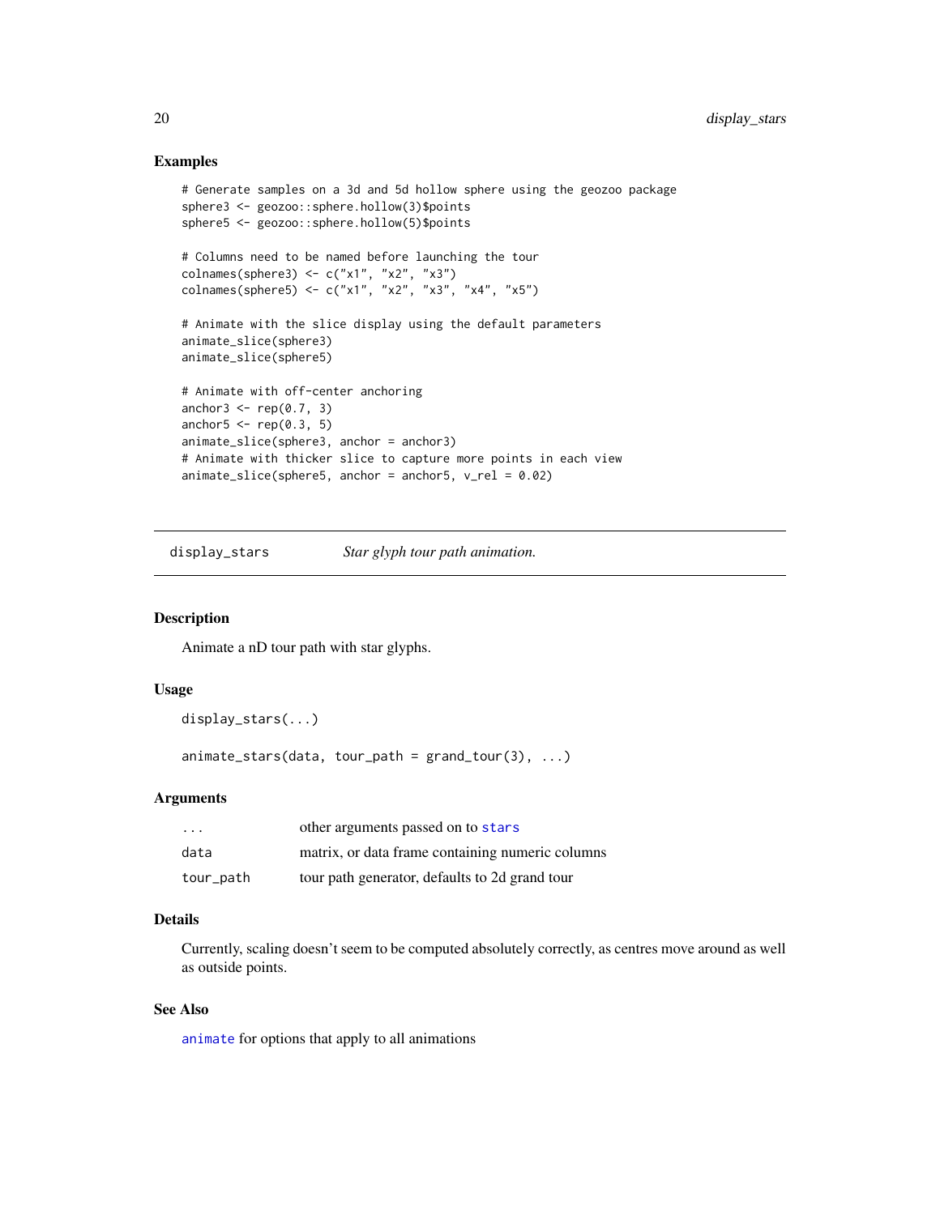### Examples

```
# Generate samples on a 3d and 5d hollow sphere using the geozoo package
sphere3 <- geozoo::sphere.hollow(3)$points
sphere5 <- geozoo::sphere.hollow(5)$points

# Columns need to be named before launching the tour
colnames(sphere3) <- c("x1", "x2", "x3")
colnames(sphere5) <- c("x1", "x2", "x3", "x4", "x5")

# Animate with the slice display using the default parameters
animate_slice(sphere3)
animate_slice(sphere5)

# Animate with off-center anchoring
anchor3 <- rep(0.7, 3)
anchor5 <- rep(0.3, 5)
animate_slice(sphere3, anchor = anchor3)
# Animate with thicker slice to capture more points in each view
animate_slice(sphere5, anchor = anchor5, v_rel = 0.02)
```

---

## display_stars — *Star glyph tour path animation.*

### Description

Animate a nD tour path with star glyphs.

### Usage

```
display_stars(...)

animate_stars(data, tour_path = grand_tour(3), ...)
```

### Arguments

| | |
|---|---|
| `...` | other arguments passed on to `stars` |
| `data` | matrix, or data frame containing numeric columns |
| `tour_path` | tour path generator, defaults to 2d grand tour |

### Details

Currently, scaling doesn't seem to be computed absolutely correctly, as centres move around as well as outside points.

### See Also

`animate` for options that apply to all animations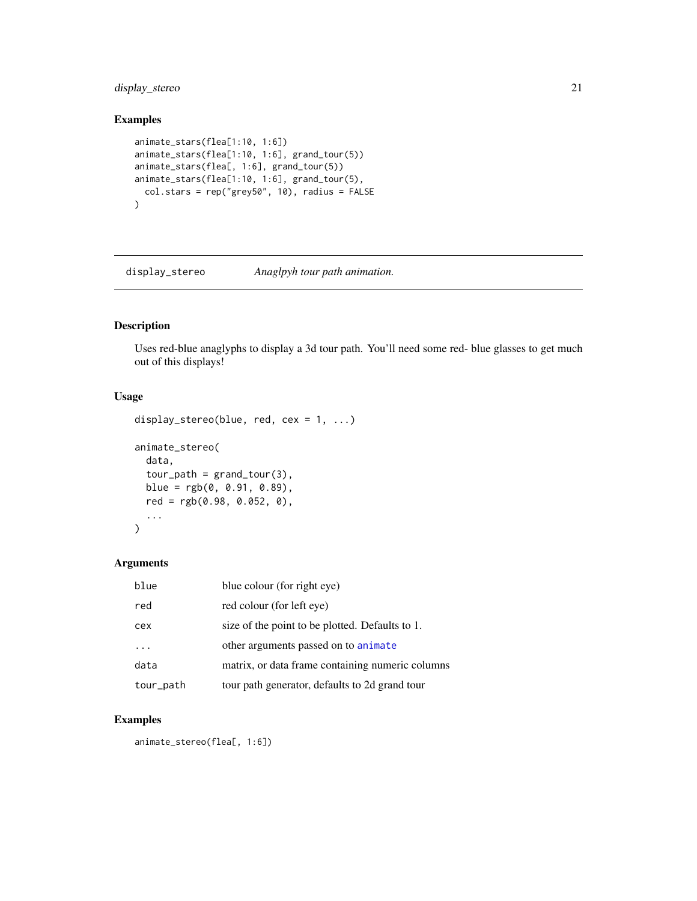## Examples

```
animate_stars(flea[1:10, 1:6])
animate_stars(flea[1:10, 1:6], grand_tour(5))
animate_stars(flea[, 1:6], grand_tour(5))
animate_stars(flea[1:10, 1:6], grand_tour(5),
  col.stars = rep("grey50", 10), radius = FALSE
)
```

---

# display_stereo    *Anaglpyh tour path animation.*

## Description

Uses red-blue anaglyphs to display a 3d tour path. You'll need some red- blue glasses to get much out of this displays!

## Usage

```
display_stereo(blue, red, cex = 1, ...)

animate_stereo(
  data,
  tour_path = grand_tour(3),
  blue = rgb(0, 0.91, 0.89),
  red = rgb(0.98, 0.052, 0),
  ...
)
```

## Arguments

| | |
|---|---|
| blue | blue colour (for right eye) |
| red | red colour (for left eye) |
| cex | size of the point to be plotted. Defaults to 1. |
| ... | other arguments passed on to animate |
| data | matrix, or data frame containing numeric columns |
| tour_path | tour path generator, defaults to 2d grand tour |

## Examples

```
animate_stereo(flea[, 1:6])
```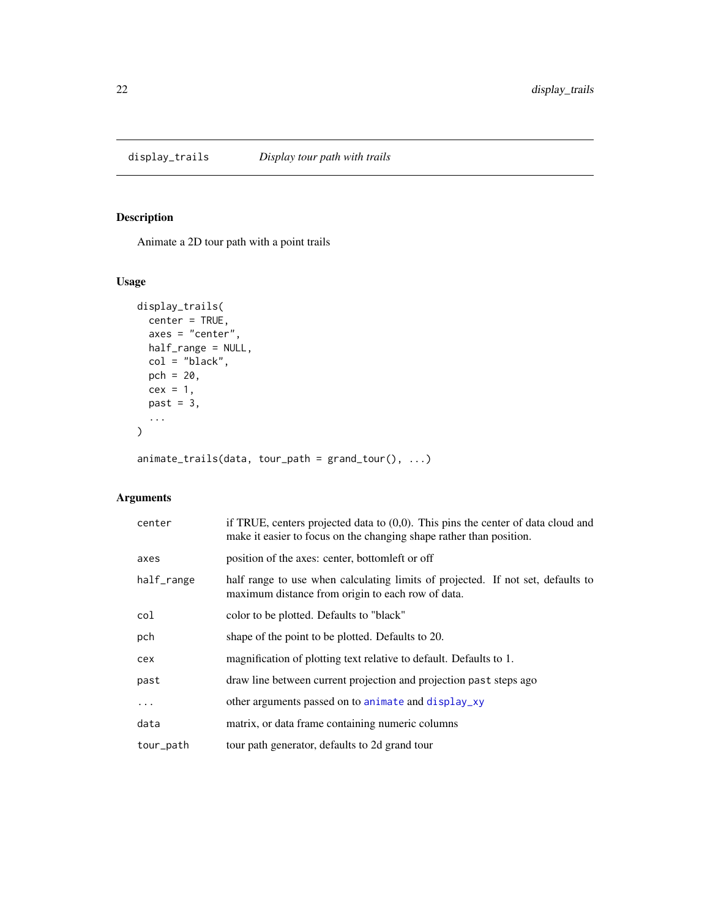## display_trails *Display tour path with trails*

### Description

Animate a 2D tour path with a point trails

### Usage

```
display_trails(
  center = TRUE,
  axes = "center",
  half_range = NULL,
  col = "black",
  pch = 20,
  cex = 1,
  past = 3,
  ...
)

animate_trails(data, tour_path = grand_tour(), ...)
```

### Arguments

| | |
|---|---|
| center | if TRUE, centers projected data to (0,0). This pins the center of data cloud and make it easier to focus on the changing shape rather than position. |
| axes | position of the axes: center, bottomleft or off |
| half_range | half range to use when calculating limits of projected. If not set, defaults to maximum distance from origin to each row of data. |
| col | color to be plotted. Defaults to "black" |
| pch | shape of the point to be plotted. Defaults to 20. |
| cex | magnification of plotting text relative to default. Defaults to 1. |
| past | draw line between current projection and projection `past` steps ago |
| ... | other arguments passed on to `animate` and `display_xy` |
| data | matrix, or data frame containing numeric columns |
| tour_path | tour path generator, defaults to 2d grand tour |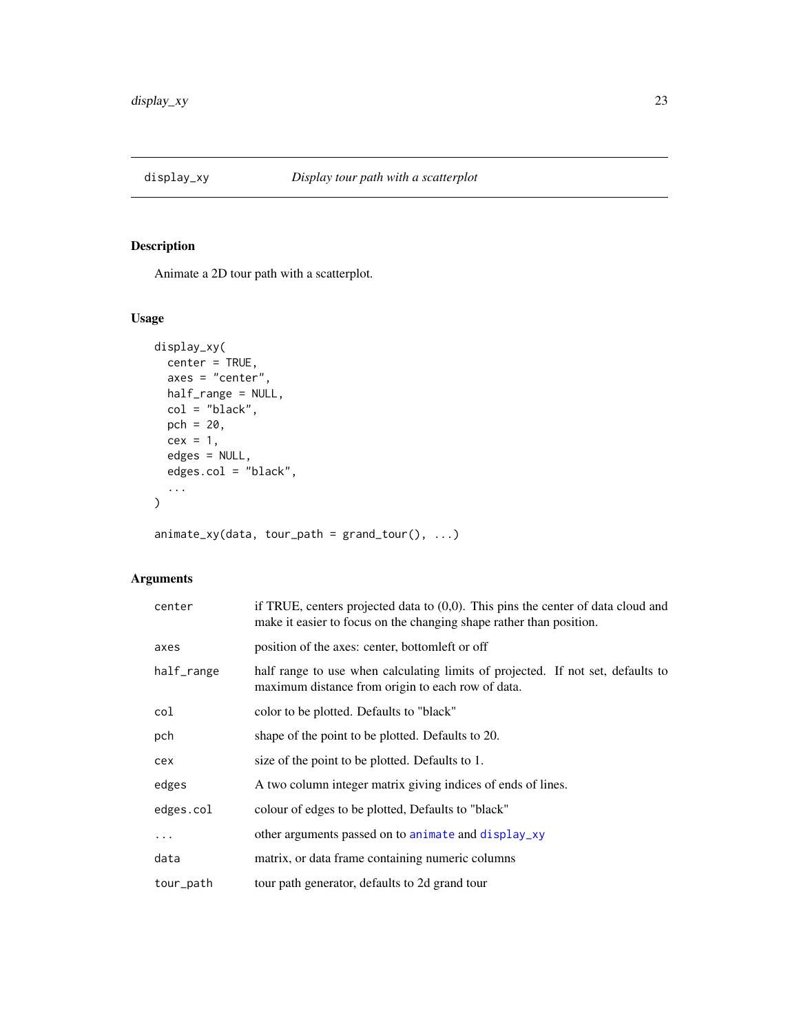## display_xy — *Display tour path with a scatterplot*

### Description

Animate a 2D tour path with a scatterplot.

### Usage

```
display_xy(
  center = TRUE,
  axes = "center",
  half_range = NULL,
  col = "black",
  pch = 20,
  cex = 1,
  edges = NULL,
  edges.col = "black",
  ...
)

animate_xy(data, tour_path = grand_tour(), ...)
```

### Arguments

| | |
|---|---|
| center | if TRUE, centers projected data to (0,0). This pins the center of data cloud and make it easier to focus on the changing shape rather than position. |
| axes | position of the axes: center, bottomleft or off |
| half_range | half range to use when calculating limits of projected. If not set, defaults to maximum distance from origin to each row of data. |
| col | color to be plotted. Defaults to "black" |
| pch | shape of the point to be plotted. Defaults to 20. |
| cex | size of the point to be plotted. Defaults to 1. |
| edges | A two column integer matrix giving indices of ends of lines. |
| edges.col | colour of edges to be plotted, Defaults to "black" |
| ... | other arguments passed on to animate and display_xy |
| data | matrix, or data frame containing numeric columns |
| tour_path | tour path generator, defaults to 2d grand tour |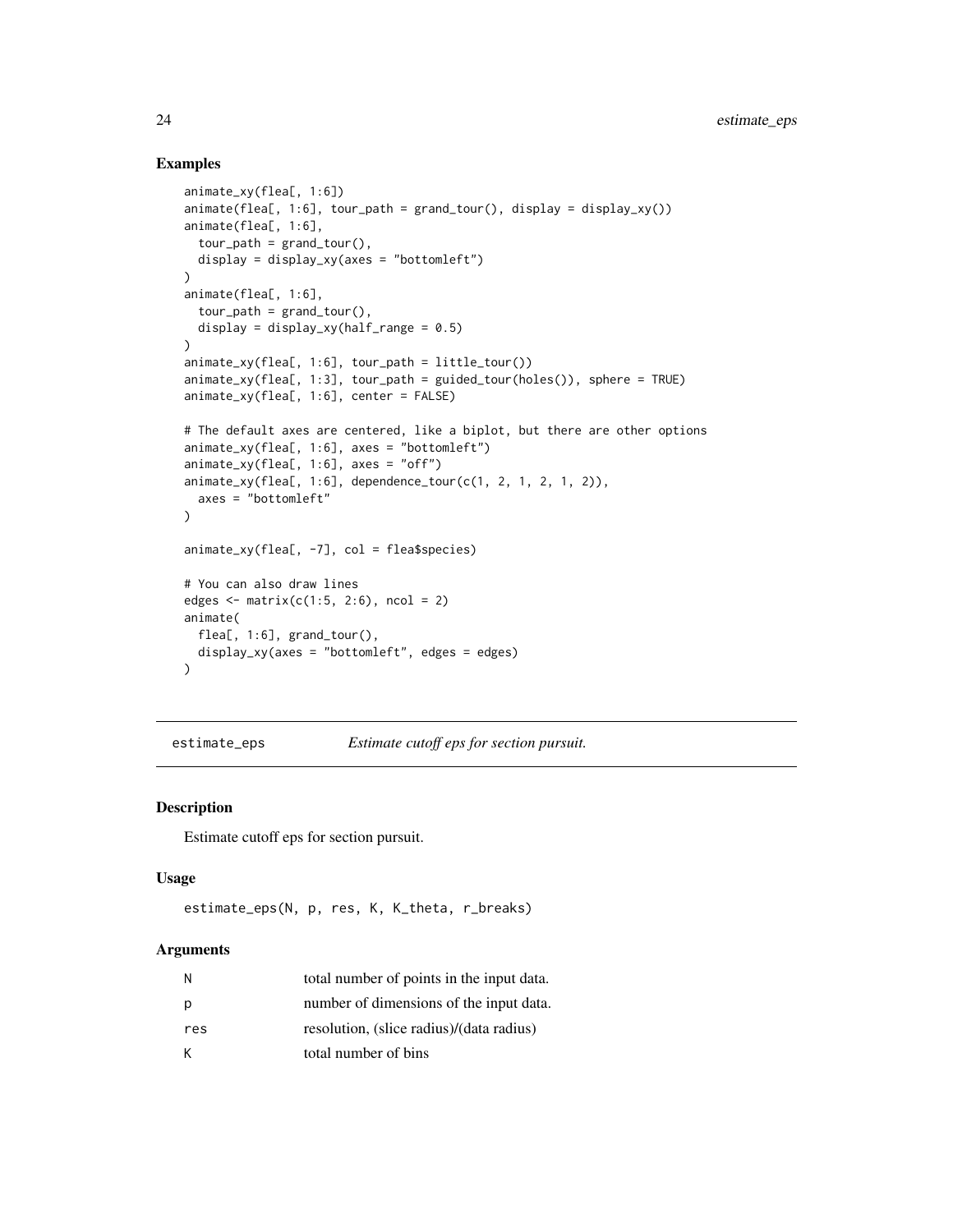## Examples

```
animate_xy(flea[, 1:6])
animate(flea[, 1:6], tour_path = grand_tour(), display = display_xy())
animate(flea[, 1:6],
  tour_path = grand_tour(),
  display = display_xy(axes = "bottomleft")
)
animate(flea[, 1:6],
  tour_path = grand_tour(),
  display = display_xy(half_range = 0.5)
)
animate_xy(flea[, 1:6], tour_path = little_tour())
animate_xy(flea[, 1:3], tour_path = guided_tour(holes()), sphere = TRUE)
animate_xy(flea[, 1:6], center = FALSE)

# The default axes are centered, like a biplot, but there are other options
animate_xy(flea[, 1:6], axes = "bottomleft")
animate_xy(flea[, 1:6], axes = "off")
animate_xy(flea[, 1:6], dependence_tour(c(1, 2, 1, 2, 1, 2)),
  axes = "bottomleft"
)

animate_xy(flea[, -7], col = flea$species)

# You can also draw lines
edges <- matrix(c(1:5, 2:6), ncol = 2)
animate(
  flea[, 1:6], grand_tour(),
  display_xy(axes = "bottomleft", edges = edges)
)
```

---

# estimate_eps — *Estimate cutoff eps for section pursuit.*

## Description

Estimate cutoff eps for section pursuit.

## Usage

```
estimate_eps(N, p, res, K, K_theta, r_breaks)
```

## Arguments

| | |
|---|---|
| N | total number of points in the input data. |
| p | number of dimensions of the input data. |
| res | resolution, (slice radius)/(data radius) |
| K | total number of bins |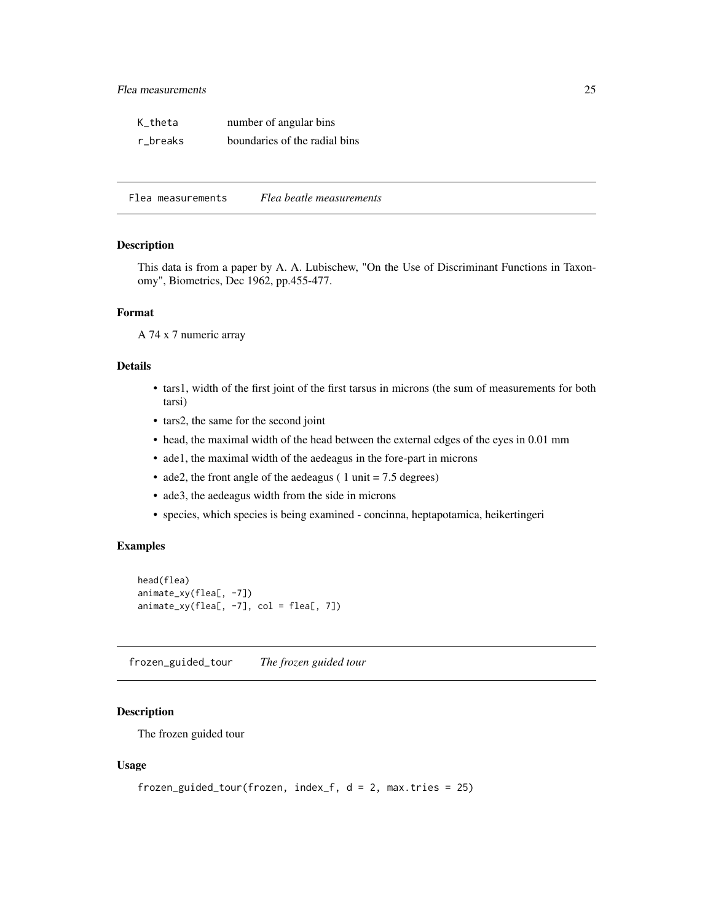| | |
|---|---|
| K_theta | number of angular bins |
| r_breaks | boundaries of the radial bins |

## Flea measurements — *Flea beatle measurements*

### Description

This data is from a paper by A. A. Lubischew, "On the Use of Discriminant Functions in Taxonomy", Biometrics, Dec 1962, pp.455-477.

### Format

A 74 x 7 numeric array

### Details

- tars1, width of the first joint of the first tarsus in microns (the sum of measurements for both tarsi)
- tars2, the same for the second joint
- head, the maximal width of the head between the external edges of the eyes in 0.01 mm
- ade1, the maximal width of the aedeagus in the fore-part in microns
- ade2, the front angle of the aedeagus ( 1 unit = 7.5 degrees)
- ade3, the aedeagus width from the side in microns
- species, which species is being examined - concinna, heptapotamica, heikertingeri

### Examples

```
head(flea)
animate_xy(flea[, -7])
animate_xy(flea[, -7], col = flea[, 7])
```

## frozen_guided_tour — *The frozen guided tour*

### Description

The frozen guided tour

### Usage

```
frozen_guided_tour(frozen, index_f, d = 2, max.tries = 25)
```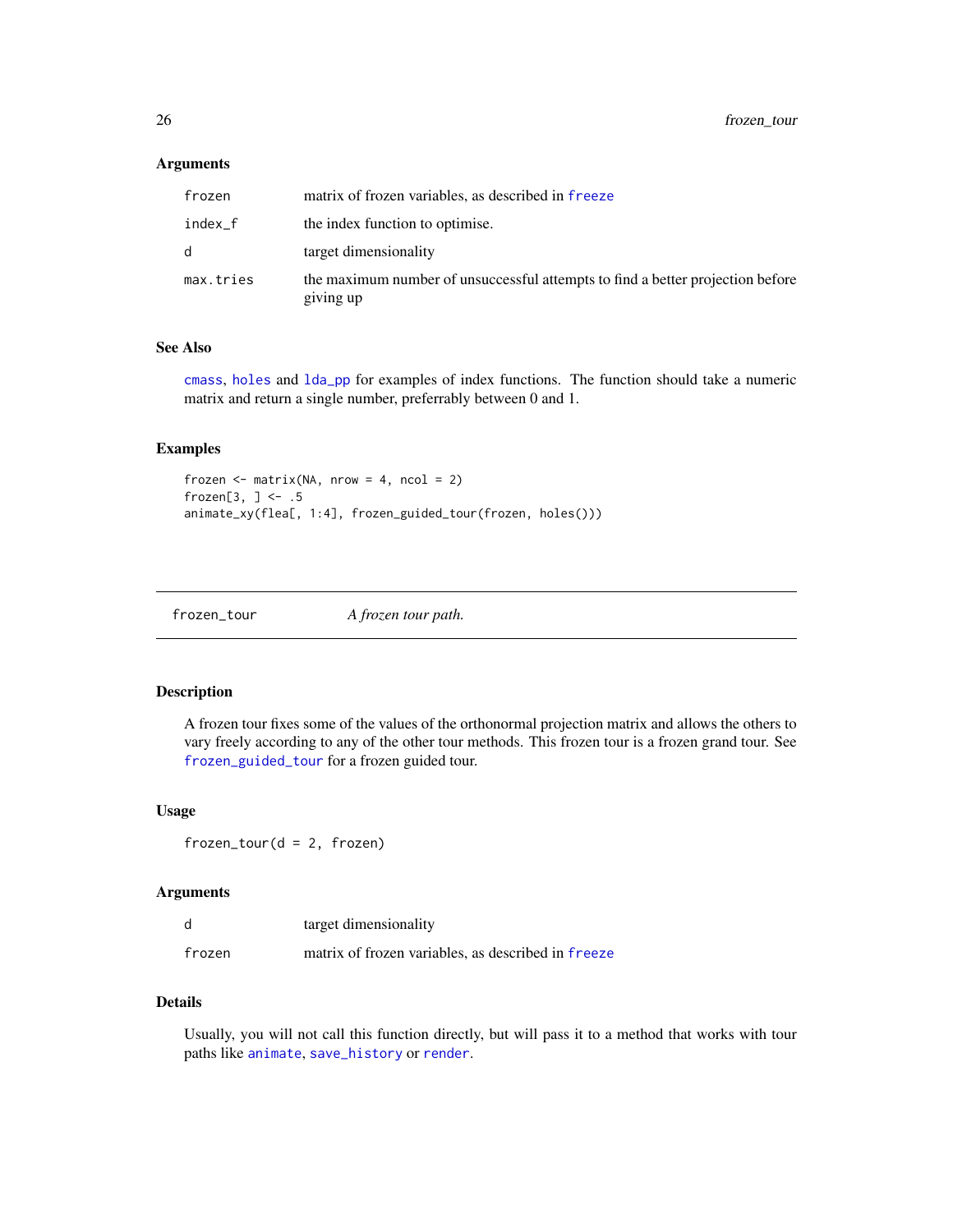### Arguments

| | |
|---|---|
| frozen | matrix of frozen variables, as described in freeze |
| index_f | the index function to optimise. |
| d | target dimensionality |
| max.tries | the maximum number of unsuccessful attempts to find a better projection before giving up |

### See Also

cmass, holes and lda_pp for examples of index functions. The function should take a numeric matrix and return a single number, preferrably between 0 and 1.

### Examples

```
frozen <- matrix(NA, nrow = 4, ncol = 2)
frozen[3, ] <- .5
animate_xy(flea[, 1:4], frozen_guided_tour(frozen, holes()))
```

---

## frozen_tour — *A frozen tour path.*

---

### Description

A frozen tour fixes some of the values of the orthonormal projection matrix and allows the others to vary freely according to any of the other tour methods. This frozen tour is a frozen grand tour. See frozen_guided_tour for a frozen guided tour.

### Usage

```
frozen_tour(d = 2, frozen)
```

### Arguments

| | |
|---|---|
| d | target dimensionality |
| frozen | matrix of frozen variables, as described in freeze |

### Details

Usually, you will not call this function directly, but will pass it to a method that works with tour paths like animate, save_history or render.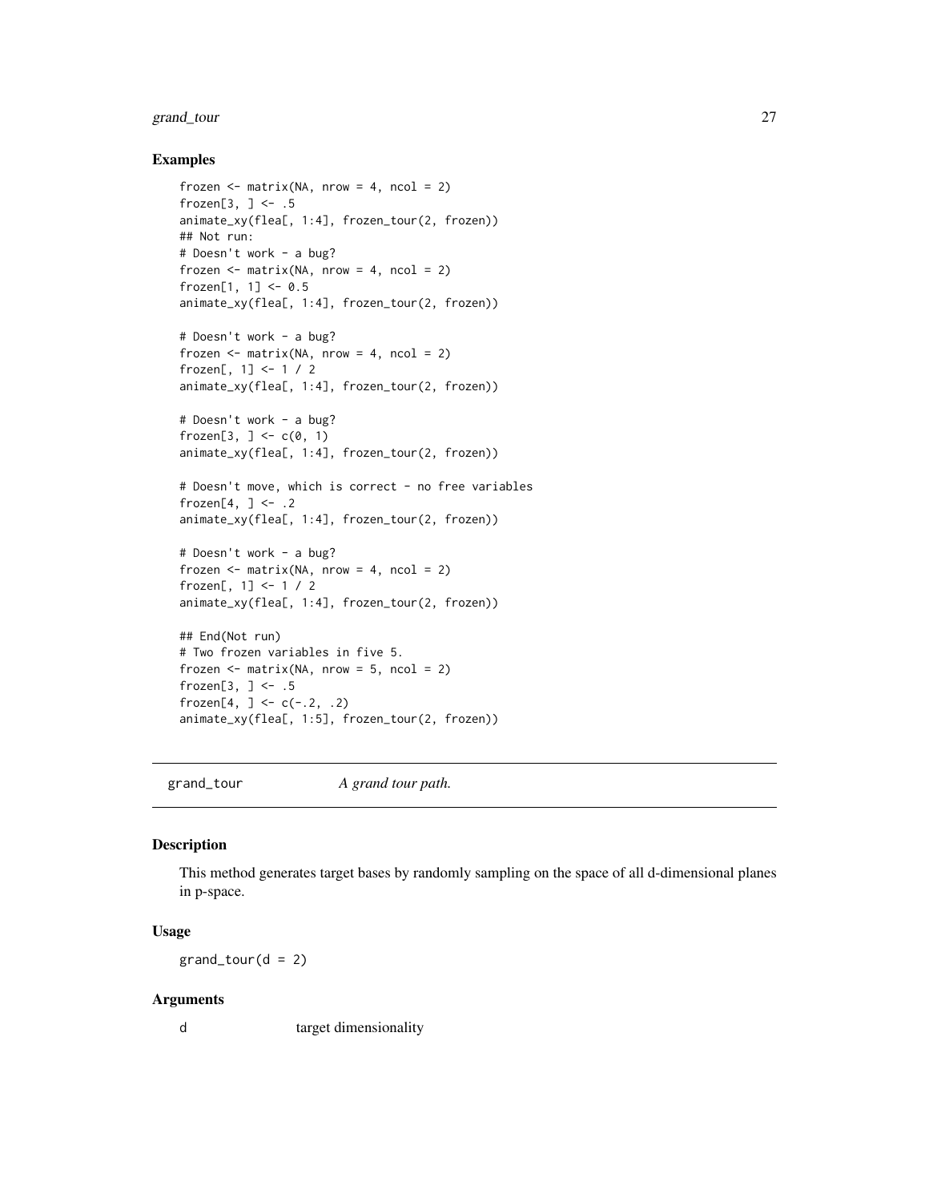### Examples

```
frozen <- matrix(NA, nrow = 4, ncol = 2)
frozen[3, ] <- .5
animate_xy(flea[, 1:4], frozen_tour(2, frozen))
## Not run:
# Doesn't work - a bug?
frozen <- matrix(NA, nrow = 4, ncol = 2)
frozen[1, 1] <- 0.5
animate_xy(flea[, 1:4], frozen_tour(2, frozen))

# Doesn't work - a bug?
frozen <- matrix(NA, nrow = 4, ncol = 2)
frozen[, 1] <- 1 / 2
animate_xy(flea[, 1:4], frozen_tour(2, frozen))

# Doesn't work - a bug?
frozen[3, ] <- c(0, 1)
animate_xy(flea[, 1:4], frozen_tour(2, frozen))

# Doesn't move, which is correct - no free variables
frozen[4, ] <- .2
animate_xy(flea[, 1:4], frozen_tour(2, frozen))

# Doesn't work - a bug?
frozen <- matrix(NA, nrow = 4, ncol = 2)
frozen[, 1] <- 1 / 2
animate_xy(flea[, 1:4], frozen_tour(2, frozen))

## End(Not run)
# Two frozen variables in five 5.
frozen <- matrix(NA, nrow = 5, ncol = 2)
frozen[3, ] <- .5
frozen[4, ] <- c(-.2, .2)
animate_xy(flea[, 1:5], frozen_tour(2, frozen))
```

## grand_tour    *A grand tour path.*

### Description

This method generates target bases by randomly sampling on the space of all d-dimensional planes in p-space.

### Usage

```
grand_tour(d = 2)
```

### Arguments

| | |
|---|---|
| d | target dimensionality |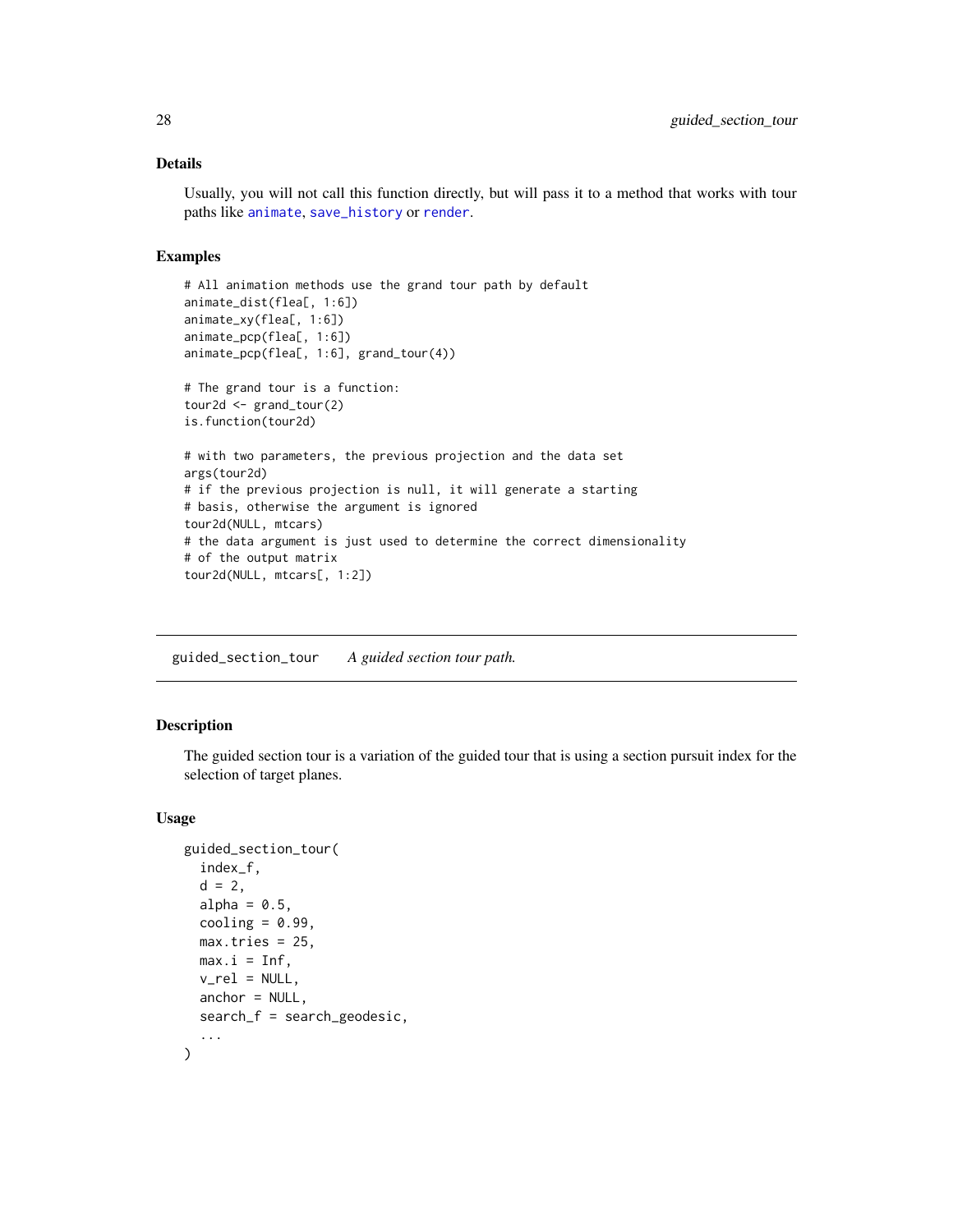## Details

Usually, you will not call this function directly, but will pass it to a method that works with tour paths like animate, save_history or render.

## Examples

```
# All animation methods use the grand tour path by default
animate_dist(flea[, 1:6])
animate_xy(flea[, 1:6])
animate_pcp(flea[, 1:6])
animate_pcp(flea[, 1:6], grand_tour(4))

# The grand tour is a function:
tour2d <- grand_tour(2)
is.function(tour2d)

# with two parameters, the previous projection and the data set
args(tour2d)
# if the previous projection is null, it will generate a starting
# basis, otherwise the argument is ignored
tour2d(NULL, mtcars)
# the data argument is just used to determine the correct dimensionality
# of the output matrix
tour2d(NULL, mtcars[, 1:2])
```

---

# guided_section_tour *A guided section tour path.*

---

## Description

The guided section tour is a variation of the guided tour that is using a section pursuit index for the selection of target planes.

## Usage

```
guided_section_tour(
  index_f,
  d = 2,
  alpha = 0.5,
  cooling = 0.99,
  max.tries = 25,
  max.i = Inf,
  v_rel = NULL,
  anchor = NULL,
  search_f = search_geodesic,
  ...
)
```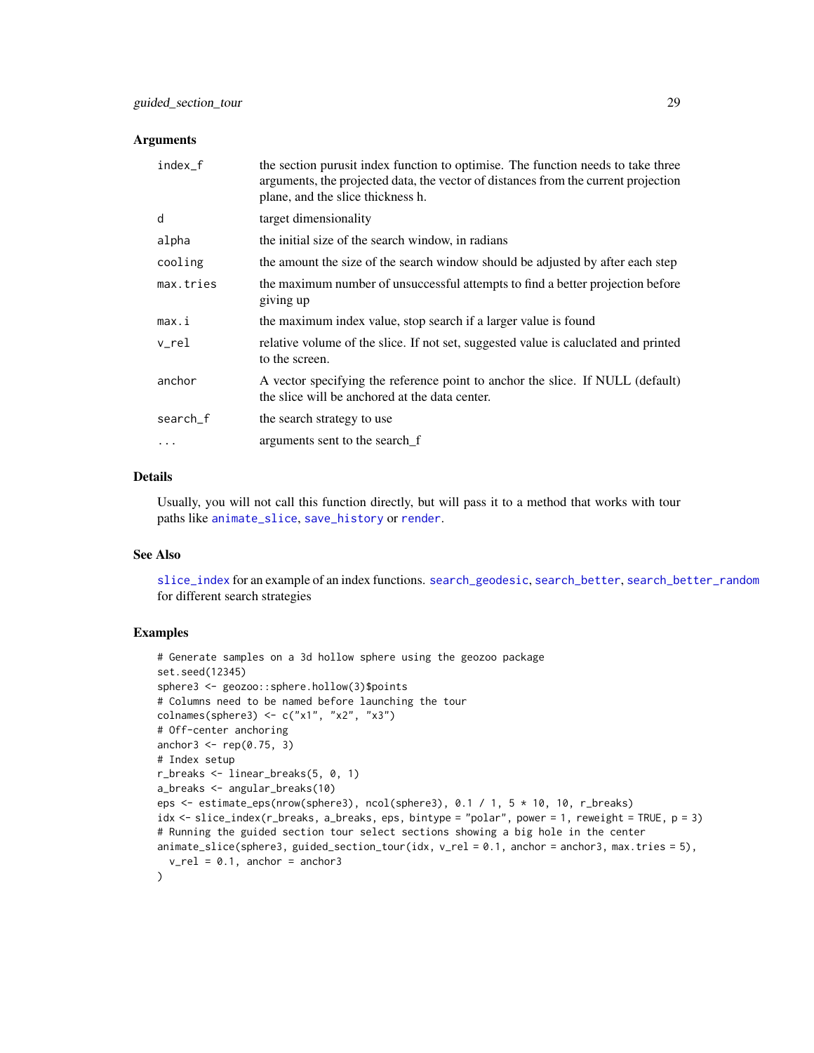### Arguments

| | |
|---|---|
| index_f | the section purusit index function to optimise. The function needs to take three arguments, the projected data, the vector of distances from the current projection plane, and the slice thickness h. |
| d | target dimensionality |
| alpha | the initial size of the search window, in radians |
| cooling | the amount the size of the search window should be adjusted by after each step |
| max.tries | the maximum number of unsuccessful attempts to find a better projection before giving up |
| max.i | the maximum index value, stop search if a larger value is found |
| v_rel | relative volume of the slice. If not set, suggested value is caluclated and printed to the screen. |
| anchor | A vector specifying the reference point to anchor the slice. If NULL (default) the slice will be anchored at the data center. |
| search_f | the search strategy to use |
| ... | arguments sent to the search_f |

### Details

Usually, you will not call this function directly, but will pass it to a method that works with tour paths like animate_slice, save_history or render.

### See Also

slice_index for an example of an index functions. search_geodesic, search_better, search_better_random for different search strategies

### Examples

```
# Generate samples on a 3d hollow sphere using the geozoo package
set.seed(12345)
sphere3 <- geozoo::sphere.hollow(3)$points
# Columns need to be named before launching the tour
colnames(sphere3) <- c("x1", "x2", "x3")
# Off-center anchoring
anchor3 <- rep(0.75, 3)
# Index setup
r_breaks <- linear_breaks(5, 0, 1)
a_breaks <- angular_breaks(10)
eps <- estimate_eps(nrow(sphere3), ncol(sphere3), 0.1 / 1, 5 * 10, 10, r_breaks)
idx <- slice_index(r_breaks, a_breaks, eps, bintype = "polar", power = 1, reweight = TRUE, p = 3)
# Running the guided section tour select sections showing a big hole in the center
animate_slice(sphere3, guided_section_tour(idx, v_rel = 0.1, anchor = anchor3, max.tries = 5),
  v_rel = 0.1, anchor = anchor3
)
```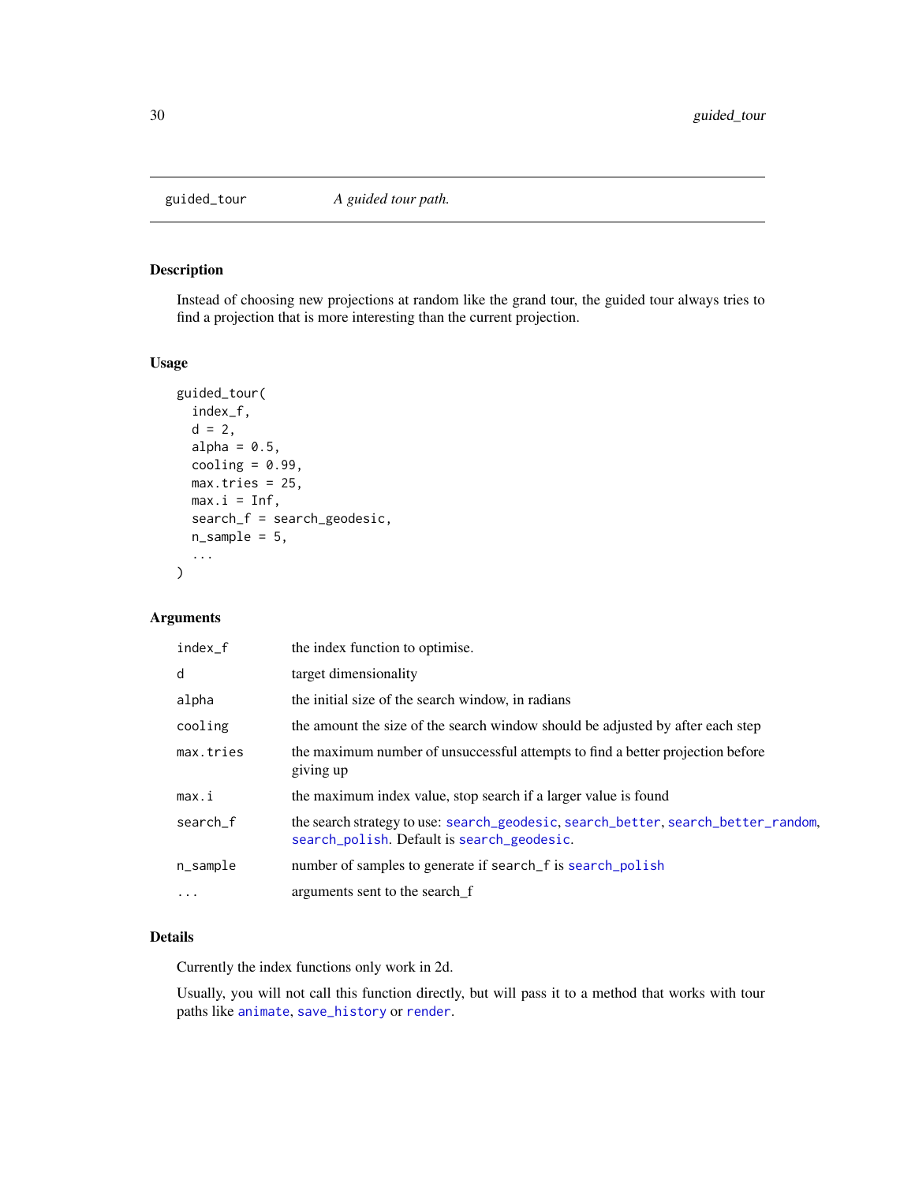## guided_tour — *A guided tour path.*

### Description

Instead of choosing new projections at random like the grand tour, the guided tour always tries to find a projection that is more interesting than the current projection.

### Usage

```
guided_tour(
  index_f,
  d = 2,
  alpha = 0.5,
  cooling = 0.99,
  max.tries = 25,
  max.i = Inf,
  search_f = search_geodesic,
  n_sample = 5,
  ...
)
```

### Arguments

| | |
|---|---|
| `index_f` | the index function to optimise. |
| `d` | target dimensionality |
| `alpha` | the initial size of the search window, in radians |
| `cooling` | the amount the size of the search window should be adjusted by after each step |
| `max.tries` | the maximum number of unsuccessful attempts to find a better projection before giving up |
| `max.i` | the maximum index value, stop search if a larger value is found |
| `search_f` | the search strategy to use: `search_geodesic`, `search_better`, `search_better_random`, `search_polish`. Default is `search_geodesic`. |
| `n_sample` | number of samples to generate if search_f is `search_polish` |
| `...` | arguments sent to the search_f |

### Details

Currently the index functions only work in 2d.

Usually, you will not call this function directly, but will pass it to a method that works with tour paths like `animate`, `save_history` or `render`.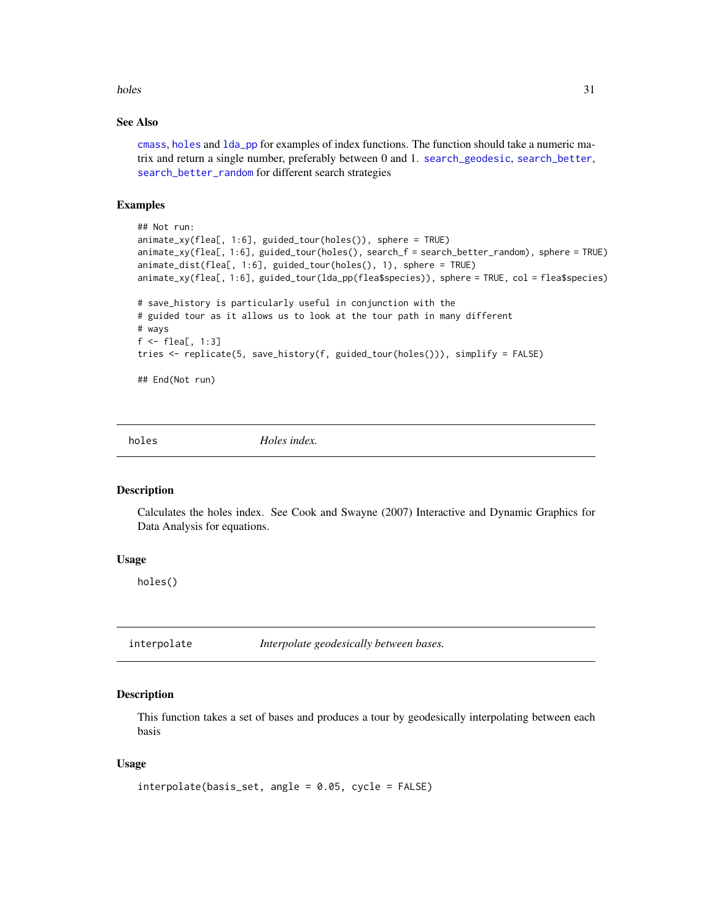### See Also

cmass, holes and lda_pp for examples of index functions. The function should take a numeric matrix and return a single number, preferably between 0 and 1. search_geodesic, search_better, search_better_random for different search strategies

### Examples

```
## Not run:
animate_xy(flea[, 1:6], guided_tour(holes()), sphere = TRUE)
animate_xy(flea[, 1:6], guided_tour(holes(), search_f = search_better_random), sphere = TRUE)
animate_dist(flea[, 1:6], guided_tour(holes(), 1), sphere = TRUE)
animate_xy(flea[, 1:6], guided_tour(lda_pp(flea$species)), sphere = TRUE, col = flea$species)

# save_history is particularly useful in conjunction with the
# guided tour as it allows us to look at the tour path in many different
# ways
f <- flea[, 1:3]
tries <- replicate(5, save_history(f, guided_tour(holes())), simplify = FALSE)

## End(Not run)
```

## holes — *Holes index.*

### Description

Calculates the holes index. See Cook and Swayne (2007) Interactive and Dynamic Graphics for Data Analysis for equations.

### Usage

```
holes()
```

## interpolate — *Interpolate geodesically between bases.*

### Description

This function takes a set of bases and produces a tour by geodesically interpolating between each basis

### Usage

```
interpolate(basis_set, angle = 0.05, cycle = FALSE)
```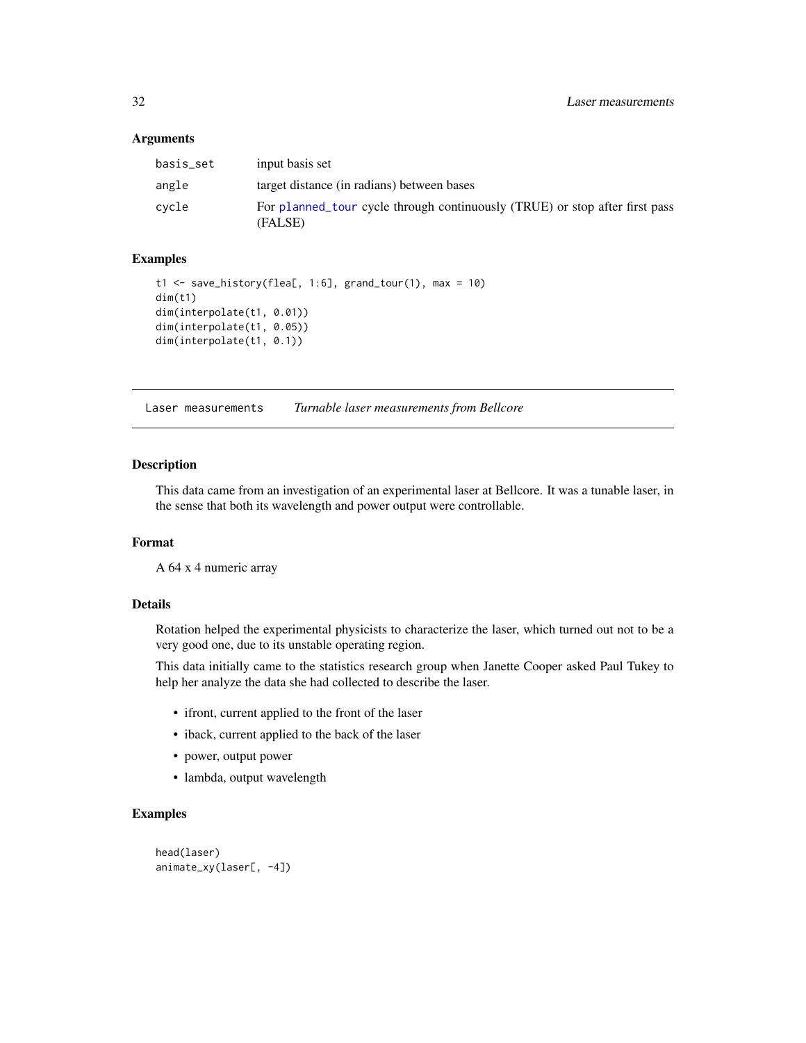### Arguments

| | |
|---|---|
| basis_set | input basis set |
| angle | target distance (in radians) between bases |
| cycle | For planned_tour cycle through continuously (TRUE) or stop after first pass (FALSE) |

### Examples

```
t1 <- save_history(flea[, 1:6], grand_tour(1), max = 10)
dim(t1)
dim(interpolate(t1, 0.01))
dim(interpolate(t1, 0.05))
dim(interpolate(t1, 0.1))
```

---

## Laser measurements — *Turnable laser measurements from Bellcore*

---

### Description

This data came from an investigation of an experimental laser at Bellcore. It was a tunable laser, in the sense that both its wavelength and power output were controllable.

### Format

A 64 x 4 numeric array

### Details

Rotation helped the experimental physicists to characterize the laser, which turned out not to be a very good one, due to its unstable operating region.

This data initially came to the statistics research group when Janette Cooper asked Paul Tukey to help her analyze the data she had collected to describe the laser.

- ifront, current applied to the front of the laser
- iback, current applied to the back of the laser
- power, output power
- lambda, output wavelength

### Examples

```
head(laser)
animate_xy(laser[, -4])
```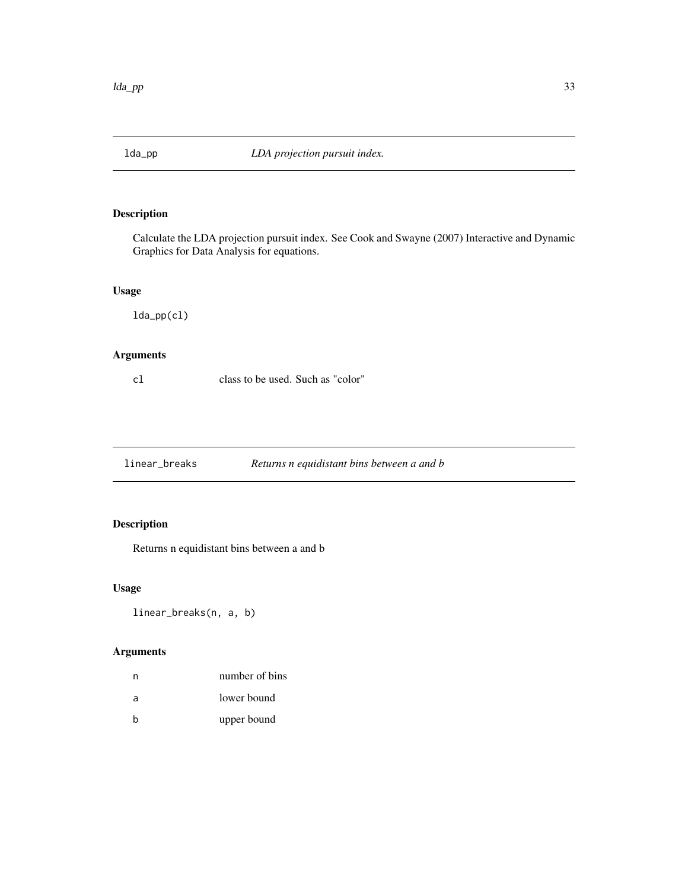## lda_pp    *LDA projection pursuit index.*

### Description

Calculate the LDA projection pursuit index. See Cook and Swayne (2007) Interactive and Dynamic Graphics for Data Analysis for equations.

### Usage

```
lda_pp(cl)
```

### Arguments

| | |
|---|---|
| cl | class to be used. Such as "color" |

## linear_breaks    *Returns n equidistant bins between a and b*

### Description

Returns n equidistant bins between a and b

### Usage

```
linear_breaks(n, a, b)
```

### Arguments

| | |
|---|---|
| n | number of bins |
| a | lower bound |
| b | upper bound |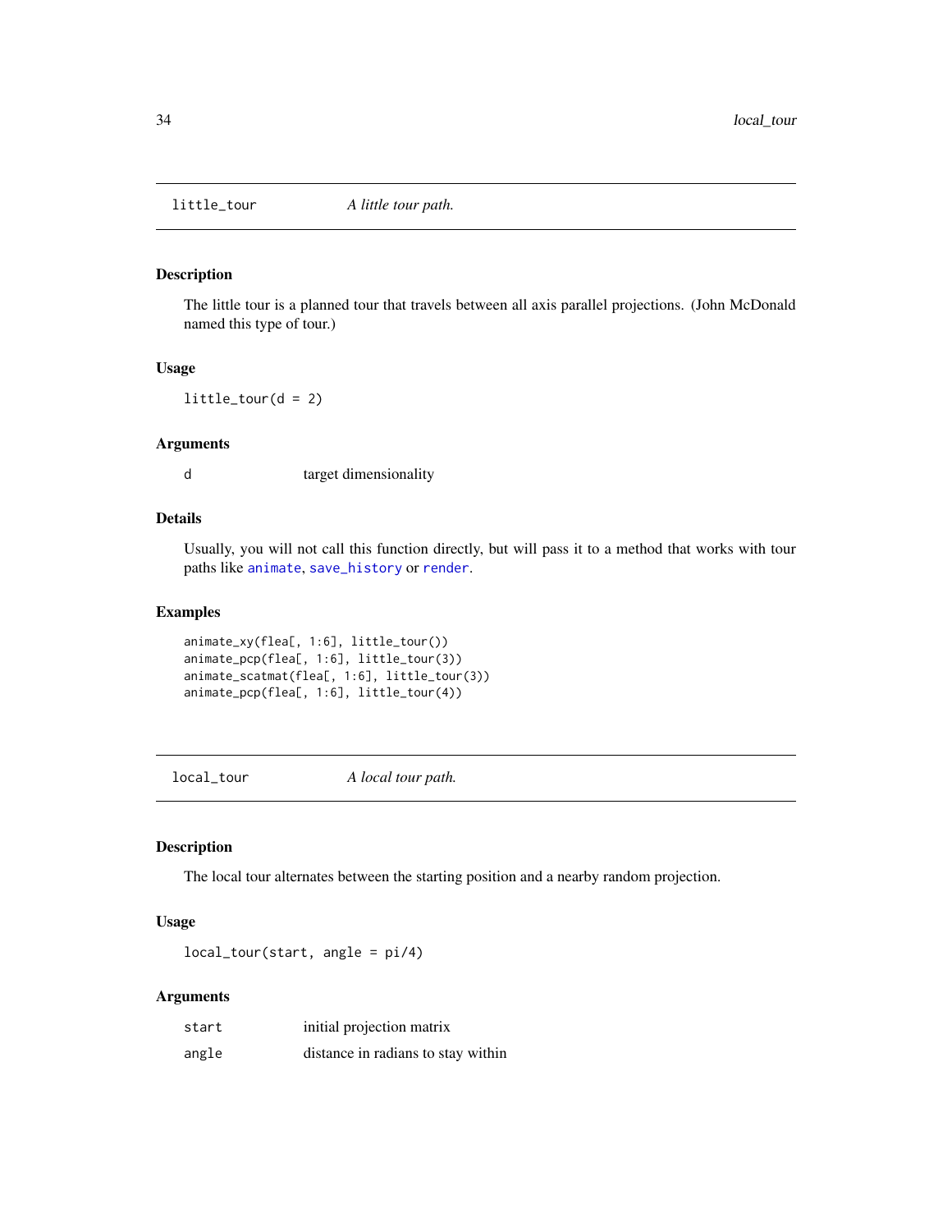## little_tour — *A little tour path.*

### Description

The little tour is a planned tour that travels between all axis parallel projections. (John McDonald named this type of tour.)

### Usage

```
little_tour(d = 2)
```

### Arguments

| | |
|---|---|
| d | target dimensionality |

### Details

Usually, you will not call this function directly, but will pass it to a method that works with tour paths like animate, save_history or render.

### Examples

```
animate_xy(flea[, 1:6], little_tour())
animate_pcp(flea[, 1:6], little_tour(3))
animate_scatmat(flea[, 1:6], little_tour(3))
animate_pcp(flea[, 1:6], little_tour(4))
```

## local_tour — *A local tour path.*

### Description

The local tour alternates between the starting position and a nearby random projection.

### Usage

```
local_tour(start, angle = pi/4)
```

### Arguments

| | |
|---|---|
| start | initial projection matrix |
| angle | distance in radians to stay within |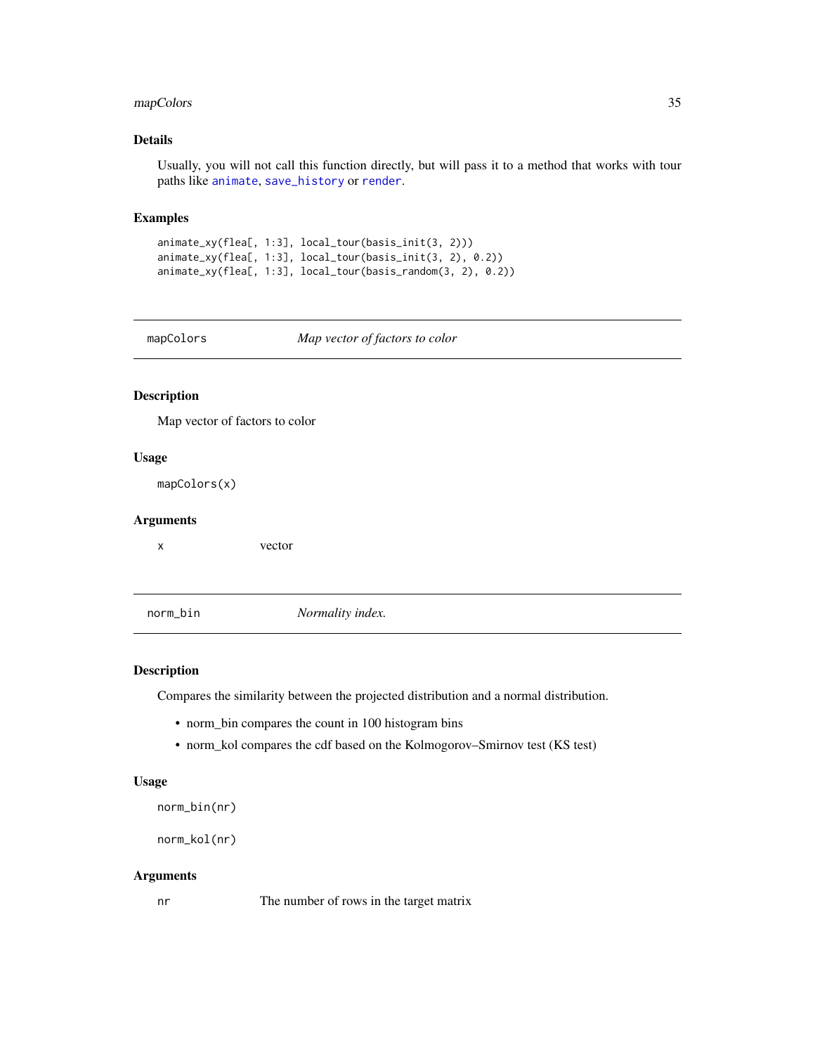### Details

Usually, you will not call this function directly, but will pass it to a method that works with tour paths like animate, save_history or render.

### Examples

```
animate_xy(flea[, 1:3], local_tour(basis_init(3, 2)))
animate_xy(flea[, 1:3], local_tour(basis_init(3, 2), 0.2))
animate_xy(flea[, 1:3], local_tour(basis_random(3, 2), 0.2))
```

---

## mapColors — *Map vector of factors to color*

### Description

Map vector of factors to color

### Usage

```
mapColors(x)
```

### Arguments

| | |
|---|---|
| x | vector |

---

## norm_bin — *Normality index.*

### Description

Compares the similarity between the projected distribution and a normal distribution.

- norm_bin compares the count in 100 histogram bins
- norm_kol compares the cdf based on the Kolmogorov–Smirnov test (KS test)

### Usage

```
norm_bin(nr)

norm_kol(nr)
```

### Arguments

| | |
|---|---|
| nr | The number of rows in the target matrix |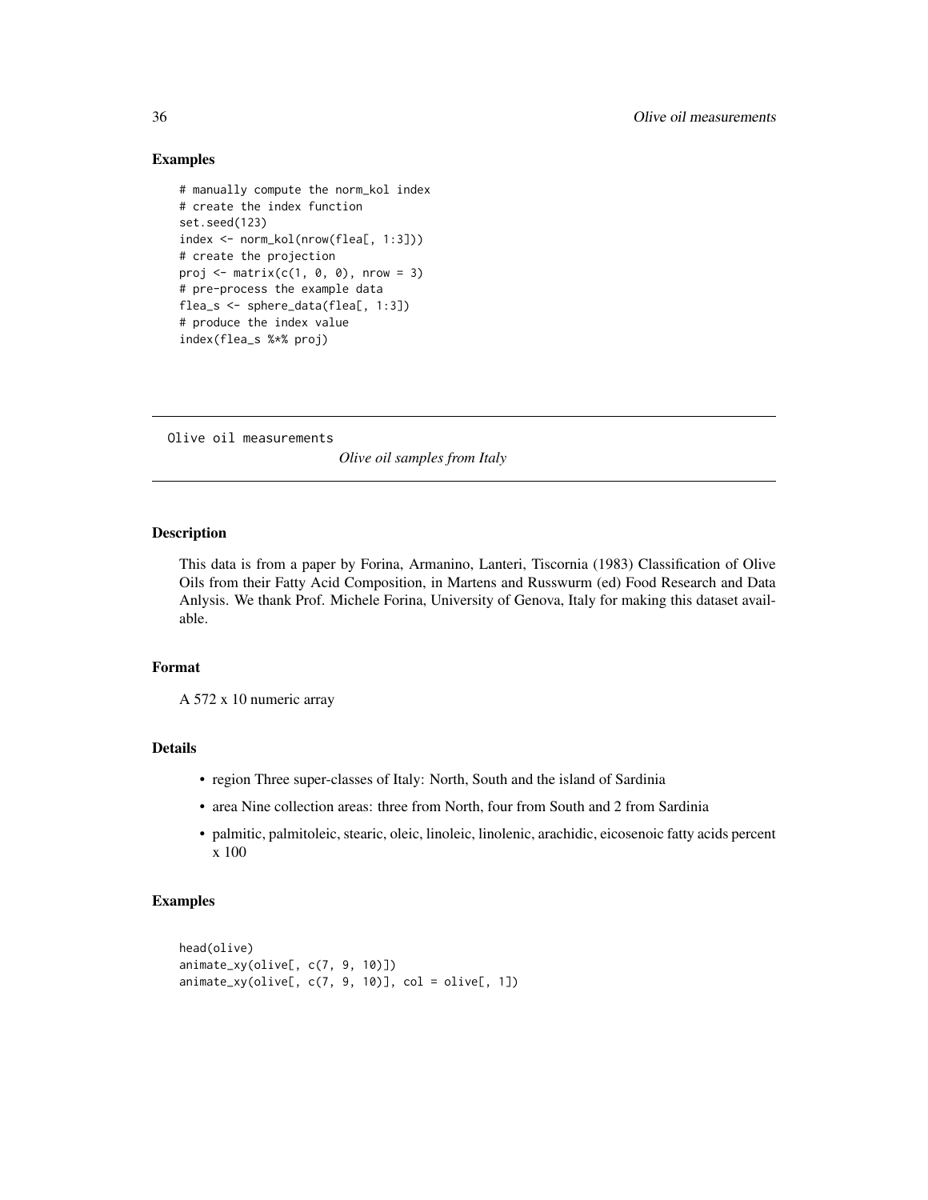### Examples

```
# manually compute the norm_kol index
# create the index function
set.seed(123)
index <- norm_kol(nrow(flea[, 1:3]))
# create the projection
proj <- matrix(c(1, 0, 0), nrow = 3)
# pre-process the example data
flea_s <- sphere_data(flea[, 1:3])
# produce the index value
index(flea_s %*% proj)
```

---

Olive oil measurements &nbsp;&nbsp;&nbsp;&nbsp; *Olive oil samples from Italy*

---

### Description

This data is from a paper by Forina, Armanino, Lanteri, Tiscornia (1983) Classification of Olive Oils from their Fatty Acid Composition, in Martens and Russwurm (ed) Food Research and Data Anlysis. We thank Prof. Michele Forina, University of Genova, Italy for making this dataset available.

### Format

A 572 x 10 numeric array

### Details

- region Three super-classes of Italy: North, South and the island of Sardinia
- area Nine collection areas: three from North, four from South and 2 from Sardinia
- palmitic, palmitoleic, stearic, oleic, linoleic, linolenic, arachidic, eicosenoic fatty acids percent x 100

### Examples

```
head(olive)
animate_xy(olive[, c(7, 9, 10)])
animate_xy(olive[, c(7, 9, 10)], col = olive[, 1])
```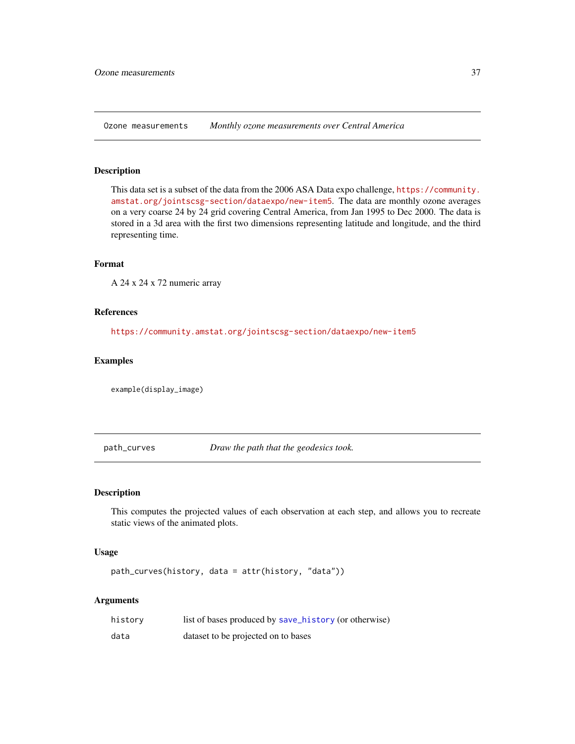# Ozone measurements — *Monthly ozone measurements over Central America*

## Description

This data set is a subset of the data from the 2006 ASA Data expo challenge, https://community.amstat.org/jointscsg-section/dataexpo/new-item5. The data are monthly ozone averages on a very coarse 24 by 24 grid covering Central America, from Jan 1995 to Dec 2000. The data is stored in a 3d area with the first two dimensions representing latitude and longitude, and the third representing time.

## Format

A 24 x 24 x 72 numeric array

## References

https://community.amstat.org/jointscsg-section/dataexpo/new-item5

## Examples

```
example(display_image)
```

# path_curves — *Draw the path that the geodesics took.*

## Description

This computes the projected values of each observation at each step, and allows you to recreate static views of the animated plots.

## Usage

```
path_curves(history, data = attr(history, "data"))
```

## Arguments

| | |
|---|---|
| history | list of bases produced by save_history (or otherwise) |
| data | dataset to be projected on to bases |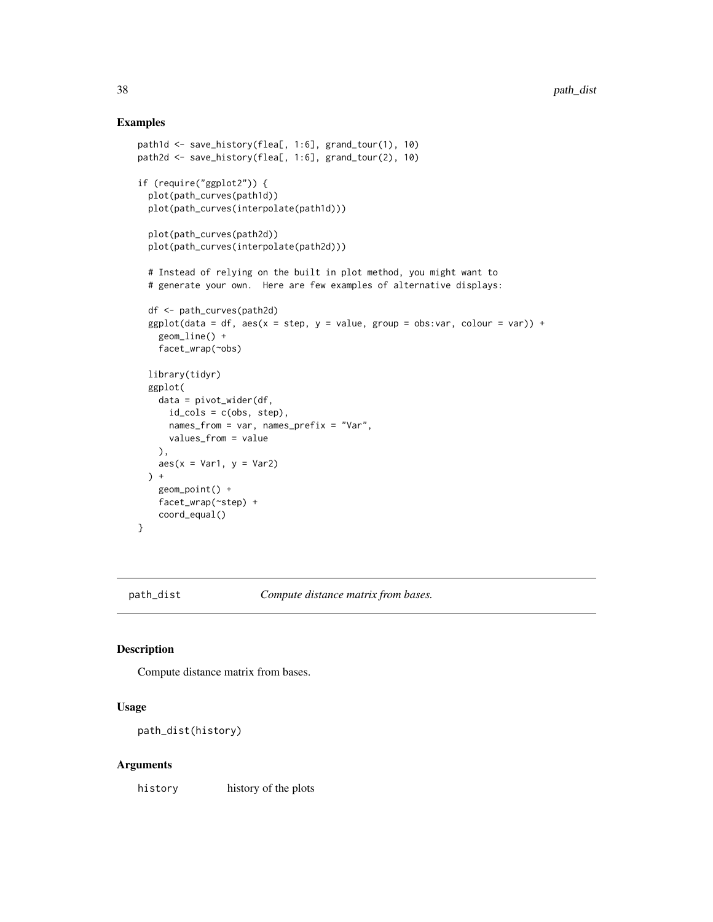## Examples

```
path1d <- save_history(flea[, 1:6], grand_tour(1), 10)
path2d <- save_history(flea[, 1:6], grand_tour(2), 10)

if (require("ggplot2")) {
  plot(path_curves(path1d))
  plot(path_curves(interpolate(path1d)))

  plot(path_curves(path2d))
  plot(path_curves(interpolate(path2d)))

  # Instead of relying on the built in plot method, you might want to
  # generate your own.  Here are few examples of alternative displays:

  df <- path_curves(path2d)
  ggplot(data = df, aes(x = step, y = value, group = obs:var, colour = var)) +
    geom_line() +
    facet_wrap(~obs)

  library(tidyr)
  ggplot(
    data = pivot_wider(df,
      id_cols = c(obs, step),
      names_from = var, names_prefix = "Var",
      values_from = value
    ),
    aes(x = Var1, y = Var2)
  ) +
    geom_point() +
    facet_wrap(~step) +
    coord_equal()
}
```

---

path_dist *Compute distance matrix from bases.*

---

## Description

Compute distance matrix from bases.

## Usage

```
path_dist(history)
```

## Arguments

| | |
|---|---|
| history | history of the plots |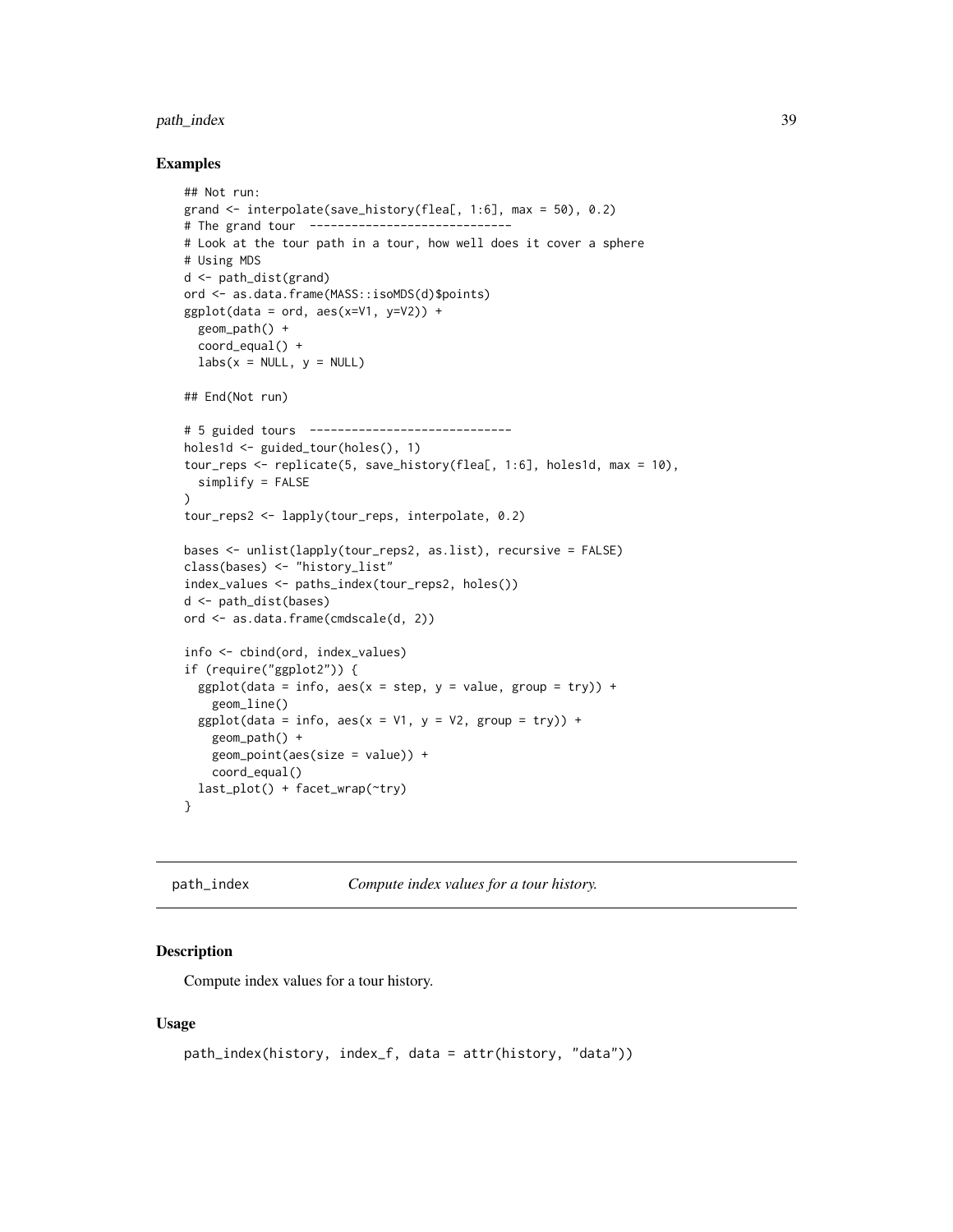### Examples

```
## Not run:
grand <- interpolate(save_history(flea[, 1:6], max = 50), 0.2)
# The grand tour  -----------------------------
# Look at the tour path in a tour, how well does it cover a sphere
# Using MDS
d <- path_dist(grand)
ord <- as.data.frame(MASS::isoMDS(d)$points)
ggplot(data = ord, aes(x=V1, y=V2)) +
  geom_path() +
  coord_equal() +
  labs(x = NULL, y = NULL)

## End(Not run)

# 5 guided tours  -----------------------------
holes1d <- guided_tour(holes(), 1)
tour_reps <- replicate(5, save_history(flea[, 1:6], holes1d, max = 10),
  simplify = FALSE
)
tour_reps2 <- lapply(tour_reps, interpolate, 0.2)

bases <- unlist(lapply(tour_reps2, as.list), recursive = FALSE)
class(bases) <- "history_list"
index_values <- paths_index(tour_reps2, holes())
d <- path_dist(bases)
ord <- as.data.frame(cmdscale(d, 2))

info <- cbind(ord, index_values)
if (require("ggplot2")) {
  ggplot(data = info, aes(x = step, y = value, group = try)) +
    geom_line()
  ggplot(data = info, aes(x = V1, y = V2, group = try)) +
    geom_path() +
    geom_point(aes(size = value)) +
    coord_equal()
  last_plot() + facet_wrap(~try)
}
```

## path_index — *Compute index values for a tour history.*

### Description

Compute index values for a tour history.

### Usage

```
path_index(history, index_f, data = attr(history, "data"))
```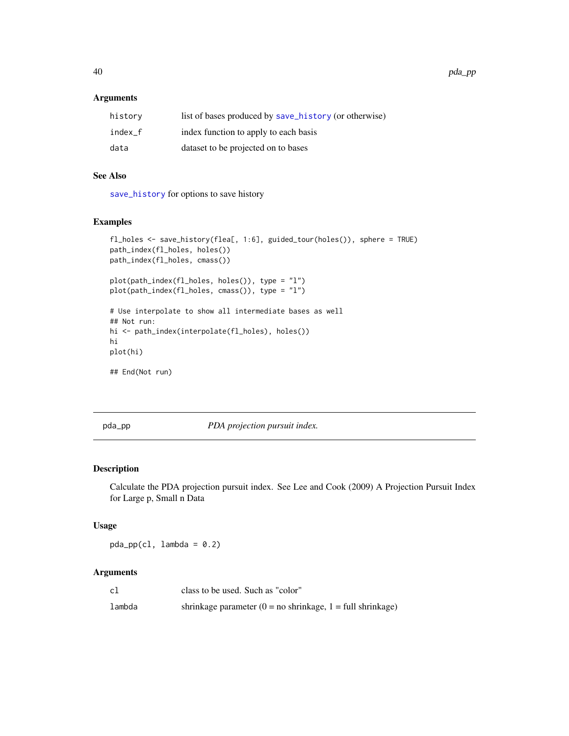## Arguments

| | |
|---|---|
| history | list of bases produced by save_history (or otherwise) |
| index_f | index function to apply to each basis |
| data | dataset to be projected on to bases |

## See Also

save_history for options to save history

## Examples

```
fl_holes <- save_history(flea[, 1:6], guided_tour(holes()), sphere = TRUE)
path_index(fl_holes, holes())
path_index(fl_holes, cmass())

plot(path_index(fl_holes, holes()), type = "l")
plot(path_index(fl_holes, cmass()), type = "l")

# Use interpolate to show all intermediate bases as well
## Not run:
hi <- path_index(interpolate(fl_holes), holes())
hi
plot(hi)

## End(Not run)
```

---

# pda_pp — *PDA projection pursuit index.*

## Description

Calculate the PDA projection pursuit index. See Lee and Cook (2009) A Projection Pursuit Index for Large p, Small n Data

## Usage

```
pda_pp(cl, lambda = 0.2)
```

## Arguments

| | |
|---|---|
| cl | class to be used. Such as "color" |
| lambda | shrinkage parameter (0 = no shrinkage, 1 = full shrinkage) |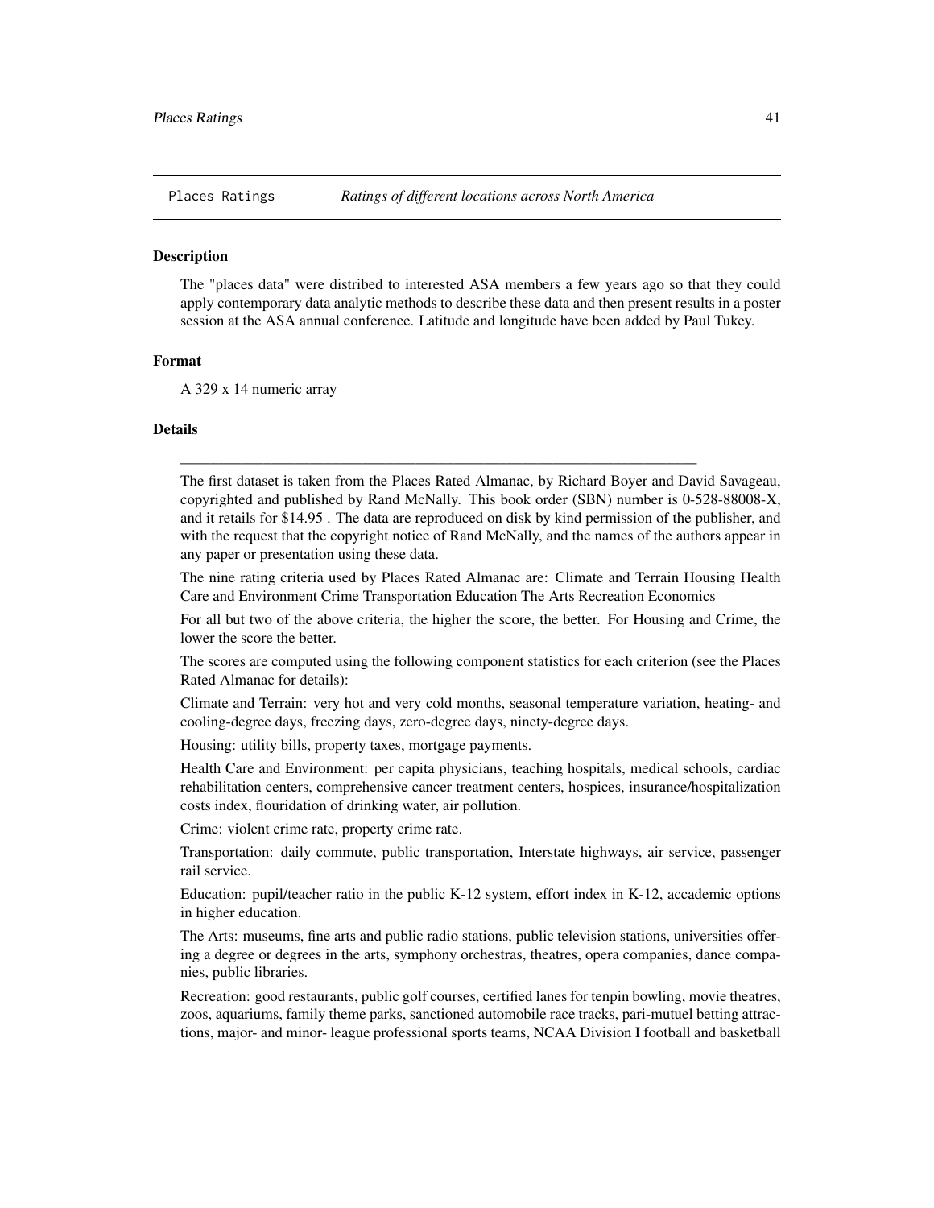## Places Ratings *Ratings of different locations across North America*

### Description

The "places data" were distribed to interested ASA members a few years ago so that they could apply contemporary data analytic methods to describe these data and then present results in a poster session at the ASA annual conference. Latitude and longitude have been added by Paul Tukey.

### Format

A 329 x 14 numeric array

### Details

---

The first dataset is taken from the Places Rated Almanac, by Richard Boyer and David Savageau, copyrighted and published by Rand McNally. This book order (SBN) number is 0-528-88008-X, and it retails for $14.95 . The data are reproduced on disk by kind permission of the publisher, and with the request that the copyright notice of Rand McNally, and the names of the authors appear in any paper or presentation using these data.

The nine rating criteria used by Places Rated Almanac are: Climate and Terrain Housing Health Care and Environment Crime Transportation Education The Arts Recreation Economics

For all but two of the above criteria, the higher the score, the better. For Housing and Crime, the lower the score the better.

The scores are computed using the following component statistics for each criterion (see the Places Rated Almanac for details):

Climate and Terrain: very hot and very cold months, seasonal temperature variation, heating- and cooling-degree days, freezing days, zero-degree days, ninety-degree days.

Housing: utility bills, property taxes, mortgage payments.

Health Care and Environment: per capita physicians, teaching hospitals, medical schools, cardiac rehabilitation centers, comprehensive cancer treatment centers, hospices, insurance/hospitalization costs index, flouridation of drinking water, air pollution.

Crime: violent crime rate, property crime rate.

Transportation: daily commute, public transportation, Interstate highways, air service, passenger rail service.

Education: pupil/teacher ratio in the public K-12 system, effort index in K-12, accademic options in higher education.

The Arts: museums, fine arts and public radio stations, public television stations, universities offering a degree or degrees in the arts, symphony orchestras, theatres, opera companies, dance companies, public libraries.

Recreation: good restaurants, public golf courses, certified lanes for tenpin bowling, movie theatres, zoos, aquariums, family theme parks, sanctioned automobile race tracks, pari-mutuel betting attractions, major- and minor- league professional sports teams, NCAA Division I football and basketball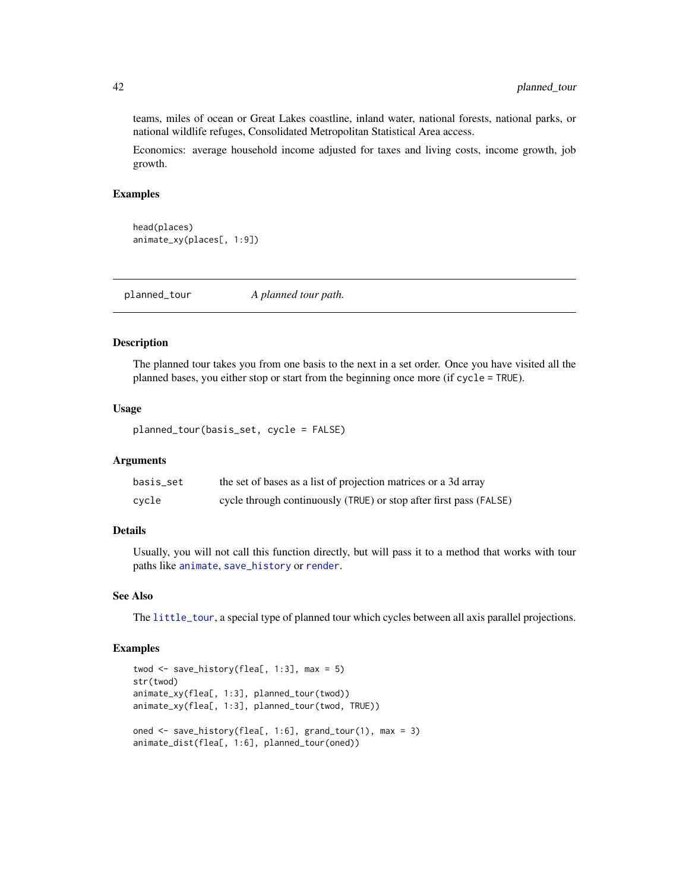teams, miles of ocean or Great Lakes coastline, inland water, national forests, national parks, or national wildlife refuges, Consolidated Metropolitan Statistical Area access.

Economics: average household income adjusted for taxes and living costs, income growth, job growth.

### Examples

```
head(places)
animate_xy(places[, 1:9])
```

---

## planned_tour — *A planned tour path.*

### Description

The planned tour takes you from one basis to the next in a set order. Once you have visited all the planned bases, you either stop or start from the beginning once more (if `cycle = TRUE`).

### Usage

```
planned_tour(basis_set, cycle = FALSE)
```

### Arguments

| | |
|---|---|
| `basis_set` | the set of bases as a list of projection matrices or a 3d array |
| `cycle` | cycle through continuously (`TRUE`) or stop after first pass (`FALSE`) |

### Details

Usually, you will not call this function directly, but will pass it to a method that works with tour paths like `animate`, `save_history` or `render`.

### See Also

The `little_tour`, a special type of planned tour which cycles between all axis parallel projections.

### Examples

```
twod <- save_history(flea[, 1:3], max = 5)
str(twod)
animate_xy(flea[, 1:3], planned_tour(twod))
animate_xy(flea[, 1:3], planned_tour(twod, TRUE))

oned <- save_history(flea[, 1:6], grand_tour(1), max = 3)
animate_dist(flea[, 1:6], planned_tour(oned))
```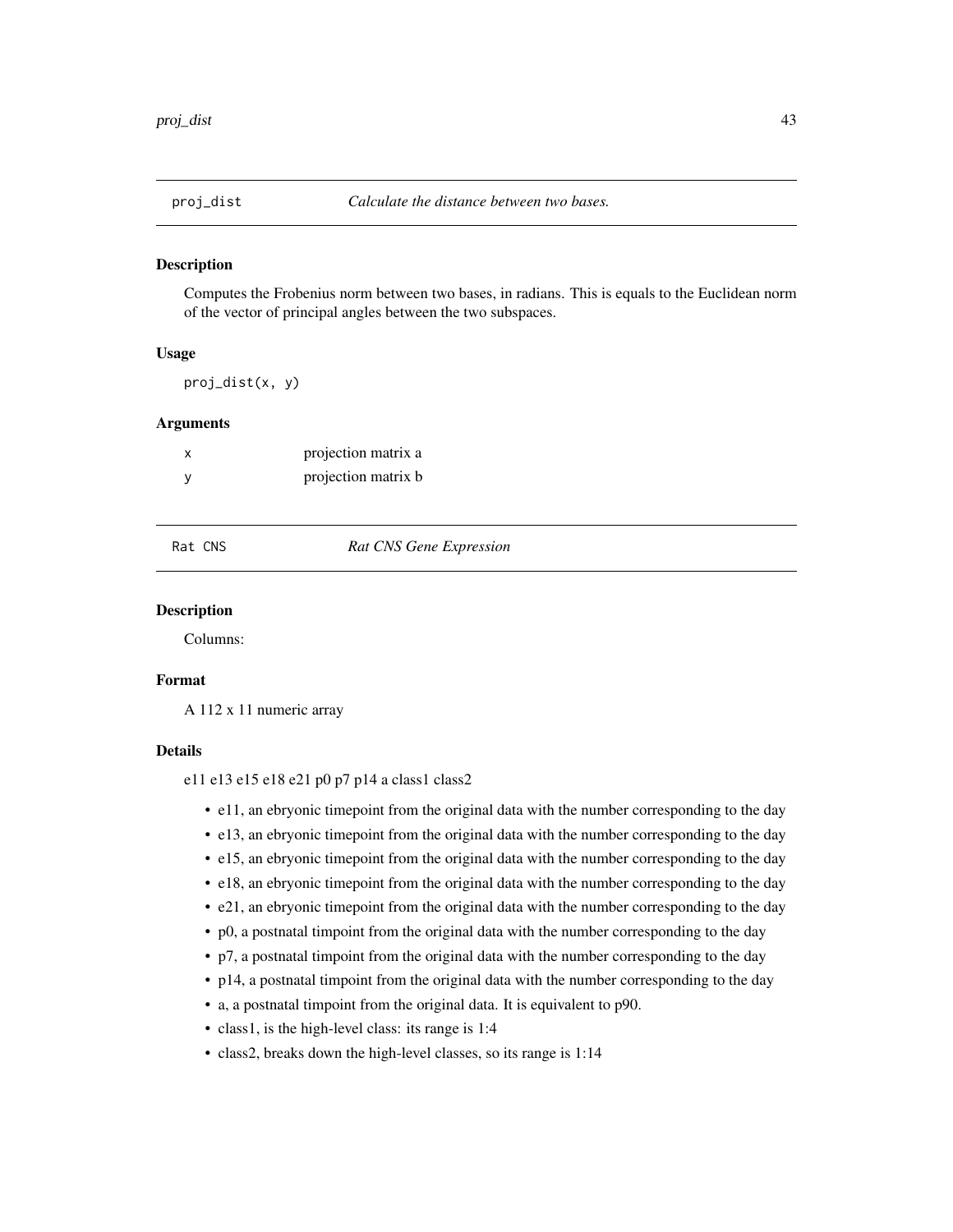## proj_dist — *Calculate the distance between two bases.*

### Description

Computes the Frobenius norm between two bases, in radians. This is equals to the Euclidean norm of the vector of principal angles between the two subspaces.

### Usage

```
proj_dist(x, y)
```

### Arguments

| | |
|---|---|
| x | projection matrix a |
| y | projection matrix b |

## Rat CNS — *Rat CNS Gene Expression*

### Description

Columns:

### Format

A 112 x 11 numeric array

### Details

e11 e13 e15 e18 e21 p0 p7 p14 a class1 class2

- e11, an ebryonic timepoint from the original data with the number corresponding to the day
- e13, an ebryonic timepoint from the original data with the number corresponding to the day
- e15, an ebryonic timepoint from the original data with the number corresponding to the day
- e18, an ebryonic timepoint from the original data with the number corresponding to the day
- e21, an ebryonic timepoint from the original data with the number corresponding to the day
- p0, a postnatal timpoint from the original data with the number corresponding to the day
- p7, a postnatal timpoint from the original data with the number corresponding to the day
- p14, a postnatal timpoint from the original data with the number corresponding to the day
- a, a postnatal timpoint from the original data. It is equivalent to p90.
- class1, is the high-level class: its range is 1:4
- class2, breaks down the high-level classes, so its range is 1:14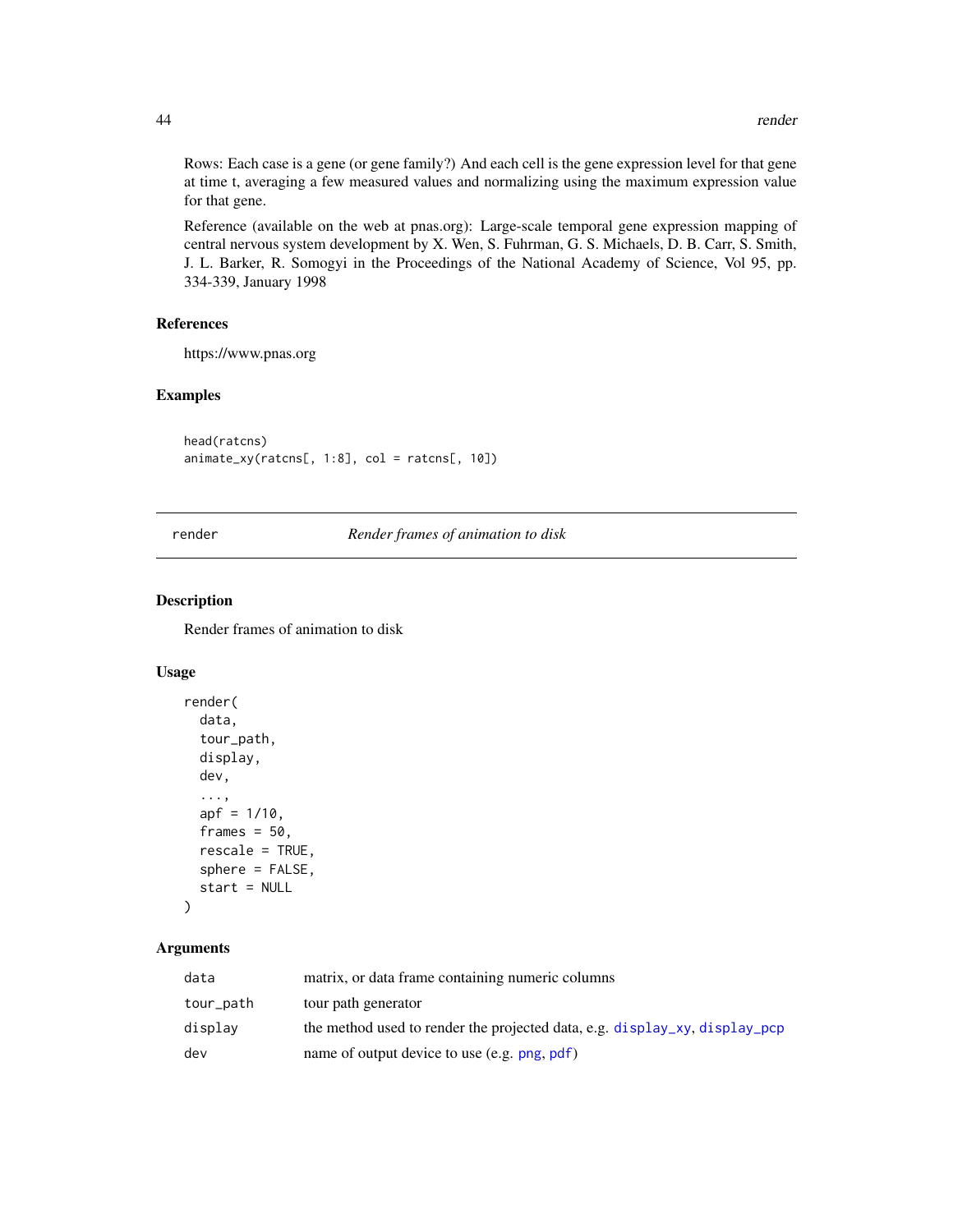Rows: Each case is a gene (or gene family?) And each cell is the gene expression level for that gene at time t, averaging a few measured values and normalizing using the maximum expression value for that gene.

Reference (available on the web at pnas.org): Large-scale temporal gene expression mapping of central nervous system development by X. Wen, S. Fuhrman, G. S. Michaels, D. B. Carr, S. Smith, J. L. Barker, R. Somogyi in the Proceedings of the National Academy of Science, Vol 95, pp. 334-339, January 1998

### References

https://www.pnas.org

### Examples

```
head(ratcns)
animate_xy(ratcns[, 1:8], col = ratcns[, 10])
```

---

## render — *Render frames of animation to disk*

### Description

Render frames of animation to disk

### Usage

```
render(
  data,
  tour_path,
  display,
  dev,
  ...,
  apf = 1/10,
  frames = 50,
  rescale = TRUE,
  sphere = FALSE,
  start = NULL
)
```

### Arguments

| | |
|---|---|
| data | matrix, or data frame containing numeric columns |
| tour_path | tour path generator |
| display | the method used to render the projected data, e.g. display_xy, display_pcp |
| dev | name of output device to use (e.g. png, pdf) |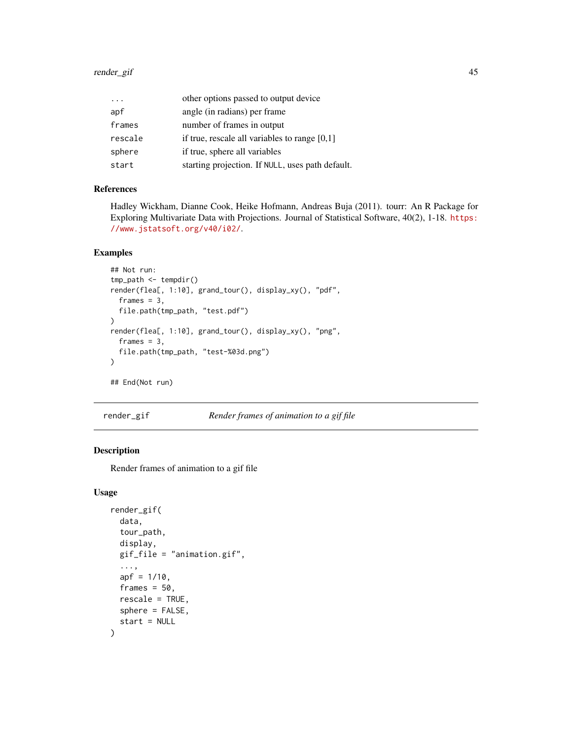| | |
|---|---|
| ... | other options passed to output device |
| apf | angle (in radians) per frame |
| frames | number of frames in output |
| rescale | if true, rescale all variables to range [0,1] |
| sphere | if true, sphere all variables |
| start | starting projection. If NULL, uses path default. |

### References

Hadley Wickham, Dianne Cook, Heike Hofmann, Andreas Buja (2011). tourr: An R Package for Exploring Multivariate Data with Projections. Journal of Statistical Software, 40(2), 1-18. https://www.jstatsoft.org/v40/i02/.

### Examples

```
## Not run:
tmp_path <- tempdir()
render(flea[, 1:10], grand_tour(), display_xy(), "pdf",
  frames = 3,
  file.path(tmp_path, "test.pdf")
)
render(flea[, 1:10], grand_tour(), display_xy(), "png",
  frames = 3,
  file.path(tmp_path, "test-%03d.png")
)

## End(Not run)
```

---

## render_gif — *Render frames of animation to a gif file*

### Description

Render frames of animation to a gif file

### Usage

```
render_gif(
  data,
  tour_path,
  display,
  gif_file = "animation.gif",
  ...,
  apf = 1/10,
  frames = 50,
  rescale = TRUE,
  sphere = FALSE,
  start = NULL
)
```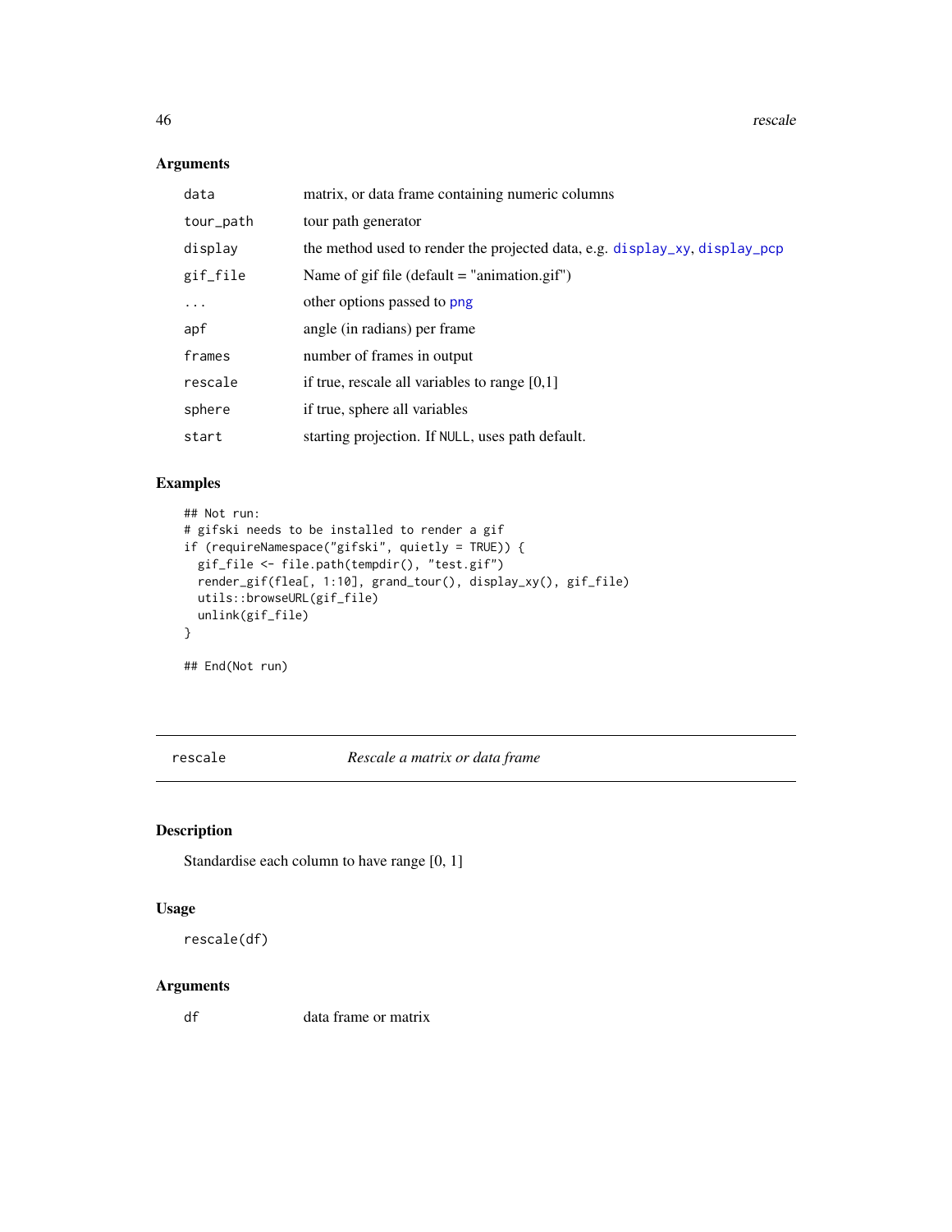### Arguments

| | |
|---|---|
| data | matrix, or data frame containing numeric columns |
| tour_path | tour path generator |
| display | the method used to render the projected data, e.g. display_xy, display_pcp |
| gif_file | Name of gif file (default = "animation.gif") |
| ... | other options passed to png |
| apf | angle (in radians) per frame |
| frames | number of frames in output |
| rescale | if true, rescale all variables to range [0,1] |
| sphere | if true, sphere all variables |
| start | starting projection. If NULL, uses path default. |

### Examples

```
## Not run:
# gifski needs to be installed to render a gif
if (requireNamespace("gifski", quietly = TRUE)) {
  gif_file <- file.path(tempdir(), "test.gif")
  render_gif(flea[, 1:10], grand_tour(), display_xy(), gif_file)
  utils::browseURL(gif_file)
  unlink(gif_file)
}

## End(Not run)
```

---

## rescale — *Rescale a matrix or data frame*

---

### Description

Standardise each column to have range [0, 1]

### Usage

```
rescale(df)
```

### Arguments

| | |
|---|---|
| df | data frame or matrix |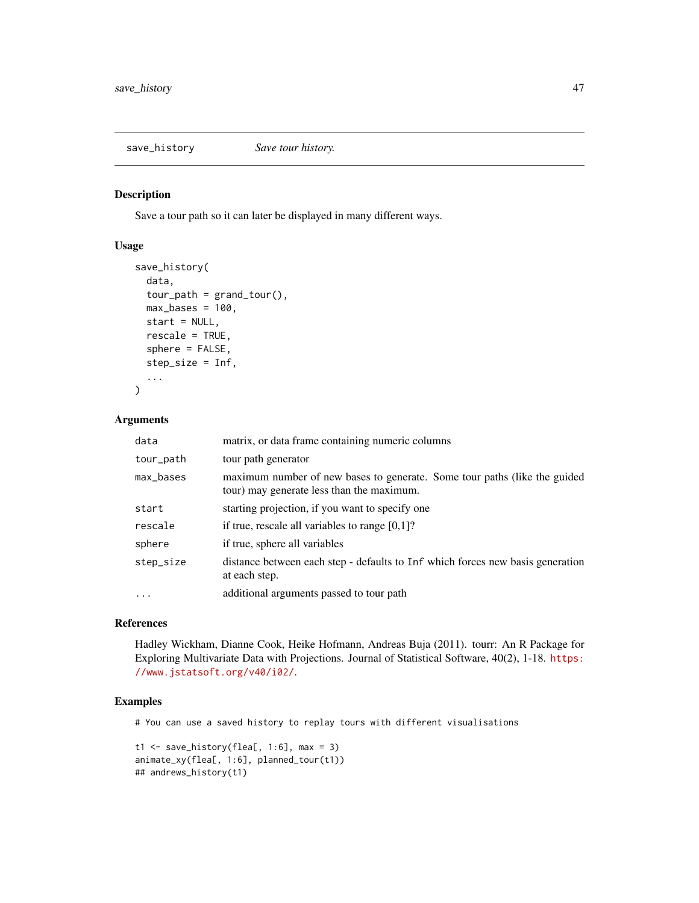## save_history    *Save tour history.*

### Description

Save a tour path so it can later be displayed in many different ways.

### Usage

```
save_history(
  data,
  tour_path = grand_tour(),
  max_bases = 100,
  start = NULL,
  rescale = TRUE,
  sphere = FALSE,
  step_size = Inf,
  ...
)
```

### Arguments

| | |
|---|---|
| `data` | matrix, or data frame containing numeric columns |
| `tour_path` | tour path generator |
| `max_bases` | maximum number of new bases to generate. Some tour paths (like the guided tour) may generate less than the maximum. |
| `start` | starting projection, if you want to specify one |
| `rescale` | if true, rescale all variables to range [0,1]? |
| `sphere` | if true, sphere all variables |
| `step_size` | distance between each step - defaults to `Inf` which forces new basis generation at each step. |
| `...` | additional arguments passed to tour path |

### References

Hadley Wickham, Dianne Cook, Heike Hofmann, Andreas Buja (2011). tourr: An R Package for Exploring Multivariate Data with Projections. Journal of Statistical Software, 40(2), 1-18. https://www.jstatsoft.org/v40/i02/.

### Examples

```
# You can use a saved history to replay tours with different visualisations

t1 <- save_history(flea[, 1:6], max = 3)
animate_xy(flea[, 1:6], planned_tour(t1))
## andrews_history(t1)
```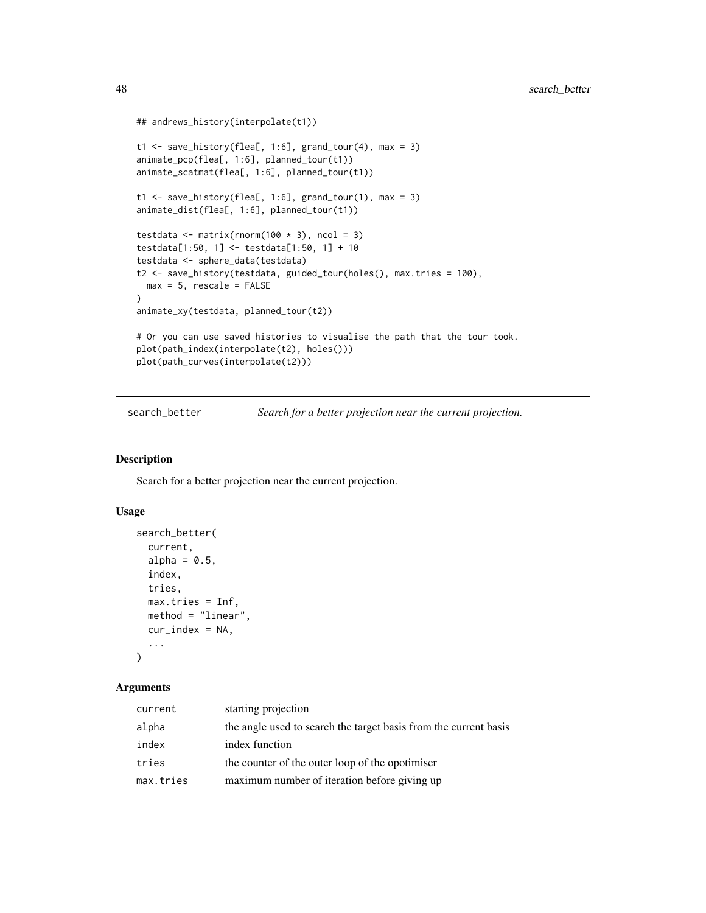```
## andrews_history(interpolate(t1))

t1 <- save_history(flea[, 1:6], grand_tour(4), max = 3)
animate_pcp(flea[, 1:6], planned_tour(t1))
animate_scatmat(flea[, 1:6], planned_tour(t1))

t1 <- save_history(flea[, 1:6], grand_tour(1), max = 3)
animate_dist(flea[, 1:6], planned_tour(t1))

testdata <- matrix(rnorm(100 * 3), ncol = 3)
testdata[1:50, 1] <- testdata[1:50, 1] + 10
testdata <- sphere_data(testdata)
t2 <- save_history(testdata, guided_tour(holes(), max.tries = 100),
  max = 5, rescale = FALSE
)
animate_xy(testdata, planned_tour(t2))

# Or you can use saved histories to visualise the path that the tour took.
plot(path_index(interpolate(t2), holes()))
plot(path_curves(interpolate(t2)))
```

## search_better — *Search for a better projection near the current projection.*

### Description

Search for a better projection near the current projection.

### Usage

```
search_better(
  current,
  alpha = 0.5,
  index,
  tries,
  max.tries = Inf,
  method = "linear",
  cur_index = NA,
  ...
)
```

### Arguments

| | |
|---|---|
| current | starting projection |
| alpha | the angle used to search the target basis from the current basis |
| index | index function |
| tries | the counter of the outer loop of the opotimiser |
| max.tries | maximum number of iteration before giving up |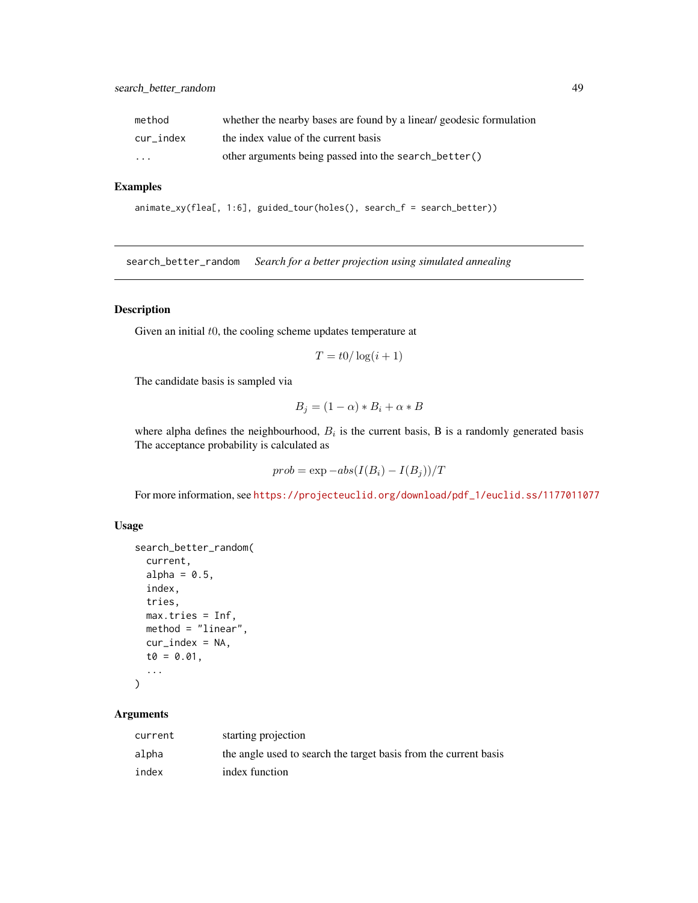| | |
|---|---|
| `method` | whether the nearby bases are found by a linear/ geodesic formulation |
| `cur_index` | the index value of the current basis |
| `...` | other arguments being passed into the `search_better()` |

### Examples

```
animate_xy(flea[, 1:6], guided_tour(holes(), search_f = search_better))
```

---

## search_better_random    *Search for a better projection using simulated annealing*

---

### Description

Given an initial $t0$, the cooling scheme updates temperature at

$$T = t0/\log(i + 1)$$

The candidate basis is sampled via

$$B_j = (1 - \alpha) * B_i + \alpha * B$$

where alpha defines the neighbourhood, $B_i$ is the current basis, B is a randomly generated basis The acceptance probability is calculated as

$$prob = \exp -abs(I(B_i) - I(B_j))/T$$

For more information, see https://projecteuclid.org/download/pdf_1/euclid.ss/1177011077

### Usage

```
search_better_random(
  current,
  alpha = 0.5,
  index,
  tries,
  max.tries = Inf,
  method = "linear",
  cur_index = NA,
  t0 = 0.01,
  ...
)
```

### Arguments

| | |
|---|---|
| `current` | starting projection |
| `alpha` | the angle used to search the target basis from the current basis |
| `index` | index function |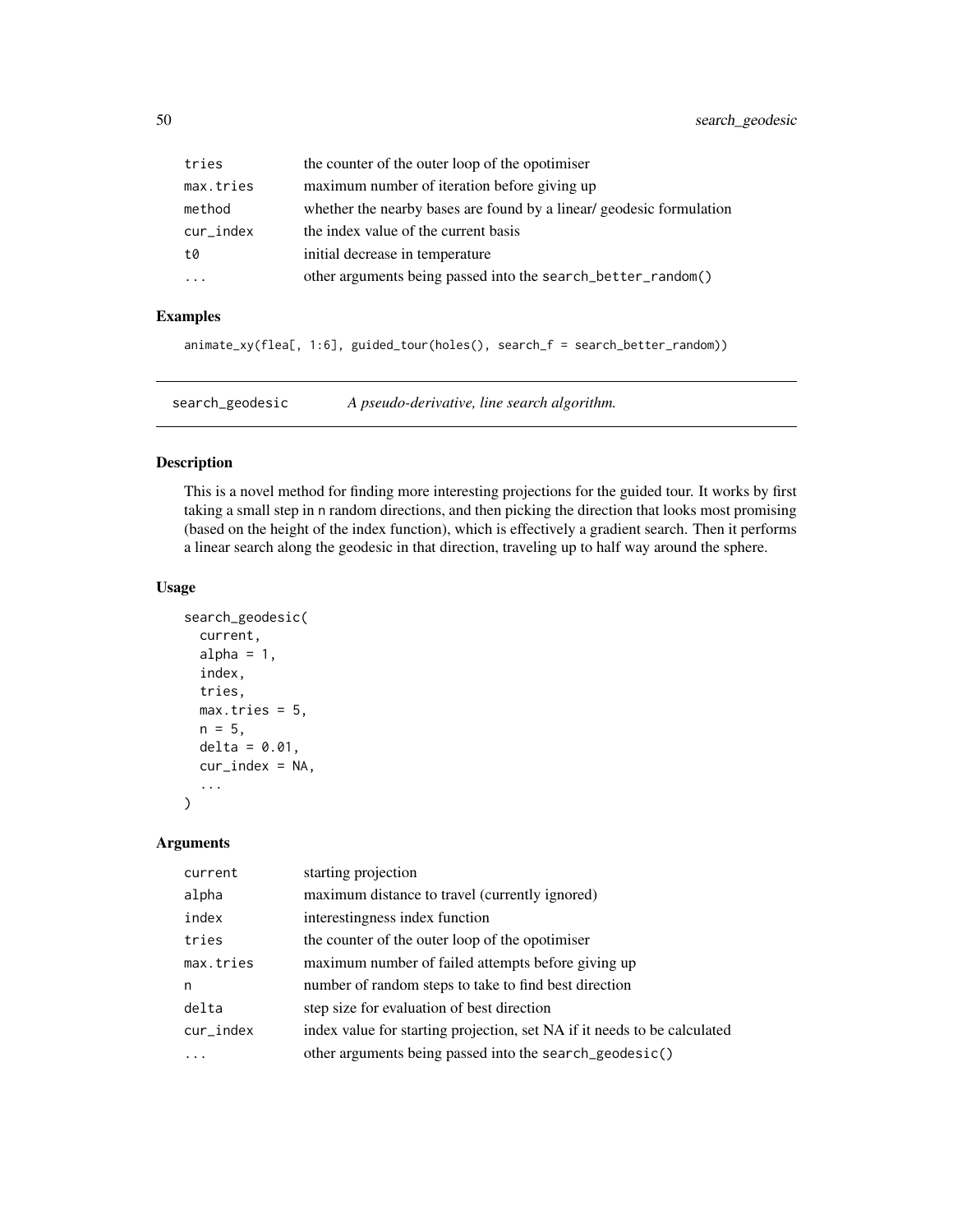| | |
|---|---|
| tries | the counter of the outer loop of the opotimiser |
| max.tries | maximum number of iteration before giving up |
| method | whether the nearby bases are found by a linear/ geodesic formulation |
| cur_index | the index value of the current basis |
| t0 | initial decrease in temperature |
| ... | other arguments being passed into the search_better_random() |

### Examples

```
animate_xy(flea[, 1:6], guided_tour(holes(), search_f = search_better_random))
```

---

## search_geodesic *A pseudo-derivative, line search algorithm.*

---

### Description

This is a novel method for finding more interesting projections for the guided tour. It works by first taking a small step in n random directions, and then picking the direction that looks most promising (based on the height of the index function), which is effectively a gradient search. Then it performs a linear search along the geodesic in that direction, traveling up to half way around the sphere.

### Usage

```
search_geodesic(
  current,
  alpha = 1,
  index,
  tries,
  max.tries = 5,
  n = 5,
  delta = 0.01,
  cur_index = NA,
  ...
)
```

### Arguments

| | |
|---|---|
| current | starting projection |
| alpha | maximum distance to travel (currently ignored) |
| index | interestingness index function |
| tries | the counter of the outer loop of the opotimiser |
| max.tries | maximum number of failed attempts before giving up |
| n | number of random steps to take to find best direction |
| delta | step size for evaluation of best direction |
| cur_index | index value for starting projection, set NA if it needs to be calculated |
| ... | other arguments being passed into the search_geodesic() |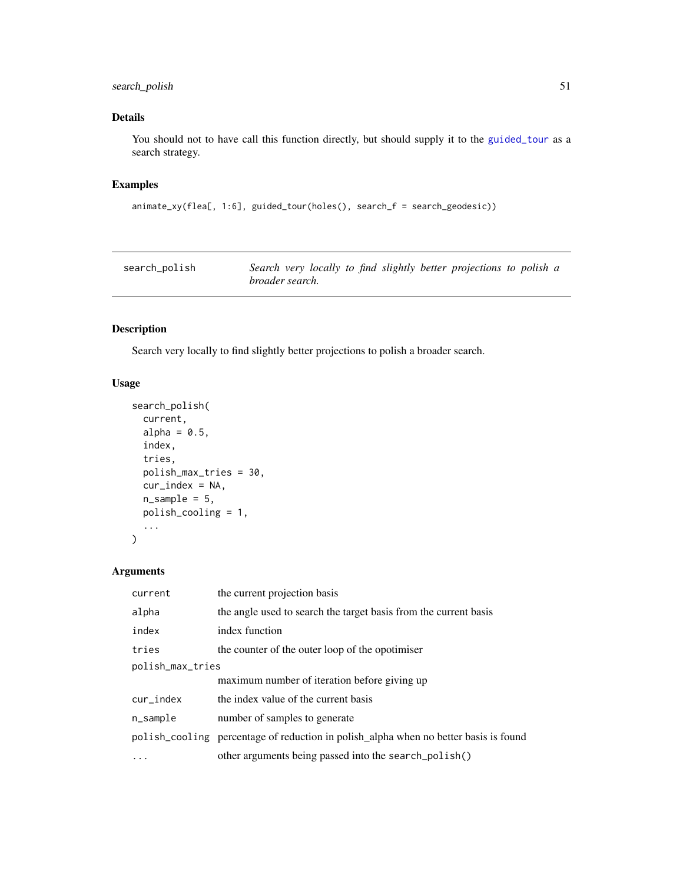### Details

You should not to have call this function directly, but should supply it to the guided_tour as a search strategy.

### Examples

```
animate_xy(flea[, 1:6], guided_tour(holes(), search_f = search_geodesic))
```

---

## search_polish — *Search very locally to find slightly better projections to polish a broader search.*

---

### Description

Search very locally to find slightly better projections to polish a broader search.

### Usage

```
search_polish(
  current,
  alpha = 0.5,
  index,
  tries,
  polish_max_tries = 30,
  cur_index = NA,
  n_sample = 5,
  polish_cooling = 1,
  ...
)
```

### Arguments

| Argument | Description |
|---|---|
| current | the current projection basis |
| alpha | the angle used to search the target basis from the current basis |
| index | index function |
| tries | the counter of the outer loop of the opotimiser |
| polish_max_tries | maximum number of iteration before giving up |
| cur_index | the index value of the current basis |
| n_sample | number of samples to generate |
| polish_cooling | percentage of reduction in polish_alpha when no better basis is found |
| ... | other arguments being passed into the search_polish() |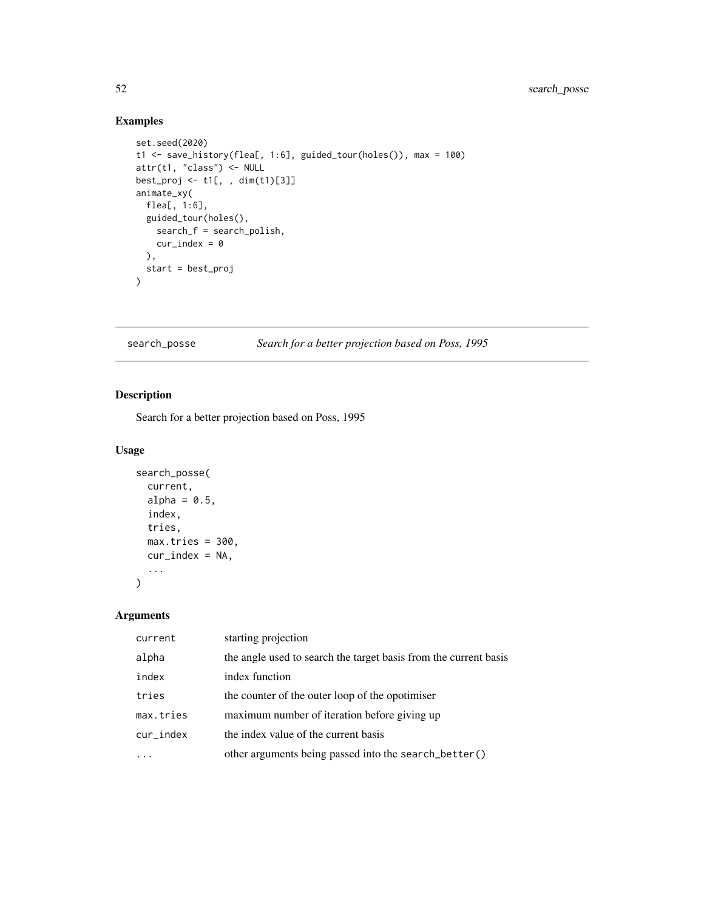## Examples

```
set.seed(2020)
t1 <- save_history(flea[, 1:6], guided_tour(holes()), max = 100)
attr(t1, "class") <- NULL
best_proj <- t1[, , dim(t1)[3]]
animate_xy(
  flea[, 1:6],
  guided_tour(holes(),
    search_f = search_polish,
    cur_index = 0
  ),
  start = best_proj
)
```

---

# search_posse — *Search for a better projection based on Poss, 1995*

## Description

Search for a better projection based on Poss, 1995

## Usage

```
search_posse(
  current,
  alpha = 0.5,
  index,
  tries,
  max.tries = 300,
  cur_index = NA,
  ...
)
```

## Arguments

| | |
|---|---|
| current | starting projection |
| alpha | the angle used to search the target basis from the current basis |
| index | index function |
| tries | the counter of the outer loop of the opotimiser |
| max.tries | maximum number of iteration before giving up |
| cur_index | the index value of the current basis |
| ... | other arguments being passed into the search_better() |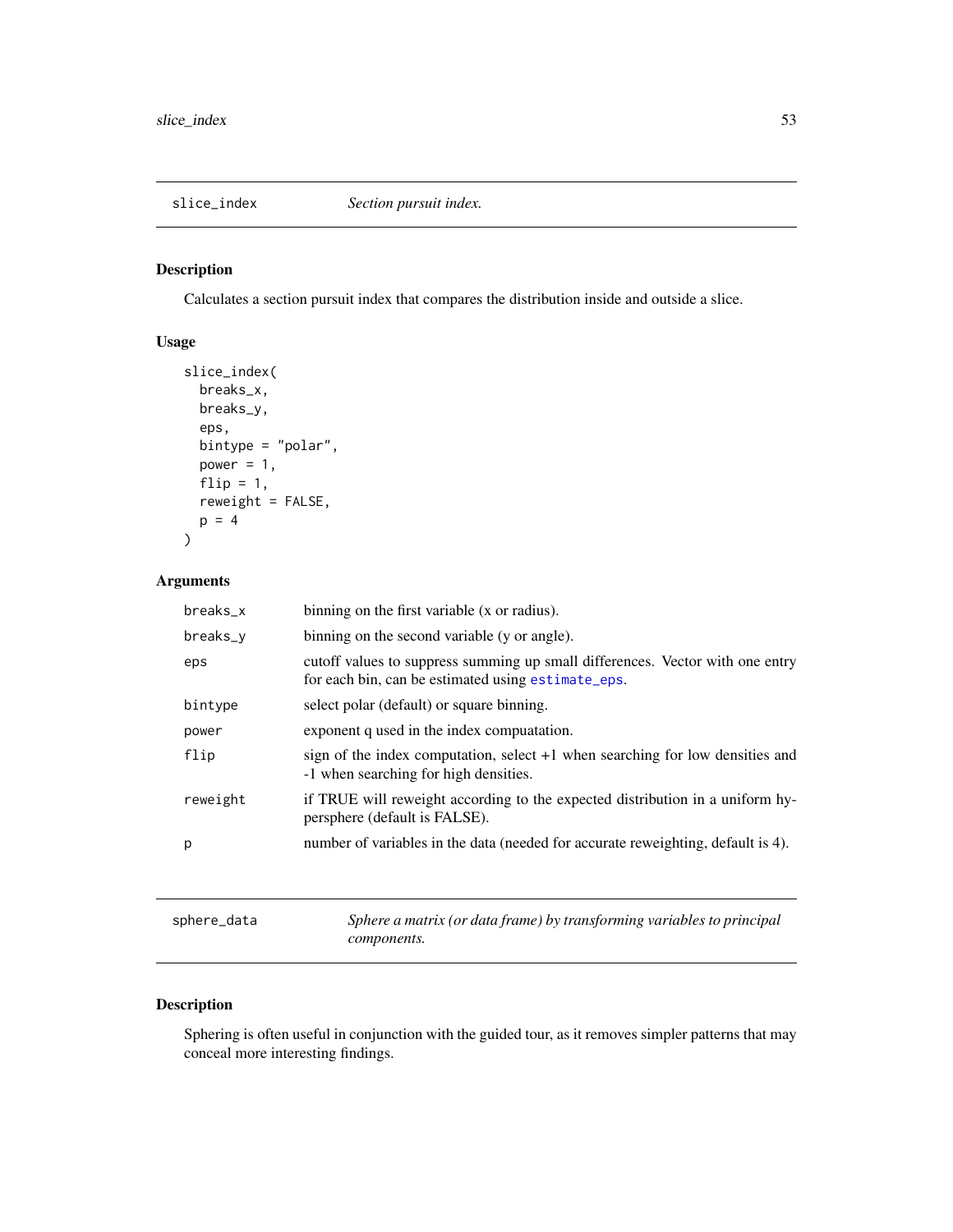## slice_index — *Section pursuit index.*

### Description

Calculates a section pursuit index that compares the distribution inside and outside a slice.

### Usage

```
slice_index(
  breaks_x,
  breaks_y,
  eps,
  bintype = "polar",
  power = 1,
  flip = 1,
  reweight = FALSE,
  p = 4
)
```

### Arguments

| | |
|---|---|
| breaks_x | binning on the first variable (x or radius). |
| breaks_y | binning on the second variable (y or angle). |
| eps | cutoff values to suppress summing up small differences. Vector with one entry for each bin, can be estimated using estimate_eps. |
| bintype | select polar (default) or square binning. |
| power | exponent q used in the index compuatation. |
| flip | sign of the index computation, select +1 when searching for low densities and -1 when searching for high densities. |
| reweight | if TRUE will reweight according to the expected distribution in a uniform hypersphere (default is FALSE). |
| p | number of variables in the data (needed for accurate reweighting, default is 4). |

## sphere_data — *Sphere a matrix (or data frame) by transforming variables to principal components.*

### Description

Sphering is often useful in conjunction with the guided tour, as it removes simpler patterns that may conceal more interesting findings.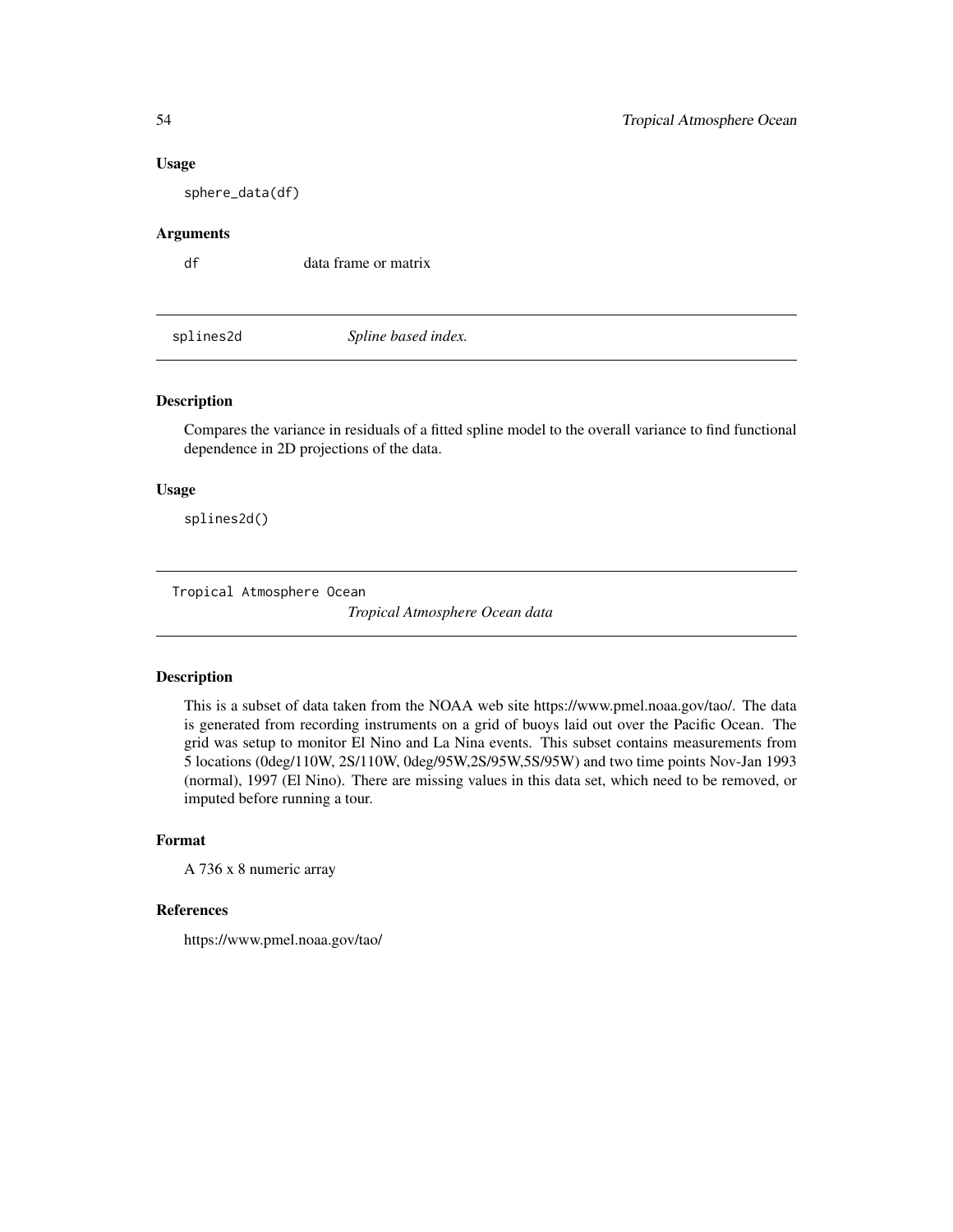### Usage

```
sphere_data(df)
```

### Arguments

| | |
|---|---|
| df | data frame or matrix |

---

## splines2d *Spline based index.*

### Description

Compares the variance in residuals of a fitted spline model to the overall variance to find functional dependence in 2D projections of the data.

### Usage

```
splines2d()
```

---

## Tropical Atmosphere Ocean *Tropical Atmosphere Ocean data*

### Description

This is a subset of data taken from the NOAA web site https://www.pmel.noaa.gov/tao/. The data is generated from recording instruments on a grid of buoys laid out over the Pacific Ocean. The grid was setup to monitor El Nino and La Nina events. This subset contains measurements from 5 locations (0deg/110W, 2S/110W, 0deg/95W,2S/95W,5S/95W) and two time points Nov-Jan 1993 (normal), 1997 (El Nino). There are missing values in this data set, which need to be removed, or imputed before running a tour.

### Format

A 736 x 8 numeric array

### References

https://www.pmel.noaa.gov/tao/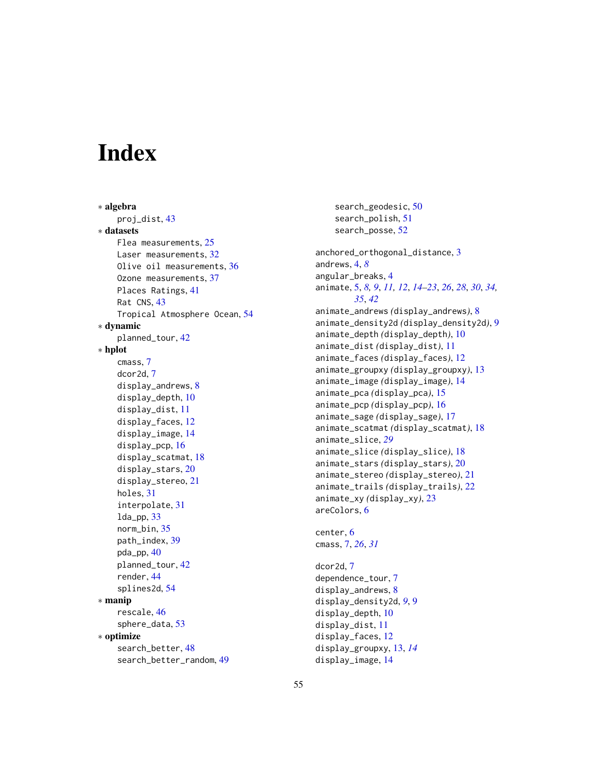# Index

* **algebra**
    - proj_dist, 43
* **datasets**
    - Flea measurements, 25
    - Laser measurements, 32
    - Olive oil measurements, 36
    - Ozone measurements, 37
    - Places Ratings, 41
    - Rat CNS, 43
    - Tropical Atmosphere Ocean, 54
* **dynamic**
    - planned_tour, 42
* **hplot**
    - cmass, 7
    - dcor2d, 7
    - display_andrews, 8
    - display_depth, 10
    - display_dist, 11
    - display_faces, 12
    - display_image, 14
    - display_pcp, 16
    - display_scatmat, 18
    - display_stars, 20
    - display_stereo, 21
    - holes, 31
    - interpolate, 31
    - lda_pp, 33
    - norm_bin, 35
    - path_index, 39
    - pda_pp, 40
    - planned_tour, 42
    - render, 44
    - splines2d, 54
* **manip**
    - rescale, 46
    - sphere_data, 53
* **optimize**
    - search_better, 48
    - search_better_random, 49
    - search_geodesic, 50
    - search_polish, 51
    - search_posse, 52

anchored_orthogonal_distance, 3
andrews, 4, *8*
angular_breaks, 4
animate, 5, *8*, *9*, *11*, *12*, *14–23*, *26*, *28*, *30*, *34*, *35*, *42*
animate_andrews (display_andrews), 8
animate_density2d (display_density2d), 9
animate_depth (display_depth), 10
animate_dist (display_dist), 11
animate_faces (display_faces), 12
animate_groupxy (display_groupxy), 13
animate_image (display_image), 14
animate_pca (display_pca), 15
animate_pcp (display_pcp), 16
animate_sage (display_sage), 17
animate_scatmat (display_scatmat), 18
animate_slice, *29*
animate_slice (display_slice), 18
animate_stars (display_stars), 20
animate_stereo (display_stereo), 21
animate_trails (display_trails), 22
animate_xy (display_xy), 23
areColors, 6

center, 6
cmass, 7, *26*, *31*

dcor2d, 7
dependence_tour, 7
display_andrews, 8
display_density2d, *9*, 9
display_depth, 10
display_dist, 11
display_faces, 12
display_groupxy, 13, *14*
display_image, 14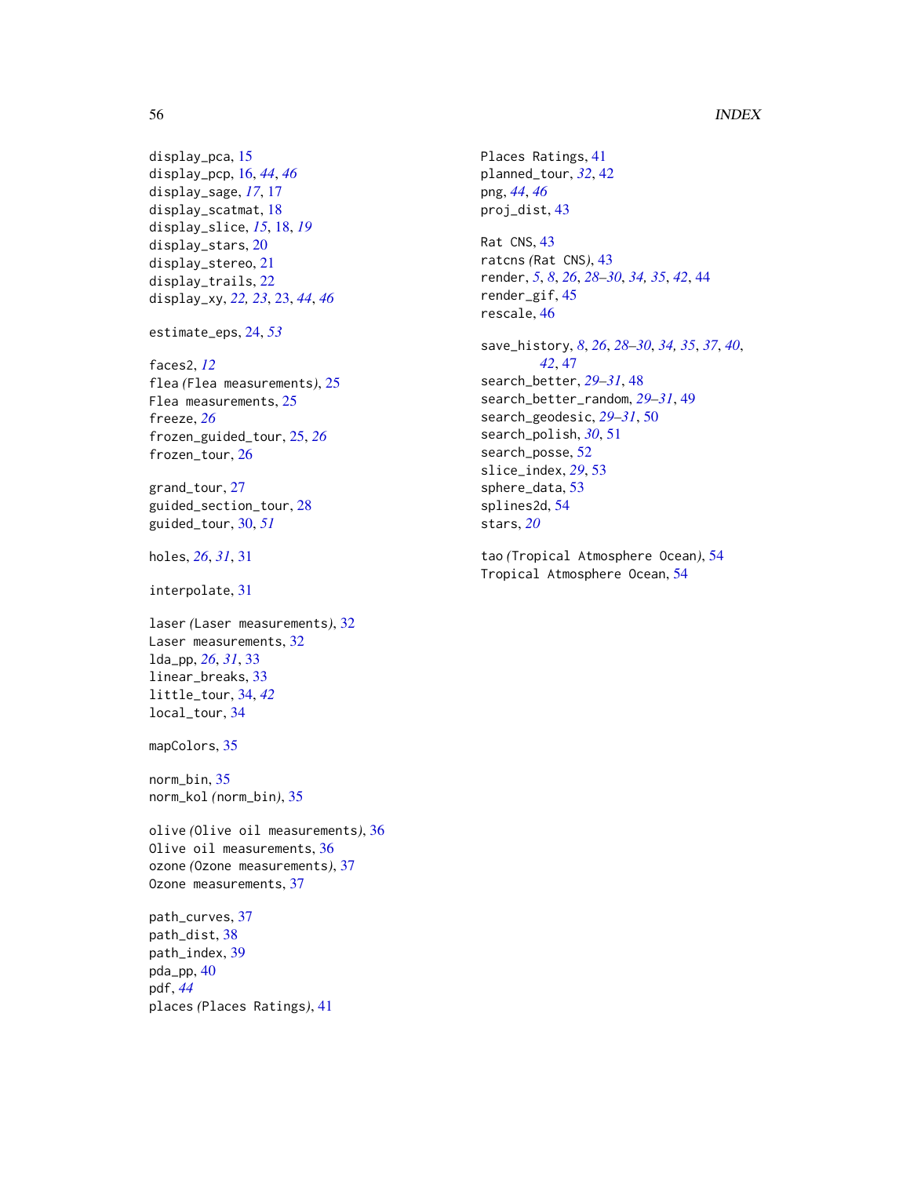display_pca, 15
display_pcp, 16, *44*, *46*
display_sage, *17*, 17
display_scatmat, 18
display_slice, *15*, 18, *19*
display_stars, 20
display_stereo, 21
display_trails, 22
display_xy, *22, 23*, 23, *44*, *46*

estimate_eps, 24, *53*

faces2, *12*
flea *(*Flea measurements*)*, 25
Flea measurements, 25
freeze, *26*
frozen_guided_tour, 25, *26*
frozen_tour, 26

grand_tour, 27
guided_section_tour, 28
guided_tour, 30, *51*

holes, *26*, *31*, 31

interpolate, 31

laser *(*Laser measurements*)*, 32
Laser measurements, 32
lda_pp, *26*, *31*, 33
linear_breaks, 33
little_tour, 34, *42*
local_tour, 34

mapColors, 35

norm_bin, 35
norm_kol *(*norm_bin*)*, 35

olive *(*Olive oil measurements*)*, 36
Olive oil measurements, 36
ozone *(*Ozone measurements*)*, 37
Ozone measurements, 37

path_curves, 37
path_dist, 38
path_index, 39
pda_pp, 40
pdf, *44*
places *(*Places Ratings*)*, 41
Places Ratings, 41
planned_tour, *32*, 42
png, *44*, *46*
proj_dist, 43

Rat CNS, 43
ratcns *(*Rat CNS*)*, 43
render, *5*, *8*, *26*, *28–30*, *34, 35*, *42*, 44
render_gif, 45
rescale, 46

save_history, *8*, *26*, *28–30*, *34, 35*, *37*, *40*, *42*, 47
search_better, *29–31*, 48
search_better_random, *29–31*, 49
search_geodesic, *29–31*, 50
search_polish, *30*, 51
search_posse, 52
slice_index, *29*, 53
sphere_data, 53
splines2d, 54
stars, *20*

tao *(*Tropical Atmosphere Ocean*)*, 54
Tropical Atmosphere Ocean, 54